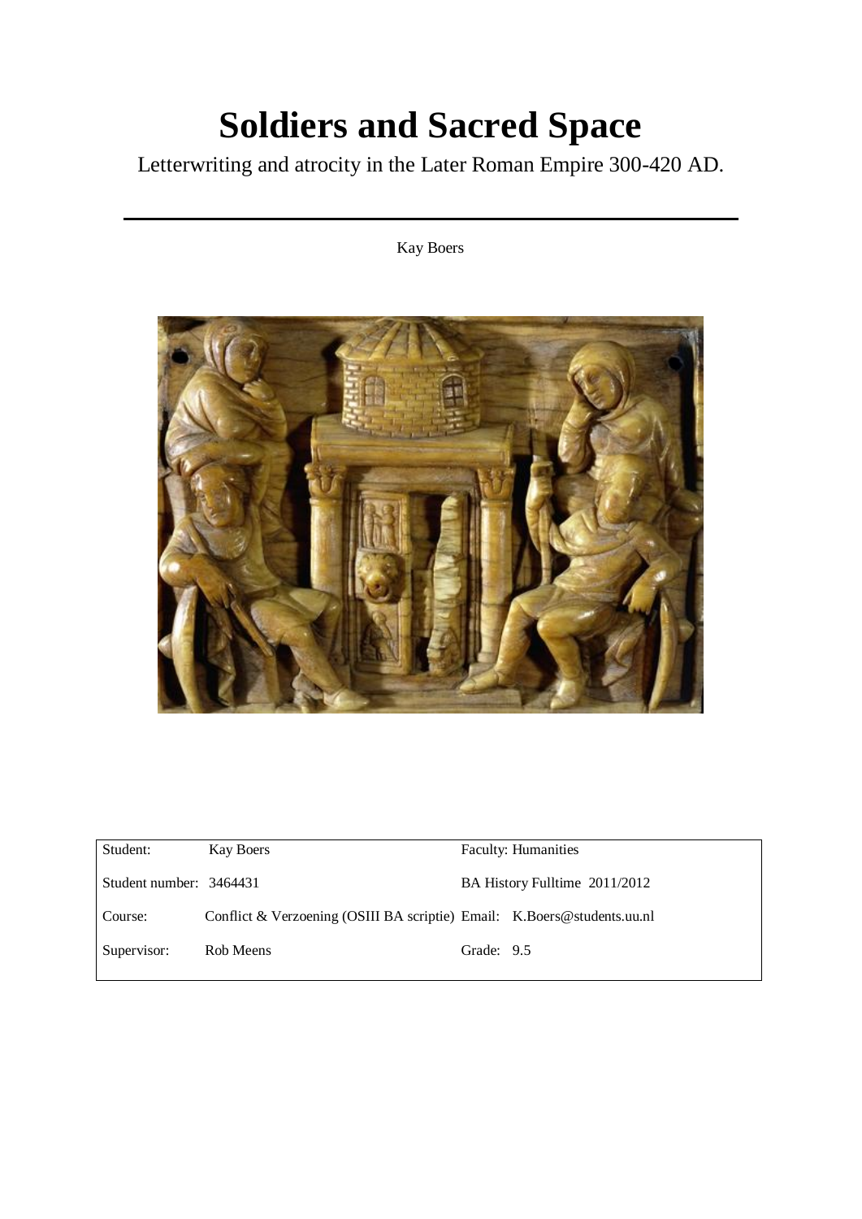# Soldiers and Sacred Space

Letterwriting and atrocity in the Later Roman Empire 300-420 AD.

---

Kay Boers

| Student: Kay Boers | Faculty: Humanities |
|---|---|
| Student number: 3464431 | BA History Fulltime 2011/2012 |
| Course: Conflict & Verzoening (OSIII BA scriptie) | Email: K.Boers@students.uu.nl |
| Supervisor: Rob Meens | Grade: 9.5 |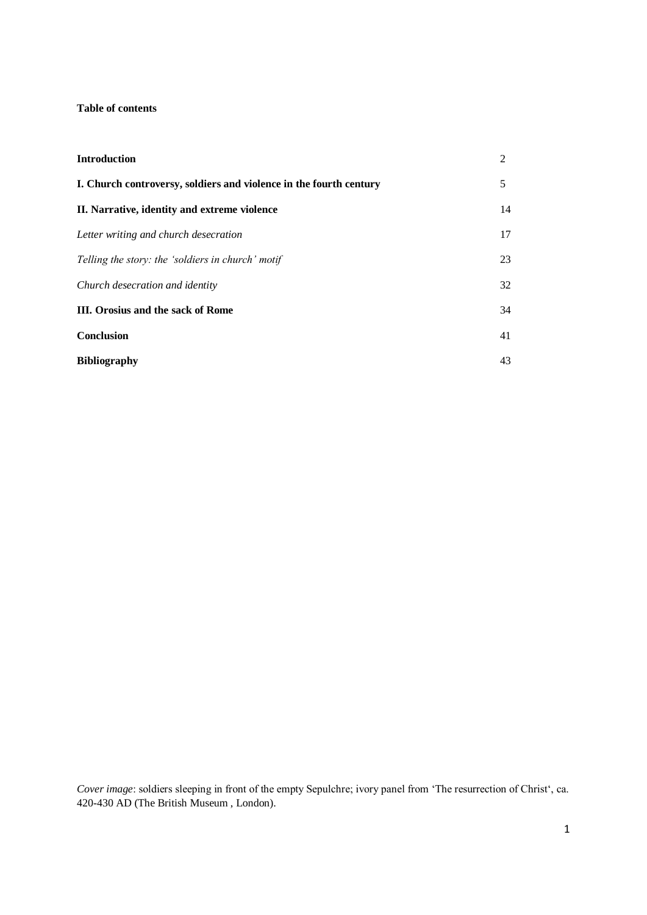**Table of contents**

| | |
|---|---|
| **Introduction** | 2 |
| **I. Church controversy, soldiers and violence in the fourth century** | 5 |
| **II. Narrative, identity and extreme violence** | 14 |
| *Letter writing and church desecration* | 17 |
| *Telling the story: the 'soldiers in church' motif* | 23 |
| *Church desecration and identity* | 32 |
| **III. Orosius and the sack of Rome** | 34 |
| **Conclusion** | 41 |
| **Bibliography** | 43 |

*Cover image*: soldiers sleeping in front of the empty Sepulchre; ivory panel from 'The resurrection of Christ', ca. 420-430 AD (The British Museum , London).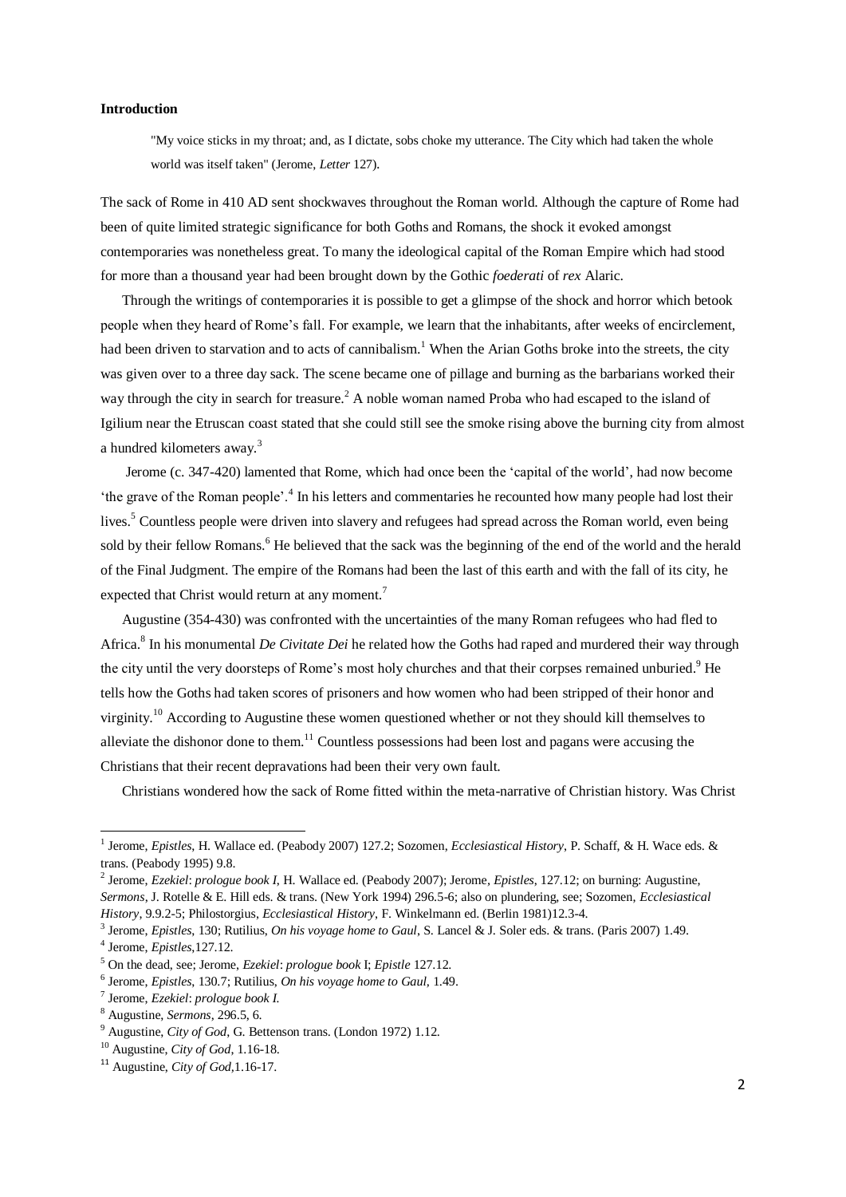### Introduction

> "My voice sticks in my throat; and, as I dictate, sobs choke my utterance. The City which had taken the whole world was itself taken" (Jerome, *Letter* 127).

The sack of Rome in 410 AD sent shockwaves throughout the Roman world. Although the capture of Rome had been of quite limited strategic significance for both Goths and Romans, the shock it evoked amongst contemporaries was nonetheless great. To many the ideological capital of the Roman Empire which had stood for more than a thousand year had been brought down by the Gothic *foederati* of *rex* Alaric.

Through the writings of contemporaries it is possible to get a glimpse of the shock and horror which betook people when they heard of Rome's fall. For example, we learn that the inhabitants, after weeks of encirclement, had been driven to starvation and to acts of cannibalism.[1] When the Arian Goths broke into the streets, the city was given over to a three day sack. The scene became one of pillage and burning as the barbarians worked their way through the city in search for treasure.[2] A noble woman named Proba who had escaped to the island of Igilium near the Etruscan coast stated that she could still see the smoke rising above the burning city from almost a hundred kilometers away.[3]

Jerome (c. 347-420) lamented that Rome, which had once been the 'capital of the world', had now become 'the grave of the Roman people'.[4] In his letters and commentaries he recounted how many people had lost their lives.[5] Countless people were driven into slavery and refugees had spread across the Roman world, even being sold by their fellow Romans.[6] He believed that the sack was the beginning of the end of the world and the herald of the Final Judgment. The empire of the Romans had been the last of this earth and with the fall of its city, he expected that Christ would return at any moment.[7]

Augustine (354-430) was confronted with the uncertainties of the many Roman refugees who had fled to Africa.[8] In his monumental *De Civitate Dei* he related how the Goths had raped and murdered their way through the city until the very doorsteps of Rome's most holy churches and that their corpses remained unburied.[9] He tells how the Goths had taken scores of prisoners and how women who had been stripped of their honor and virginity.[10] According to Augustine these women questioned whether or not they should kill themselves to alleviate the dishonor done to them.[11] Countless possessions had been lost and pagans were accusing the Christians that their recent depravations had been their very own fault.

Christians wondered how the sack of Rome fitted within the meta-narrative of Christian history. Was Christ

---

[1] Jerome, *Epistles*, H. Wallace ed. (Peabody 2007) 127.2; Sozomen, *Ecclesiastical History*, P. Schaff, & H. Wace eds. & trans. (Peabody 1995) 9.8.

[2] Jerome, *Ezekiel*: *prologue book I*, H. Wallace ed. (Peabody 2007); Jerome, *Epistles*, 127.12; on burning: Augustine, *Sermons*, J. Rotelle & E. Hill eds. & trans. (New York 1994) 296.5-6; also on plundering, see; Sozomen, *Ecclesiastical History*, 9.9.2-5; Philostorgius, *Ecclesiastical History*, F. Winkelmann ed. (Berlin 1981)12.3-4.

[3] Jerome, *Epistles*, 130; Rutilius, *On his voyage home to Gaul*, S. Lancel & J. Soler eds. & trans. (Paris 2007) 1.49.

[4] Jerome, *Epistles*,127.12.

[5] On the dead, see; Jerome, *Ezekiel*: *prologue book* I; *Epistle* 127.12.

[6] Jerome, *Epistles*, 130.7; Rutilius, *On his voyage home to Gaul*, 1.49.

[7] Jerome, *Ezekiel*: *prologue book I.*

[8] Augustine, *Sermons*, 296.5, 6.

[9] Augustine, *City of God*, G. Bettenson trans. (London 1972) 1.12.

[10] Augustine, *City of God*, 1.16-18.

[11] Augustine, *City of God*,1.16-17.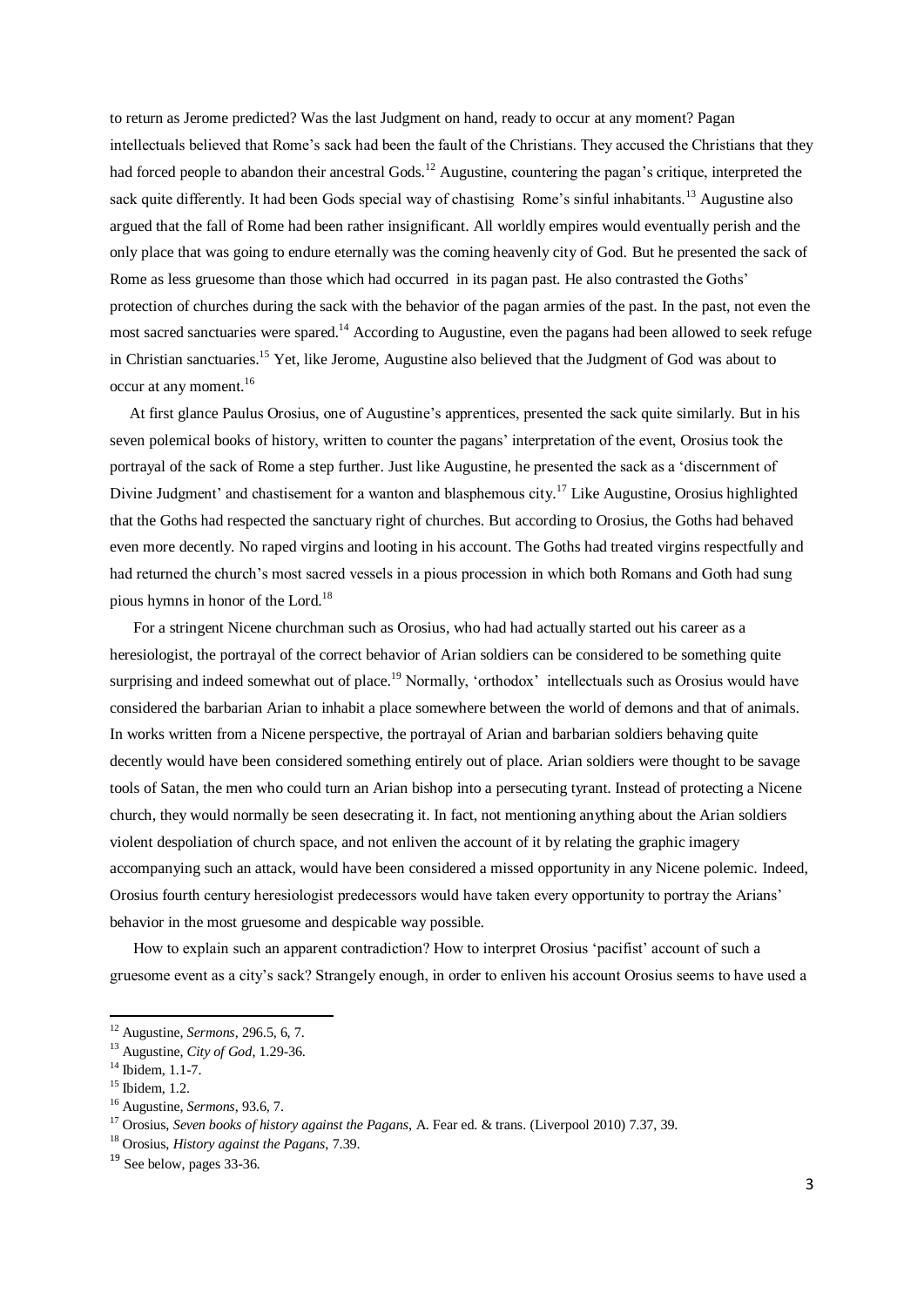to return as Jerome predicted? Was the last Judgment on hand, ready to occur at any moment? Pagan intellectuals believed that Rome's sack had been the fault of the Christians. They accused the Christians that they had forced people to abandon their ancestral Gods.[12] Augustine, countering the pagan's critique, interpreted the sack quite differently. It had been Gods special way of chastising Rome's sinful inhabitants.[13] Augustine also argued that the fall of Rome had been rather insignificant. All worldly empires would eventually perish and the only place that was going to endure eternally was the coming heavenly city of God. But he presented the sack of Rome as less gruesome than those which had occurred in its pagan past. He also contrasted the Goths' protection of churches during the sack with the behavior of the pagan armies of the past. In the past, not even the most sacred sanctuaries were spared.[14] According to Augustine, even the pagans had been allowed to seek refuge in Christian sanctuaries.[15] Yet, like Jerome, Augustine also believed that the Judgment of God was about to occur at any moment.[16]

At first glance Paulus Orosius, one of Augustine's apprentices, presented the sack quite similarly. But in his seven polemical books of history, written to counter the pagans' interpretation of the event, Orosius took the portrayal of the sack of Rome a step further. Just like Augustine, he presented the sack as a 'discernment of Divine Judgment' and chastisement for a wanton and blasphemous city.[17] Like Augustine, Orosius highlighted that the Goths had respected the sanctuary right of churches. But according to Orosius, the Goths had behaved even more decently. No raped virgins and looting in his account. The Goths had treated virgins respectfully and had returned the church's most sacred vessels in a pious procession in which both Romans and Goth had sung pious hymns in honor of the Lord.[18]

For a stringent Nicene churchman such as Orosius, who had had actually started out his career as a heresiologist, the portrayal of the correct behavior of Arian soldiers can be considered to be something quite surprising and indeed somewhat out of place.[19] Normally, 'orthodox' intellectuals such as Orosius would have considered the barbarian Arian to inhabit a place somewhere between the world of demons and that of animals. In works written from a Nicene perspective, the portrayal of Arian and barbarian soldiers behaving quite decently would have been considered something entirely out of place. Arian soldiers were thought to be savage tools of Satan, the men who could turn an Arian bishop into a persecuting tyrant. Instead of protecting a Nicene church, they would normally be seen desecrating it. In fact, not mentioning anything about the Arian soldiers violent despoliation of church space, and not enliven the account of it by relating the graphic imagery accompanying such an attack, would have been considered a missed opportunity in any Nicene polemic. Indeed, Orosius fourth century heresiologist predecessors would have taken every opportunity to portray the Arians' behavior in the most gruesome and despicable way possible.

How to explain such an apparent contradiction? How to interpret Orosius 'pacifist' account of such a gruesome event as a city's sack? Strangely enough, in order to enliven his account Orosius seems to have used a

---

[12] Augustine, *Sermons*, 296.5, 6, 7.

[13] Augustine, *City of God*, 1.29-36.

[14] Ibidem, 1.1-7.

[15] Ibidem, 1.2.

[16] Augustine, *Sermons*, 93.6, 7.

[17] Orosius, *Seven books of history against the Pagans*, A. Fear ed. & trans. (Liverpool 2010) 7.37, 39.

[18] Orosius, *History against the Pagans*, 7.39.

[19] See below, pages 33-36.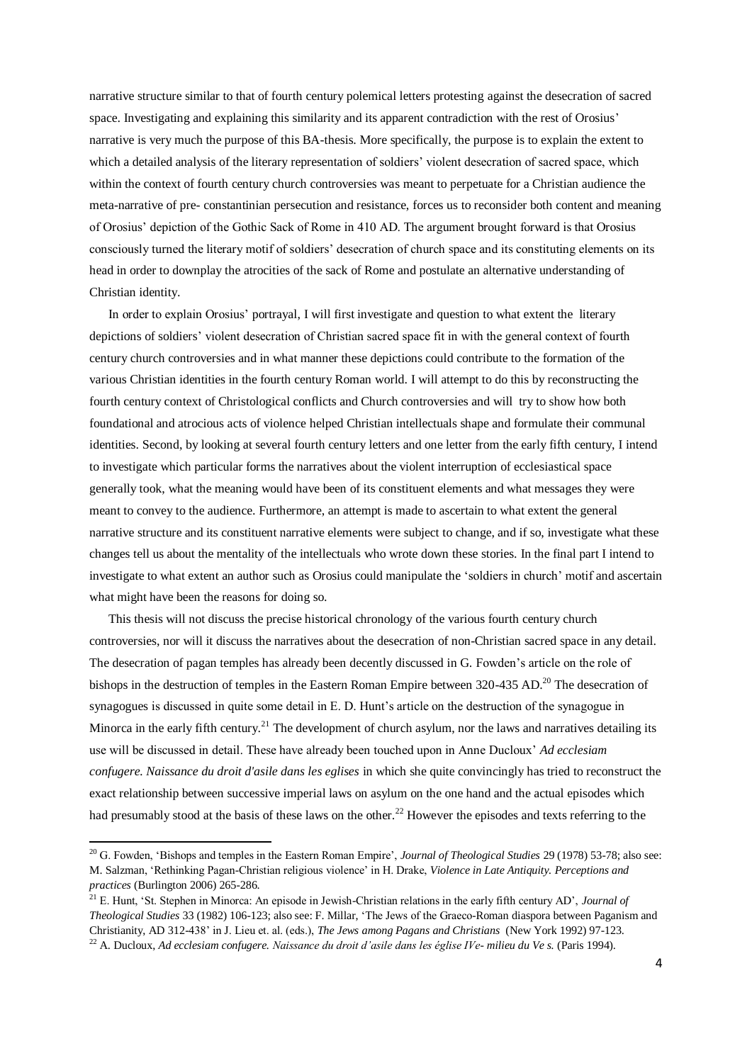narrative structure similar to that of fourth century polemical letters protesting against the desecration of sacred space. Investigating and explaining this similarity and its apparent contradiction with the rest of Orosius' narrative is very much the purpose of this BA-thesis. More specifically, the purpose is to explain the extent to which a detailed analysis of the literary representation of soldiers' violent desecration of sacred space, which within the context of fourth century church controversies was meant to perpetuate for a Christian audience the meta-narrative of pre- constantinian persecution and resistance, forces us to reconsider both content and meaning of Orosius' depiction of the Gothic Sack of Rome in 410 AD. The argument brought forward is that Orosius consciously turned the literary motif of soldiers' desecration of church space and its constituting elements on its head in order to downplay the atrocities of the sack of Rome and postulate an alternative understanding of Christian identity.

In order to explain Orosius' portrayal, I will first investigate and question to what extent the literary depictions of soldiers' violent desecration of Christian sacred space fit in with the general context of fourth century church controversies and in what manner these depictions could contribute to the formation of the various Christian identities in the fourth century Roman world. I will attempt to do this by reconstructing the fourth century context of Christological conflicts and Church controversies and will try to show how both foundational and atrocious acts of violence helped Christian intellectuals shape and formulate their communal identities. Second, by looking at several fourth century letters and one letter from the early fifth century, I intend to investigate which particular forms the narratives about the violent interruption of ecclesiastical space generally took, what the meaning would have been of its constituent elements and what messages they were meant to convey to the audience. Furthermore, an attempt is made to ascertain to what extent the general narrative structure and its constituent narrative elements were subject to change, and if so, investigate what these changes tell us about the mentality of the intellectuals who wrote down these stories. In the final part I intend to investigate to what extent an author such as Orosius could manipulate the 'soldiers in church' motif and ascertain what might have been the reasons for doing so.

This thesis will not discuss the precise historical chronology of the various fourth century church controversies, nor will it discuss the narratives about the desecration of non-Christian sacred space in any detail. The desecration of pagan temples has already been decently discussed in G. Fowden's article on the role of bishops in the destruction of temples in the Eastern Roman Empire between 320-435 AD.[20] The desecration of synagogues is discussed in quite some detail in E. D. Hunt's article on the destruction of the synagogue in Minorca in the early fifth century.[21] The development of church asylum, nor the laws and narratives detailing its use will be discussed in detail. These have already been touched upon in Anne Ducloux' *Ad ecclesiam confugere. Naissance du droit d'asile dans les eglises* in which she quite convincingly has tried to reconstruct the exact relationship between successive imperial laws on asylum on the one hand and the actual episodes which had presumably stood at the basis of these laws on the other.[22] However the episodes and texts referring to the

---

[20] G. Fowden, 'Bishops and temples in the Eastern Roman Empire', *Journal of Theological Studies* 29 (1978) 53-78; also see: M. Salzman, 'Rethinking Pagan-Christian religious violence' in H. Drake, *Violence in Late Antiquity. Perceptions and practices* (Burlington 2006) 265-286.

[21] E. Hunt, 'St. Stephen in Minorca: An episode in Jewish-Christian relations in the early fifth century AD', *Journal of Theological Studies* 33 (1982) 106-123; also see: F. Millar, 'The Jews of the Graeco-Roman diaspora between Paganism and Christianity, AD 312-438' in J. Lieu et. al. (eds.), *The Jews among Pagans and Christians* (New York 1992) 97-123.

[22] A. Ducloux, *Ad ecclesiam confugere. Naissance du droit d'asile dans les église IVe- milieu du Ve s.* (Paris 1994).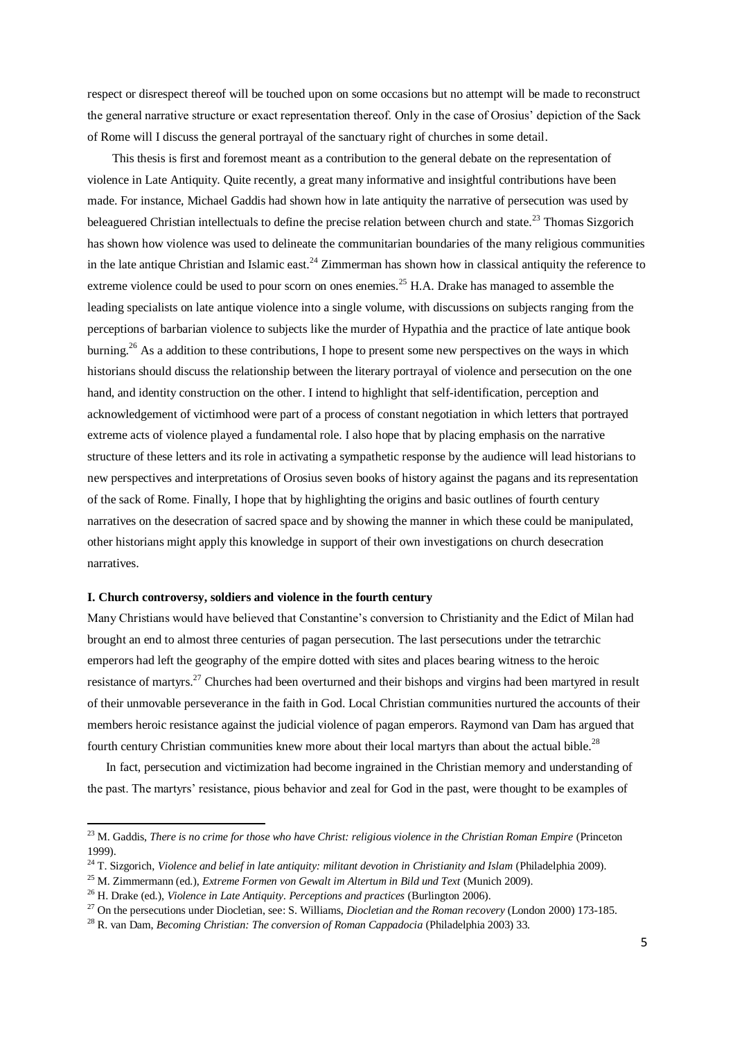respect or disrespect thereof will be touched upon on some occasions but no attempt will be made to reconstruct the general narrative structure or exact representation thereof. Only in the case of Orosius' depiction of the Sack of Rome will I discuss the general portrayal of the sanctuary right of churches in some detail.

This thesis is first and foremost meant as a contribution to the general debate on the representation of violence in Late Antiquity. Quite recently, a great many informative and insightful contributions have been made. For instance, Michael Gaddis had shown how in late antiquity the narrative of persecution was used by beleaguered Christian intellectuals to define the precise relation between church and state.[23] Thomas Sizgorich has shown how violence was used to delineate the communitarian boundaries of the many religious communities in the late antique Christian and Islamic east.[24] Zimmerman has shown how in classical antiquity the reference to extreme violence could be used to pour scorn on ones enemies.[25] H.A. Drake has managed to assemble the leading specialists on late antique violence into a single volume, with discussions on subjects ranging from the perceptions of barbarian violence to subjects like the murder of Hypathia and the practice of late antique book burning.[26] As a addition to these contributions, I hope to present some new perspectives on the ways in which historians should discuss the relationship between the literary portrayal of violence and persecution on the one hand, and identity construction on the other. I intend to highlight that self-identification, perception and acknowledgement of victimhood were part of a process of constant negotiation in which letters that portrayed extreme acts of violence played a fundamental role. I also hope that by placing emphasis on the narrative structure of these letters and its role in activating a sympathetic response by the audience will lead historians to new perspectives and interpretations of Orosius seven books of history against the pagans and its representation of the sack of Rome. Finally, I hope that by highlighting the origins and basic outlines of fourth century narratives on the desecration of sacred space and by showing the manner in which these could be manipulated, other historians might apply this knowledge in support of their own investigations on church desecration narratives.

**I. Church controversy, soldiers and violence in the fourth century**

Many Christians would have believed that Constantine's conversion to Christianity and the Edict of Milan had brought an end to almost three centuries of pagan persecution. The last persecutions under the tetrarchic emperors had left the geography of the empire dotted with sites and places bearing witness to the heroic resistance of martyrs.[27] Churches had been overturned and their bishops and virgins had been martyred in result of their unmovable perseverance in the faith in God. Local Christian communities nurtured the accounts of their members heroic resistance against the judicial violence of pagan emperors. Raymond van Dam has argued that fourth century Christian communities knew more about their local martyrs than about the actual bible.[28]

In fact, persecution and victimization had become ingrained in the Christian memory and understanding of the past. The martyrs' resistance, pious behavior and zeal for God in the past, were thought to be examples of

---

[23] M. Gaddis, *There is no crime for those who have Christ: religious violence in the Christian Roman Empire* (Princeton 1999).

[24] T. Sizgorich, *Violence and belief in late antiquity: militant devotion in Christianity and Islam* (Philadelphia 2009).

[25] M. Zimmermann (ed.), *Extreme Formen von Gewalt im Altertum in Bild und Text* (Munich 2009).

[26] H. Drake (ed.), *Violence in Late Antiquity. Perceptions and practices* (Burlington 2006).

[27] On the persecutions under Diocletian, see: S. Williams, *Diocletian and the Roman recovery* (London 2000) 173-185.

[28] R. van Dam, *Becoming Christian: The conversion of Roman Cappadocia* (Philadelphia 2003) 33.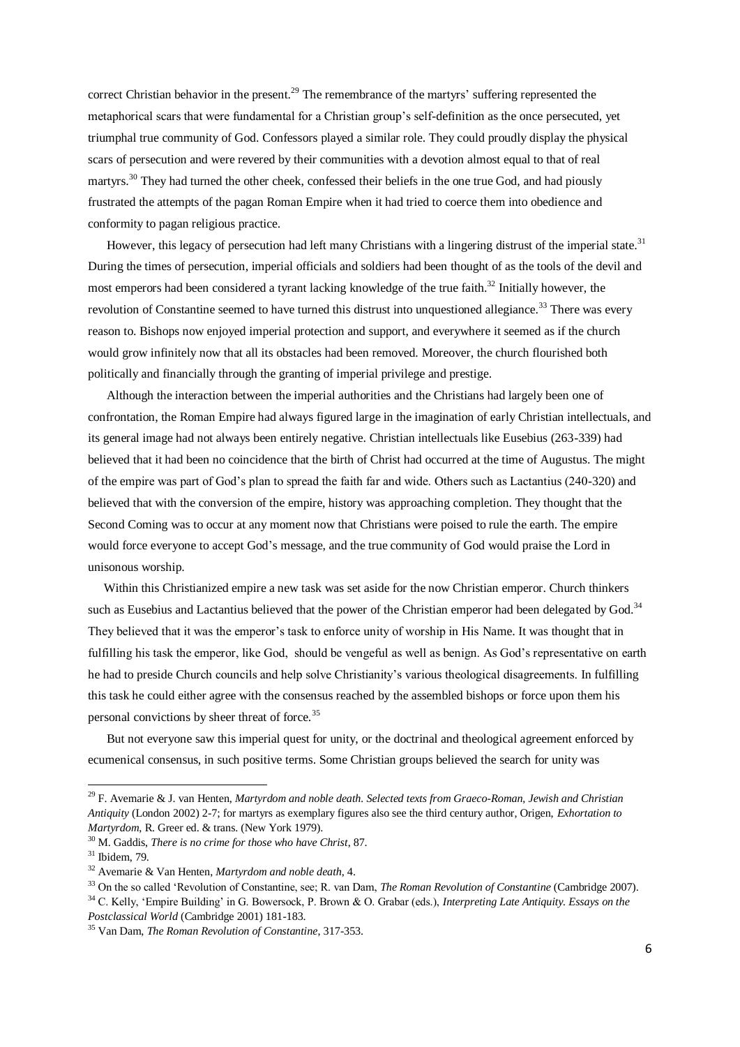correct Christian behavior in the present.[29] The remembrance of the martyrs' suffering represented the metaphorical scars that were fundamental for a Christian group's self-definition as the once persecuted, yet triumphal true community of God. Confessors played a similar role. They could proudly display the physical scars of persecution and were revered by their communities with a devotion almost equal to that of real martyrs.[30] They had turned the other cheek, confessed their beliefs in the one true God, and had piously frustrated the attempts of the pagan Roman Empire when it had tried to coerce them into obedience and conformity to pagan religious practice.

However, this legacy of persecution had left many Christians with a lingering distrust of the imperial state.[31] During the times of persecution, imperial officials and soldiers had been thought of as the tools of the devil and most emperors had been considered a tyrant lacking knowledge of the true faith.[32] Initially however, the revolution of Constantine seemed to have turned this distrust into unquestioned allegiance.[33] There was every reason to. Bishops now enjoyed imperial protection and support, and everywhere it seemed as if the church would grow infinitely now that all its obstacles had been removed. Moreover, the church flourished both politically and financially through the granting of imperial privilege and prestige.

Although the interaction between the imperial authorities and the Christians had largely been one of confrontation, the Roman Empire had always figured large in the imagination of early Christian intellectuals, and its general image had not always been entirely negative. Christian intellectuals like Eusebius (263-339) had believed that it had been no coincidence that the birth of Christ had occurred at the time of Augustus. The might of the empire was part of God's plan to spread the faith far and wide. Others such as Lactantius (240-320) and believed that with the conversion of the empire, history was approaching completion. They thought that the Second Coming was to occur at any moment now that Christians were poised to rule the earth. The empire would force everyone to accept God's message, and the true community of God would praise the Lord in unisonous worship.

Within this Christianized empire a new task was set aside for the now Christian emperor. Church thinkers such as Eusebius and Lactantius believed that the power of the Christian emperor had been delegated by God.[34] They believed that it was the emperor's task to enforce unity of worship in His Name. It was thought that in fulfilling his task the emperor, like God, should be vengeful as well as benign. As God's representative on earth he had to preside Church councils and help solve Christianity's various theological disagreements. In fulfilling this task he could either agree with the consensus reached by the assembled bishops or force upon them his personal convictions by sheer threat of force.[35]

But not everyone saw this imperial quest for unity, or the doctrinal and theological agreement enforced by ecumenical consensus, in such positive terms. Some Christian groups believed the search for unity was

---

[29] F. Avemarie & J. van Henten, *Martyrdom and noble death. Selected texts from Graeco-Roman, Jewish and Christian Antiquity* (London 2002) 2-7; for martyrs as exemplary figures also see the third century author, Origen, *Exhortation to Martyrdom*, R. Greer ed. & trans. (New York 1979).

[30] M. Gaddis, *There is no crime for those who have Christ*, 87.

[31] Ibidem, 79.

[32] Avemarie & Van Henten, *Martyrdom and noble death*, 4.

[33] On the so called 'Revolution of Constantine, see; R. van Dam, *The Roman Revolution of Constantine* (Cambridge 2007).

[34] C. Kelly, 'Empire Building' in G. Bowersock, P. Brown & O. Grabar (eds.), *Interpreting Late Antiquity. Essays on the Postclassical World* (Cambridge 2001) 181-183.

[35] Van Dam, *The Roman Revolution of Constantine*, 317-353.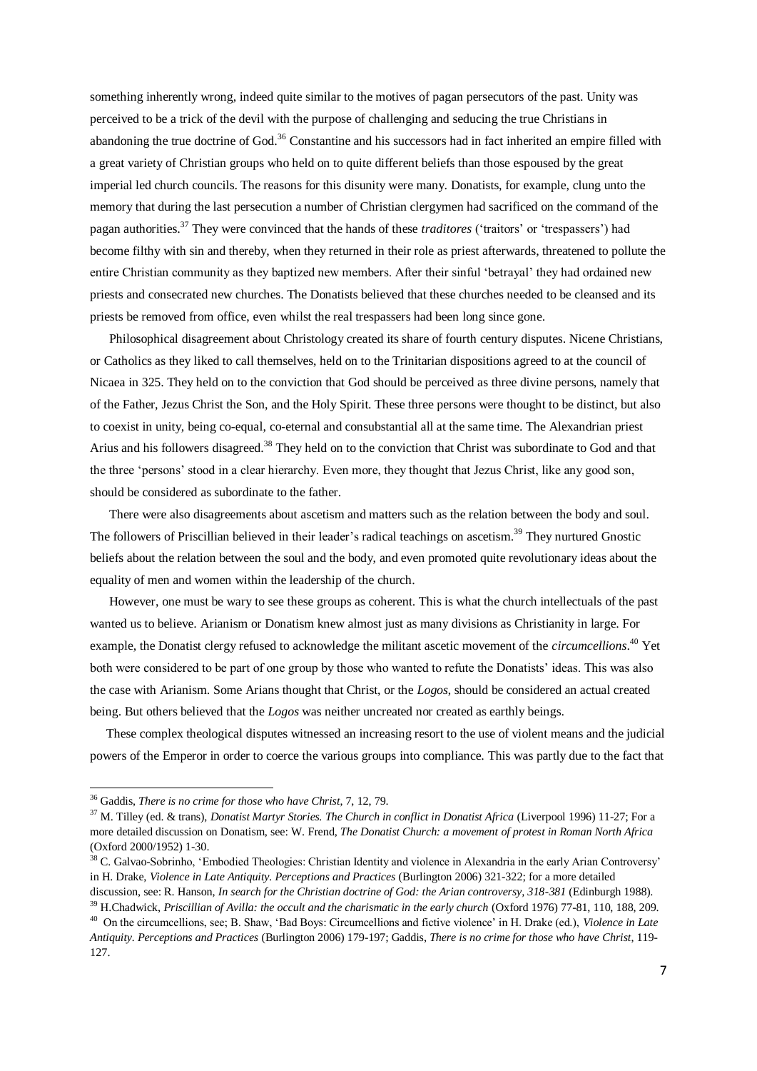something inherently wrong, indeed quite similar to the motives of pagan persecutors of the past. Unity was perceived to be a trick of the devil with the purpose of challenging and seducing the true Christians in abandoning the true doctrine of God.[36] Constantine and his successors had in fact inherited an empire filled with a great variety of Christian groups who held on to quite different beliefs than those espoused by the great imperial led church councils. The reasons for this disunity were many. Donatists, for example, clung unto the memory that during the last persecution a number of Christian clergymen had sacrificed on the command of the pagan authorities.[37] They were convinced that the hands of these *traditores* ('traitors' or 'trespassers') had become filthy with sin and thereby, when they returned in their role as priest afterwards, threatened to pollute the entire Christian community as they baptized new members. After their sinful 'betrayal' they had ordained new priests and consecrated new churches. The Donatists believed that these churches needed to be cleansed and its priests be removed from office, even whilst the real trespassers had been long since gone.

Philosophical disagreement about Christology created its share of fourth century disputes. Nicene Christians, or Catholics as they liked to call themselves, held on to the Trinitarian dispositions agreed to at the council of Nicaea in 325. They held on to the conviction that God should be perceived as three divine persons, namely that of the Father, Jezus Christ the Son, and the Holy Spirit. These three persons were thought to be distinct, but also to coexist in unity, being co-equal, co-eternal and consubstantial all at the same time. The Alexandrian priest Arius and his followers disagreed.[38] They held on to the conviction that Christ was subordinate to God and that the three 'persons' stood in a clear hierarchy. Even more, they thought that Jezus Christ, like any good son, should be considered as subordinate to the father.

There were also disagreements about ascetism and matters such as the relation between the body and soul. The followers of Priscillian believed in their leader's radical teachings on ascetism.[39] They nurtured Gnostic beliefs about the relation between the soul and the body, and even promoted quite revolutionary ideas about the equality of men and women within the leadership of the church.

However, one must be wary to see these groups as coherent. This is what the church intellectuals of the past wanted us to believe. Arianism or Donatism knew almost just as many divisions as Christianity in large. For example, the Donatist clergy refused to acknowledge the militant ascetic movement of the *circumcellions*.[40] Yet both were considered to be part of one group by those who wanted to refute the Donatists' ideas. This was also the case with Arianism. Some Arians thought that Christ, or the *Logos*, should be considered an actual created being. But others believed that the *Logos* was neither uncreated nor created as earthly beings.

These complex theological disputes witnessed an increasing resort to the use of violent means and the judicial powers of the Emperor in order to coerce the various groups into compliance. This was partly due to the fact that

---

[36] Gaddis, *There is no crime for those who have Christ*, 7, 12, 79.

[37] M. Tilley (ed. & trans), *Donatist Martyr Stories. The Church in conflict in Donatist Africa* (Liverpool 1996) 11-27; For a more detailed discussion on Donatism, see: W. Frend, *The Donatist Church: a movement of protest in Roman North Africa* (Oxford 2000/1952) 1-30.

[38] C. Galvao-Sobrinho, 'Embodied Theologies: Christian Identity and violence in Alexandria in the early Arian Controversy' in H. Drake, *Violence in Late Antiquity. Perceptions and Practices* (Burlington 2006) 321-322; for a more detailed discussion, see: R. Hanson, *In search for the Christian doctrine of God: the Arian controversy, 318-381* (Edinburgh 1988).

[39] H.Chadwick, *Priscillian of Avilla: the occult and the charismatic in the early church* (Oxford 1976) 77-81, 110, 188, 209.

[40] On the circumcellions, see; B. Shaw, 'Bad Boys: Circumcellions and fictive violence' in H. Drake (ed.), *Violence in Late Antiquity. Perceptions and Practices* (Burlington 2006) 179-197; Gaddis, *There is no crime for those who have Christ*, 119-127.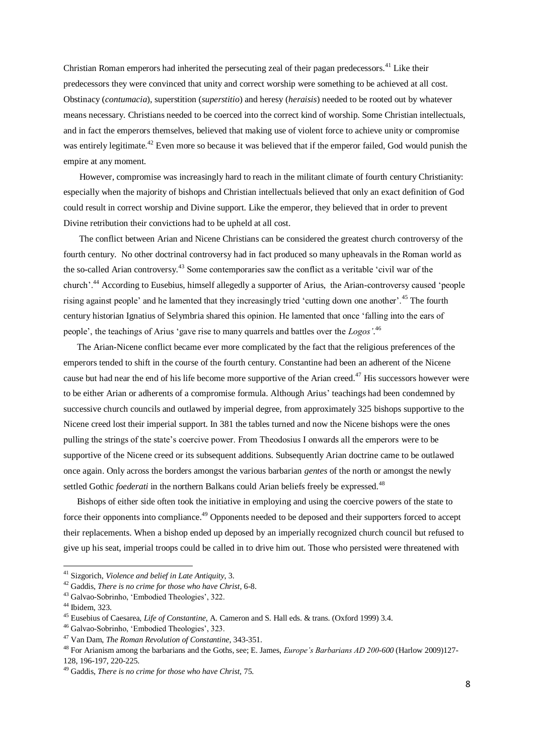Christian Roman emperors had inherited the persecuting zeal of their pagan predecessors.[41] Like their predecessors they were convinced that unity and correct worship were something to be achieved at all cost. Obstinacy (*contumacia*), superstition (*superstitio*) and heresy (*heraisis*) needed to be rooted out by whatever means necessary. Christians needed to be coerced into the correct kind of worship. Some Christian intellectuals, and in fact the emperors themselves, believed that making use of violent force to achieve unity or compromise was entirely legitimate.[42] Even more so because it was believed that if the emperor failed, God would punish the empire at any moment.

However, compromise was increasingly hard to reach in the militant climate of fourth century Christianity: especially when the majority of bishops and Christian intellectuals believed that only an exact definition of God could result in correct worship and Divine support. Like the emperor, they believed that in order to prevent Divine retribution their convictions had to be upheld at all cost.

The conflict between Arian and Nicene Christians can be considered the greatest church controversy of the fourth century. No other doctrinal controversy had in fact produced so many upheavals in the Roman world as the so-called Arian controversy.[43] Some contemporaries saw the conflict as a veritable 'civil war of the church'.[44] According to Eusebius, himself allegedly a supporter of Arius, the Arian-controversy caused 'people rising against people' and he lamented that they increasingly tried 'cutting down one another'.[45] The fourth century historian Ignatius of Selymbria shared this opinion. He lamented that once 'falling into the ears of people', the teachings of Arius 'gave rise to many quarrels and battles over the *Logos'*.[46]

The Arian-Nicene conflict became ever more complicated by the fact that the religious preferences of the emperors tended to shift in the course of the fourth century. Constantine had been an adherent of the Nicene cause but had near the end of his life become more supportive of the Arian creed.[47] His successors however were to be either Arian or adherents of a compromise formula. Although Arius' teachings had been condemned by successive church councils and outlawed by imperial degree, from approximately 325 bishops supportive to the Nicene creed lost their imperial support. In 381 the tables turned and now the Nicene bishops were the ones pulling the strings of the state's coercive power. From Theodosius I onwards all the emperors were to be supportive of the Nicene creed or its subsequent additions. Subsequently Arian doctrine came to be outlawed once again. Only across the borders amongst the various barbarian *gentes* of the north or amongst the newly settled Gothic *foederati* in the northern Balkans could Arian beliefs freely be expressed.[48]

Bishops of either side often took the initiative in employing and using the coercive powers of the state to force their opponents into compliance.[49] Opponents needed to be deposed and their supporters forced to accept their replacements. When a bishop ended up deposed by an imperially recognized church council but refused to give up his seat, imperial troops could be called in to drive him out. Those who persisted were threatened with

---

[41] Sizgorich, *Violence and belief in Late Antiquity*, 3.

[42] Gaddis, *There is no crime for those who have Christ*, 6-8.

[43] Galvao-Sobrinho, 'Embodied Theologies', 322.

[44] Ibidem, 323.

[45] Eusebius of Caesarea, *Life of Constantine*, A. Cameron and S. Hall eds. & trans. (Oxford 1999) 3.4.

[46] Galvao-Sobrinho, 'Embodied Theologies', 323.

[47] Van Dam, *The Roman Revolution of Constantine*, 343-351.

[48] For Arianism among the barbarians and the Goths, see; E. James, *Europe's Barbarians AD 200-600* (Harlow 2009)127-128, 196-197, 220-225.

[49] Gaddis, *There is no crime for those who have Christ*, 75.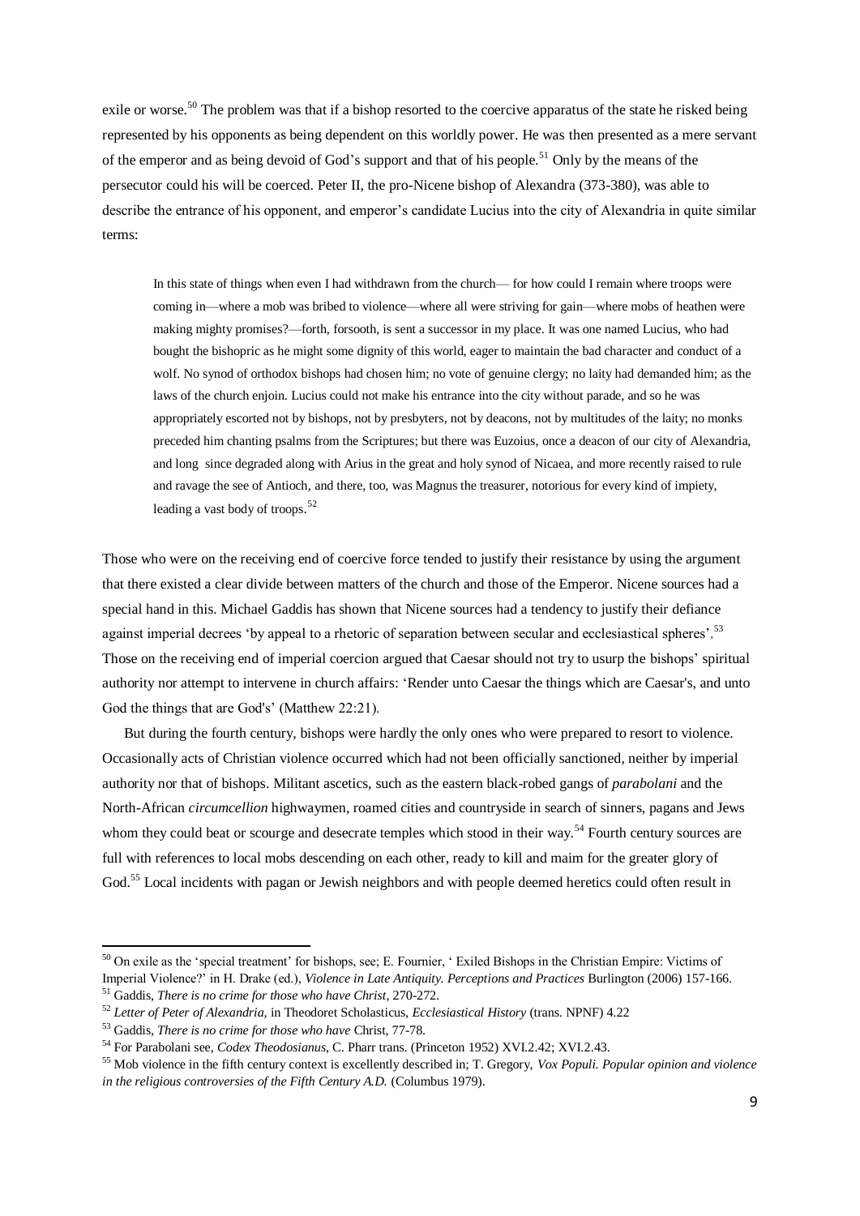exile or worse.[50] The problem was that if a bishop resorted to the coercive apparatus of the state he risked being represented by his opponents as being dependent on this worldly power. He was then presented as a mere servant of the emperor and as being devoid of God's support and that of his people.[51] Only by the means of the persecutor could his will be coerced. Peter II, the pro-Nicene bishop of Alexandra (373-380), was able to describe the entrance of his opponent, and emperor's candidate Lucius into the city of Alexandria in quite similar terms:

> In this state of things when even I had withdrawn from the church— for how could I remain where troops were coming in—where a mob was bribed to violence—where all were striving for gain—where mobs of heathen were making mighty promises?—forth, forsooth, is sent a successor in my place. It was one named Lucius, who had bought the bishopric as he might some dignity of this world, eager to maintain the bad character and conduct of a wolf. No synod of orthodox bishops had chosen him; no vote of genuine clergy; no laity had demanded him; as the laws of the church enjoin. Lucius could not make his entrance into the city without parade, and so he was appropriately escorted not by bishops, not by presbyters, not by deacons, not by multitudes of the laity; no monks preceded him chanting psalms from the Scriptures; but there was Euzoius, once a deacon of our city of Alexandria, and long since degraded along with Arius in the great and holy synod of Nicaea, and more recently raised to rule and ravage the see of Antioch, and there, too, was Magnus the treasurer, notorious for every kind of impiety, leading a vast body of troops.[52]

Those who were on the receiving end of coercive force tended to justify their resistance by using the argument that there existed a clear divide between matters of the church and those of the Emperor. Nicene sources had a special hand in this. Michael Gaddis has shown that Nicene sources had a tendency to justify their defiance against imperial decrees 'by appeal to a rhetoric of separation between secular and ecclesiastical spheres'.[53] Those on the receiving end of imperial coercion argued that Caesar should not try to usurp the bishops' spiritual authority nor attempt to intervene in church affairs: 'Render unto Caesar the things which are Caesar's, and unto God the things that are God's' (Matthew 22:21).

But during the fourth century, bishops were hardly the only ones who were prepared to resort to violence. Occasionally acts of Christian violence occurred which had not been officially sanctioned, neither by imperial authority nor that of bishops. Militant ascetics, such as the eastern black-robed gangs of *parabolani* and the North-African *circumcellion* highwaymen, roamed cities and countryside in search of sinners, pagans and Jews whom they could beat or scourge and desecrate temples which stood in their way.[54] Fourth century sources are full with references to local mobs descending on each other, ready to kill and maim for the greater glory of God.[55] Local incidents with pagan or Jewish neighbors and with people deemed heretics could often result in

---

[50] On exile as the 'special treatment' for bishops, see; E. Fournier, ' Exiled Bishops in the Christian Empire: Victims of Imperial Violence?' in H. Drake (ed.), *Violence in Late Antiquity. Perceptions and Practices* Burlington (2006) 157-166.

[51] Gaddis, *There is no crime for those who have Christ*, 270-272.

[52] *Letter of Peter of Alexandria,* in Theodoret Scholasticus, *Ecclesiastical History* (trans. NPNF) 4.22

[53] Gaddis, *There is no crime for those who have* Christ, 77-78.

[54] For Parabolani see, *Codex Theodosianus*, C. Pharr trans. (Princeton 1952) XVI.2.42; XVI.2.43.

[55] Mob violence in the fifth century context is excellently described in; T. Gregory, *Vox Populi. Popular opinion and violence in the religious controversies of the Fifth Century A.D.* (Columbus 1979).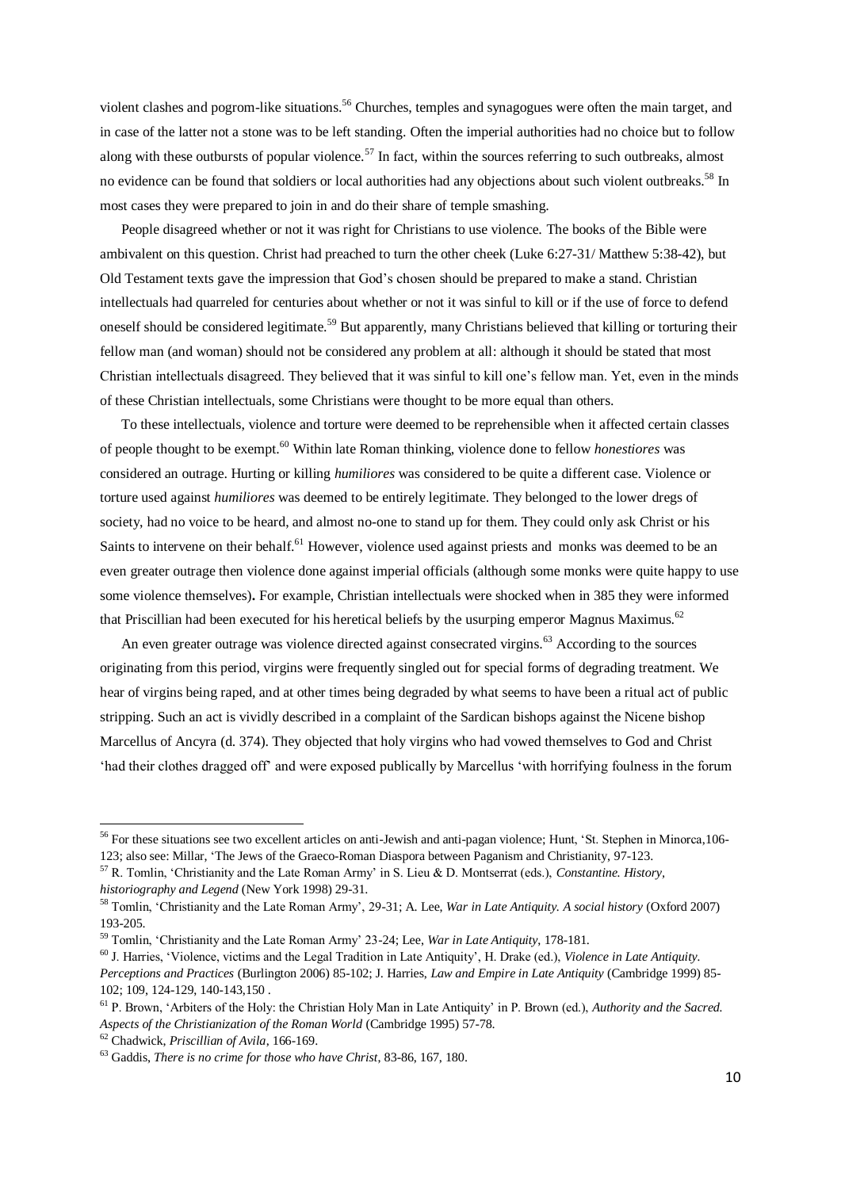violent clashes and pogrom-like situations.[56] Churches, temples and synagogues were often the main target, and in case of the latter not a stone was to be left standing. Often the imperial authorities had no choice but to follow along with these outbursts of popular violence.[57] In fact, within the sources referring to such outbreaks, almost no evidence can be found that soldiers or local authorities had any objections about such violent outbreaks.[58] In most cases they were prepared to join in and do their share of temple smashing.

People disagreed whether or not it was right for Christians to use violence. The books of the Bible were ambivalent on this question. Christ had preached to turn the other cheek (Luke 6:27-31/ Matthew 5:38-42), but Old Testament texts gave the impression that God's chosen should be prepared to make a stand. Christian intellectuals had quarreled for centuries about whether or not it was sinful to kill or if the use of force to defend oneself should be considered legitimate.[59] But apparently, many Christians believed that killing or torturing their fellow man (and woman) should not be considered any problem at all: although it should be stated that most Christian intellectuals disagreed. They believed that it was sinful to kill one's fellow man. Yet, even in the minds of these Christian intellectuals, some Christians were thought to be more equal than others.

To these intellectuals, violence and torture were deemed to be reprehensible when it affected certain classes of people thought to be exempt.[60] Within late Roman thinking, violence done to fellow *honestiores* was considered an outrage. Hurting or killing *humiliores* was considered to be quite a different case. Violence or torture used against *humiliores* was deemed to be entirely legitimate. They belonged to the lower dregs of society, had no voice to be heard, and almost no-one to stand up for them. They could only ask Christ or his Saints to intervene on their behalf.[61] However, violence used against priests and monks was deemed to be an even greater outrage then violence done against imperial officials (although some monks were quite happy to use some violence themselves). For example, Christian intellectuals were shocked when in 385 they were informed that Priscillian had been executed for his heretical beliefs by the usurping emperor Magnus Maximus.[62]

An even greater outrage was violence directed against consecrated virgins.[63] According to the sources originating from this period, virgins were frequently singled out for special forms of degrading treatment. We hear of virgins being raped, and at other times being degraded by what seems to have been a ritual act of public stripping. Such an act is vividly described in a complaint of the Sardican bishops against the Nicene bishop Marcellus of Ancyra (d. 374). They objected that holy virgins who had vowed themselves to God and Christ 'had their clothes dragged off' and were exposed publically by Marcellus 'with horrifying foulness in the forum

---

[56] For these situations see two excellent articles on anti-Jewish and anti-pagan violence; Hunt, 'St. Stephen in Minorca,106-123; also see: Millar, 'The Jews of the Graeco-Roman Diaspora between Paganism and Christianity, 97-123.

[57] R. Tomlin, 'Christianity and the Late Roman Army' in S. Lieu & D. Montserrat (eds.), *Constantine. History, historiography and Legend* (New York 1998) 29-31.

[58] Tomlin, 'Christianity and the Late Roman Army', 29-31; A. Lee, *War in Late Antiquity. A social history* (Oxford 2007) 193-205.

[59] Tomlin, 'Christianity and the Late Roman Army' 23-24; Lee, *War in Late Antiquity*, 178-181.

[60] J. Harries, 'Violence, victims and the Legal Tradition in Late Antiquity', H. Drake (ed.), *Violence in Late Antiquity. Perceptions and Practices* (Burlington 2006) 85-102; J. Harries, *Law and Empire in Late Antiquity* (Cambridge 1999) 85-102; 109, 124-129, 140-143,150 .

[61] P. Brown, 'Arbiters of the Holy: the Christian Holy Man in Late Antiquity' in P. Brown (ed.), *Authority and the Sacred. Aspects of the Christianization of the Roman World* (Cambridge 1995) 57-78.

[62] Chadwick, *Priscillian of Avila*, 166-169.

[63] Gaddis, *There is no crime for those who have Christ*, 83-86, 167, 180.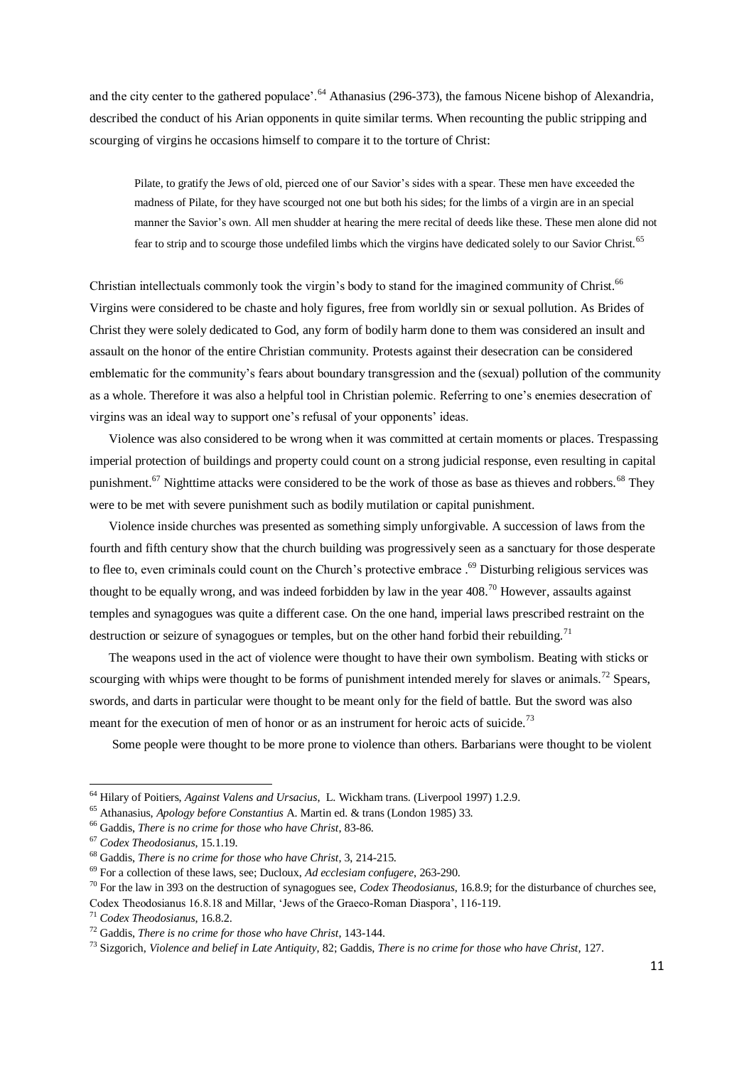and the city center to the gathered populace'.[64] Athanasius (296-373), the famous Nicene bishop of Alexandria, described the conduct of his Arian opponents in quite similar terms. When recounting the public stripping and scourging of virgins he occasions himself to compare it to the torture of Christ:

> Pilate, to gratify the Jews of old, pierced one of our Savior's sides with a spear. These men have exceeded the madness of Pilate, for they have scourged not one but both his sides; for the limbs of a virgin are in an special manner the Savior's own. All men shudder at hearing the mere recital of deeds like these. These men alone did not fear to strip and to scourge those undefiled limbs which the virgins have dedicated solely to our Savior Christ.[65]

Christian intellectuals commonly took the virgin's body to stand for the imagined community of Christ.[66] Virgins were considered to be chaste and holy figures, free from worldly sin or sexual pollution. As Brides of Christ they were solely dedicated to God, any form of bodily harm done to them was considered an insult and assault on the honor of the entire Christian community. Protests against their desecration can be considered emblematic for the community's fears about boundary transgression and the (sexual) pollution of the community as a whole. Therefore it was also a helpful tool in Christian polemic. Referring to one's enemies desecration of virgins was an ideal way to support one's refusal of your opponents' ideas.

Violence was also considered to be wrong when it was committed at certain moments or places. Trespassing imperial protection of buildings and property could count on a strong judicial response, even resulting in capital punishment.[67] Nighttime attacks were considered to be the work of those as base as thieves and robbers.[68] They were to be met with severe punishment such as bodily mutilation or capital punishment.

Violence inside churches was presented as something simply unforgivable. A succession of laws from the fourth and fifth century show that the church building was progressively seen as a sanctuary for those desperate to flee to, even criminals could count on the Church's protective embrace .[69] Disturbing religious services was thought to be equally wrong, and was indeed forbidden by law in the year 408.[70] However, assaults against temples and synagogues was quite a different case. On the one hand, imperial laws prescribed restraint on the destruction or seizure of synagogues or temples, but on the other hand forbid their rebuilding.[71]

The weapons used in the act of violence were thought to have their own symbolism. Beating with sticks or scourging with whips were thought to be forms of punishment intended merely for slaves or animals.[72] Spears, swords, and darts in particular were thought to be meant only for the field of battle. But the sword was also meant for the execution of men of honor or as an instrument for heroic acts of suicide.[73]

Some people were thought to be more prone to violence than others. Barbarians were thought to be violent

---

[64] Hilary of Poitiers, *Against Valens and Ursacius*, L. Wickham trans. (Liverpool 1997) 1.2.9.

[65] Athanasius, *Apology before Constantius* A. Martin ed. & trans (London 1985) 33.

[66] Gaddis, *There is no crime for those who have Christ*, 83-86.

[67] *Codex Theodosianus*, 15.1.19.

[68] Gaddis, *There is no crime for those who have Christ*, 3, 214-215.

[69] For a collection of these laws, see; Ducloux, *Ad ecclesiam confugere*, 263-290.

[70] For the law in 393 on the destruction of synagogues see, *Codex Theodosianus*, 16.8.9; for the disturbance of churches see, Codex Theodosianus 16.8.18 and Millar, 'Jews of the Graeco-Roman Diaspora', 116-119.

[71] *Codex Theodosianus*, 16.8.2.

[72] Gaddis, *There is no crime for those who have Christ*, 143-144.

[73] Sizgorich, *Violence and belief in Late Antiquity*, 82; Gaddis, *There is no crime for those who have Christ*, 127.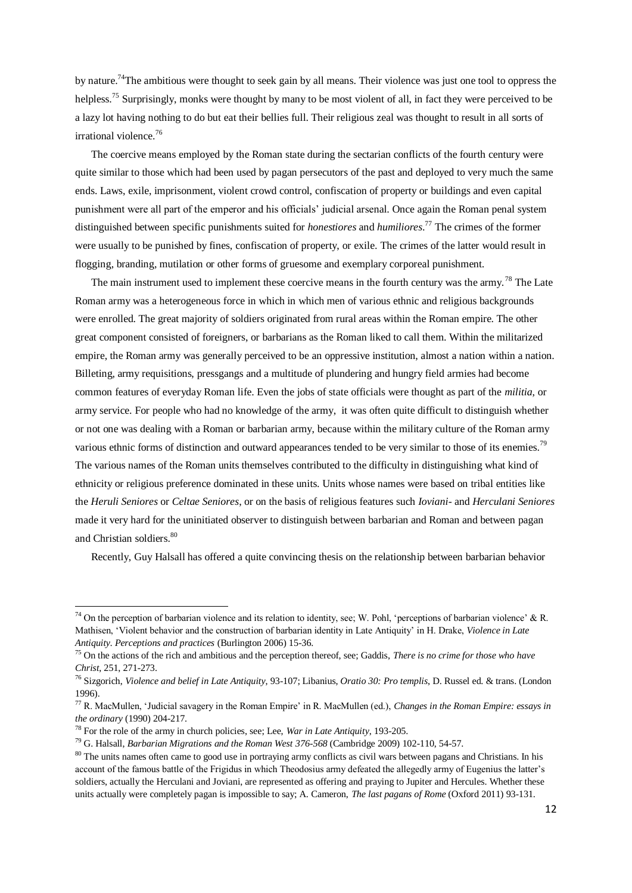by nature.[74]The ambitious were thought to seek gain by all means. Their violence was just one tool to oppress the helpless.[75] Surprisingly, monks were thought by many to be most violent of all, in fact they were perceived to be a lazy lot having nothing to do but eat their bellies full. Their religious zeal was thought to result in all sorts of irrational violence.[76]

The coercive means employed by the Roman state during the sectarian conflicts of the fourth century were quite similar to those which had been used by pagan persecutors of the past and deployed to very much the same ends. Laws, exile, imprisonment, violent crowd control, confiscation of property or buildings and even capital punishment were all part of the emperor and his officials' judicial arsenal. Once again the Roman penal system distinguished between specific punishments suited for *honestiores* and *humiliores*.[77] The crimes of the former were usually to be punished by fines, confiscation of property, or exile. The crimes of the latter would result in flogging, branding, mutilation or other forms of gruesome and exemplary corporeal punishment.

The main instrument used to implement these coercive means in the fourth century was the army.[78] The Late Roman army was a heterogeneous force in which in which men of various ethnic and religious backgrounds were enrolled. The great majority of soldiers originated from rural areas within the Roman empire. The other great component consisted of foreigners, or barbarians as the Roman liked to call them. Within the militarized empire, the Roman army was generally perceived to be an oppressive institution, almost a nation within a nation. Billeting, army requisitions, pressgangs and a multitude of plundering and hungry field armies had become common features of everyday Roman life. Even the jobs of state officials were thought as part of the *militia*, or army service. For people who had no knowledge of the army, it was often quite difficult to distinguish whether or not one was dealing with a Roman or barbarian army, because within the military culture of the Roman army various ethnic forms of distinction and outward appearances tended to be very similar to those of its enemies.[79] The various names of the Roman units themselves contributed to the difficulty in distinguishing what kind of ethnicity or religious preference dominated in these units. Units whose names were based on tribal entities like the *Heruli Seniores* or *Celtae Seniores*, or on the basis of religious features such *Ioviani*- and *Herculani Seniores* made it very hard for the uninitiated observer to distinguish between barbarian and Roman and between pagan and Christian soldiers.[80]

Recently, Guy Halsall has offered a quite convincing thesis on the relationship between barbarian behavior

---

[74] On the perception of barbarian violence and its relation to identity, see; W. Pohl, 'perceptions of barbarian violence' & R. Mathisen, 'Violent behavior and the construction of barbarian identity in Late Antiquity' in H. Drake, *Violence in Late Antiquity. Perceptions and practices* (Burlington 2006) 15-36.

[75] On the actions of the rich and ambitious and the perception thereof, see; Gaddis, *There is no crime for those who have Christ*, 251, 271-273.

[76] Sizgorich, *Violence and belief in Late Antiquity*, 93-107; Libanius, *Oratio 30: Pro templis*, D. Russel ed. & trans. (London 1996).

[77] R. MacMullen, 'Judicial savagery in the Roman Empire' in R. MacMullen (ed.), *Changes in the Roman Empire: essays in the ordinary* (1990) 204-217.

[78] For the role of the army in church policies, see; Lee, *War in Late Antiquity*, 193-205.

[79] G. Halsall, *Barbarian Migrations and the Roman West 376-568* (Cambridge 2009) 102-110, 54-57.

[80] The units names often came to good use in portraying army conflicts as civil wars between pagans and Christians. In his account of the famous battle of the Frigidus in which Theodosius army defeated the allegedly army of Eugenius the latter's soldiers, actually the Herculani and Joviani, are represented as offering and praying to Jupiter and Hercules. Whether these units actually were completely pagan is impossible to say; A. Cameron, *The last pagans of Rome* (Oxford 2011) 93-131.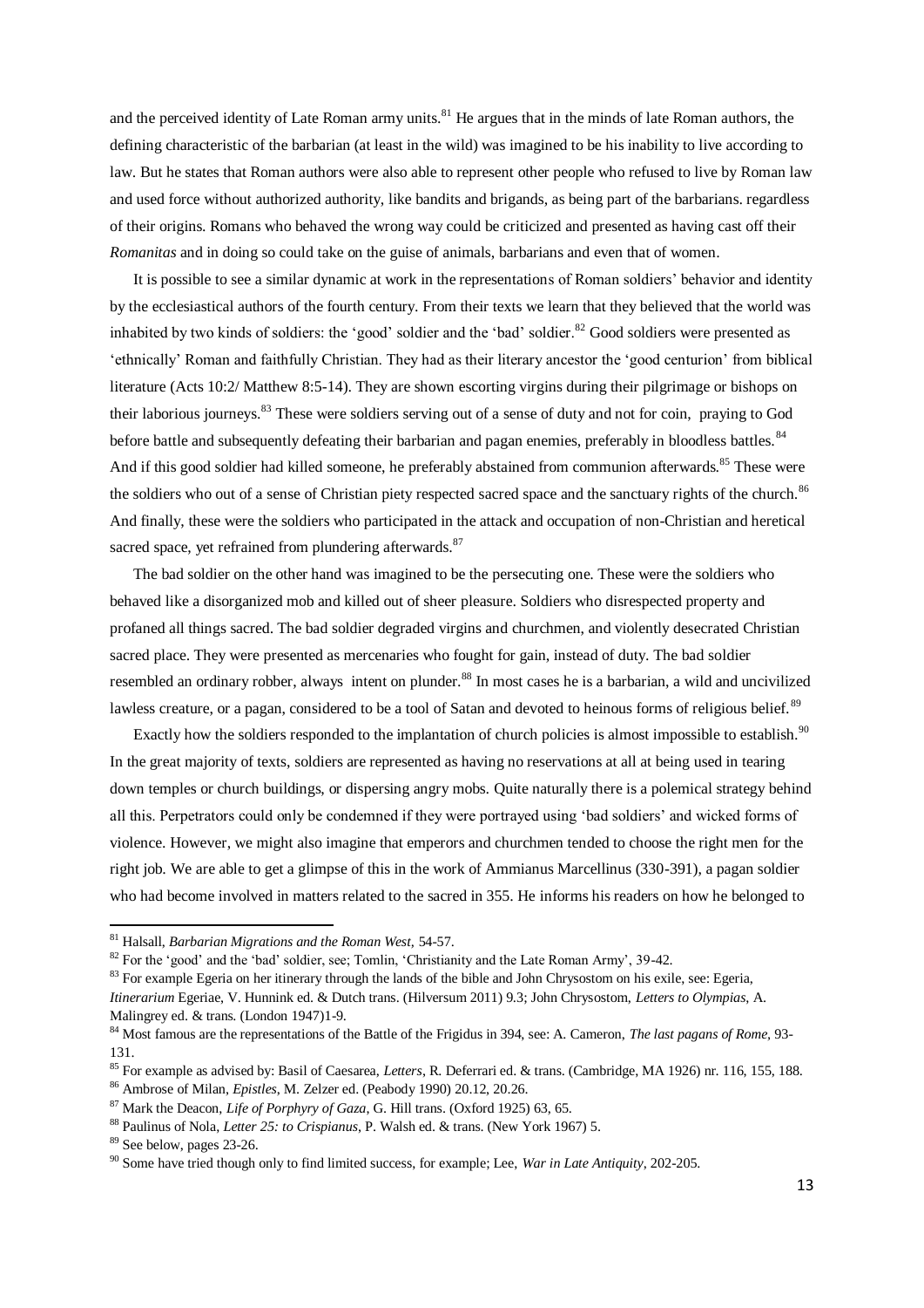and the perceived identity of Late Roman army units.[81] He argues that in the minds of late Roman authors, the defining characteristic of the barbarian (at least in the wild) was imagined to be his inability to live according to law. But he states that Roman authors were also able to represent other people who refused to live by Roman law and used force without authorized authority, like bandits and brigands, as being part of the barbarians. regardless of their origins. Romans who behaved the wrong way could be criticized and presented as having cast off their *Romanitas* and in doing so could take on the guise of animals, barbarians and even that of women.

It is possible to see a similar dynamic at work in the representations of Roman soldiers' behavior and identity by the ecclesiastical authors of the fourth century. From their texts we learn that they believed that the world was inhabited by two kinds of soldiers: the 'good' soldier and the 'bad' soldier.[82] Good soldiers were presented as 'ethnically' Roman and faithfully Christian. They had as their literary ancestor the 'good centurion' from biblical literature (Acts 10:2/ Matthew 8:5-14). They are shown escorting virgins during their pilgrimage or bishops on their laborious journeys.[83] These were soldiers serving out of a sense of duty and not for coin, praying to God before battle and subsequently defeating their barbarian and pagan enemies, preferably in bloodless battles.[84] And if this good soldier had killed someone, he preferably abstained from communion afterwards.[85] These were the soldiers who out of a sense of Christian piety respected sacred space and the sanctuary rights of the church.[86] And finally, these were the soldiers who participated in the attack and occupation of non-Christian and heretical sacred space, yet refrained from plundering afterwards.[87]

The bad soldier on the other hand was imagined to be the persecuting one. These were the soldiers who behaved like a disorganized mob and killed out of sheer pleasure. Soldiers who disrespected property and profaned all things sacred. The bad soldier degraded virgins and churchmen, and violently desecrated Christian sacred place. They were presented as mercenaries who fought for gain, instead of duty. The bad soldier resembled an ordinary robber, always intent on plunder.[88] In most cases he is a barbarian, a wild and uncivilized lawless creature, or a pagan, considered to be a tool of Satan and devoted to heinous forms of religious belief.[89]

Exactly how the soldiers responded to the implantation of church policies is almost impossible to establish.[90] In the great majority of texts, soldiers are represented as having no reservations at all at being used in tearing down temples or church buildings, or dispersing angry mobs. Quite naturally there is a polemical strategy behind all this. Perpetrators could only be condemned if they were portrayed using 'bad soldiers' and wicked forms of violence. However, we might also imagine that emperors and churchmen tended to choose the right men for the right job. We are able to get a glimpse of this in the work of Ammianus Marcellinus (330-391), a pagan soldier who had become involved in matters related to the sacred in 355. He informs his readers on how he belonged to

---

[81] Halsall, *Barbarian Migrations and the Roman West*, 54-57.

[82] For the 'good' and the 'bad' soldier, see; Tomlin, 'Christianity and the Late Roman Army', 39-42.

[83] For example Egeria on her itinerary through the lands of the bible and John Chrysostom on his exile, see: Egeria, *Itinerarium* Egeriae, V. Hunnink ed. & Dutch trans. (Hilversum 2011) 9.3; John Chrysostom, *Letters to Olympias*, A. Malingrey ed. & trans. (London 1947)1-9.

[84] Most famous are the representations of the Battle of the Frigidus in 394, see: A. Cameron, *The last pagans of Rome*, 93-131.

[85] For example as advised by: Basil of Caesarea, *Letters*, R. Deferrari ed. & trans. (Cambridge, MA 1926) nr. 116, 155, 188.

[86] Ambrose of Milan, *Epistles*, M. Zelzer ed. (Peabody 1990) 20.12, 20.26.

[87] Mark the Deacon, *Life of Porphyry of Gaza*, G. Hill trans. (Oxford 1925) 63, 65.

[88] Paulinus of Nola, *Letter 25: to Crispianus*, P. Walsh ed. & trans. (New York 1967) 5.

[89] See below, pages 23-26.

[90] Some have tried though only to find limited success, for example; Lee, *War in Late Antiquity*, 202-205.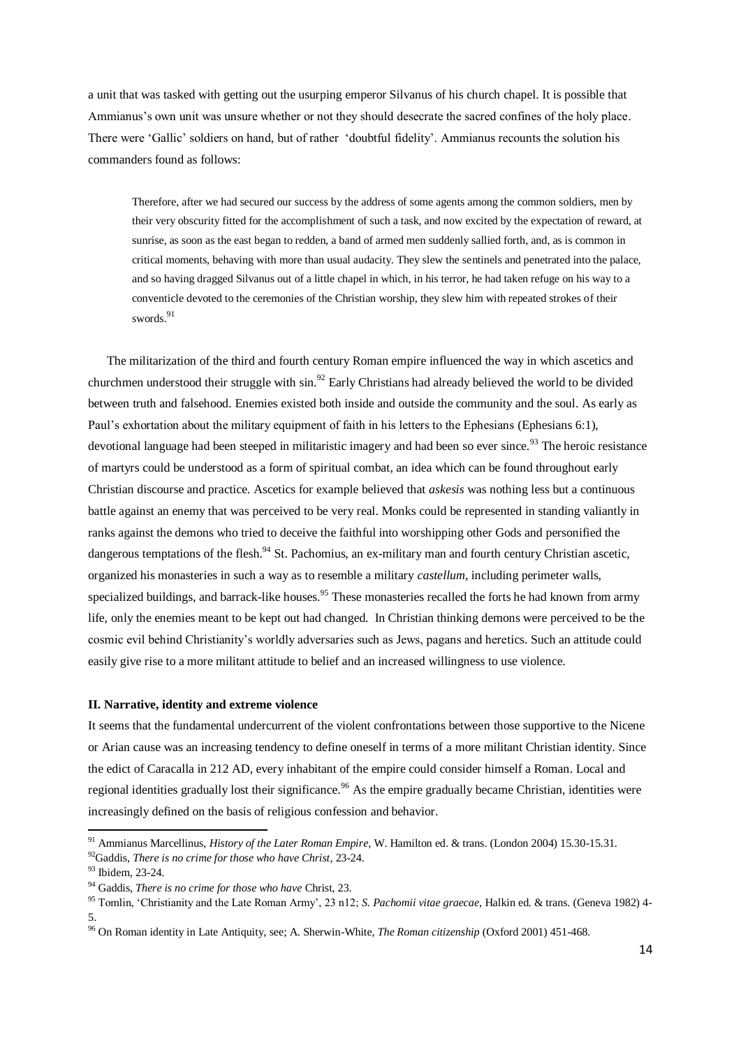a unit that was tasked with getting out the usurping emperor Silvanus of his church chapel. It is possible that Ammianus's own unit was unsure whether or not they should desecrate the sacred confines of the holy place. There were 'Gallic' soldiers on hand, but of rather 'doubtful fidelity'. Ammianus recounts the solution his commanders found as follows:

> Therefore, after we had secured our success by the address of some agents among the common soldiers, men by their very obscurity fitted for the accomplishment of such a task, and now excited by the expectation of reward, at sunrise, as soon as the east began to redden, a band of armed men suddenly sallied forth, and, as is common in critical moments, behaving with more than usual audacity. They slew the sentinels and penetrated into the palace, and so having dragged Silvanus out of a little chapel in which, in his terror, he had taken refuge on his way to a conventicle devoted to the ceremonies of the Christian worship, they slew him with repeated strokes of their swords.[91]

The militarization of the third and fourth century Roman empire influenced the way in which ascetics and churchmen understood their struggle with sin.[92] Early Christians had already believed the world to be divided between truth and falsehood. Enemies existed both inside and outside the community and the soul. As early as Paul's exhortation about the military equipment of faith in his letters to the Ephesians (Ephesians 6:1), devotional language had been steeped in militaristic imagery and had been so ever since.[93] The heroic resistance of martyrs could be understood as a form of spiritual combat, an idea which can be found throughout early Christian discourse and practice. Ascetics for example believed that *askesis* was nothing less but a continuous battle against an enemy that was perceived to be very real. Monks could be represented in standing valiantly in ranks against the demons who tried to deceive the faithful into worshipping other Gods and personified the dangerous temptations of the flesh.[94] St. Pachomius, an ex-military man and fourth century Christian ascetic, organized his monasteries in such a way as to resemble a military *castellum*, including perimeter walls, specialized buildings, and barrack-like houses.[95] These monasteries recalled the forts he had known from army life, only the enemies meant to be kept out had changed. In Christian thinking demons were perceived to be the cosmic evil behind Christianity's worldly adversaries such as Jews, pagans and heretics. Such an attitude could easily give rise to a more militant attitude to belief and an increased willingness to use violence.

### II. Narrative, identity and extreme violence

It seems that the fundamental undercurrent of the violent confrontations between those supportive to the Nicene or Arian cause was an increasing tendency to define oneself in terms of a more militant Christian identity. Since the edict of Caracalla in 212 AD, every inhabitant of the empire could consider himself a Roman. Local and regional identities gradually lost their significance.[96] As the empire gradually became Christian, identities were increasingly defined on the basis of religious confession and behavior.

---

[91] Ammianus Marcellinus, *History of the Later Roman Empire*, W. Hamilton ed. & trans. (London 2004) 15.30-15.31.

[92] Gaddis, *There is no crime for those who have Christ*, 23-24.

[93] Ibidem, 23-24.

[94] Gaddis, *There is no crime for those who have* Christ, 23.

[95] Tomlin, 'Christianity and the Late Roman Army', 23 n12; *S. Pachomii vitae graecae*, Halkin ed. & trans. (Geneva 1982) 4-5.

[96] On Roman identity in Late Antiquity, see; A. Sherwin-White, *The Roman citizenship* (Oxford 2001) 451-468.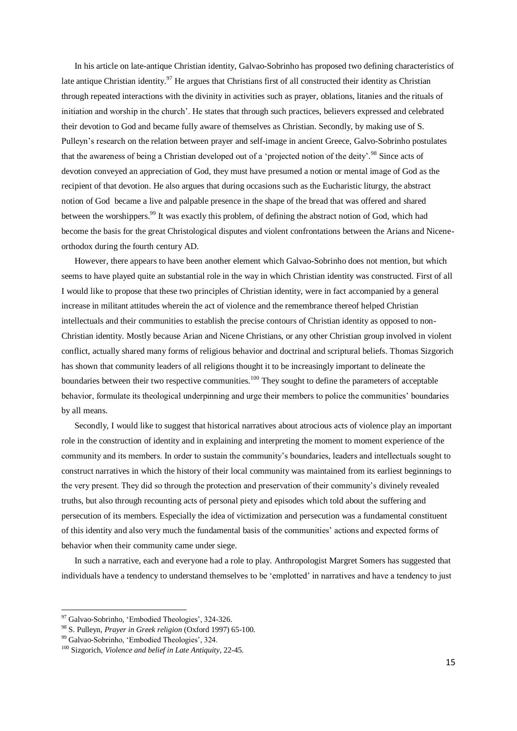In his article on late-antique Christian identity, Galvao-Sobrinho has proposed two defining characteristics of late antique Christian identity.[97] He argues that Christians first of all constructed their identity as Christian through repeated interactions with the divinity in activities such as prayer, oblations, litanies and the rituals of initiation and worship in the church'. He states that through such practices, believers expressed and celebrated their devotion to God and became fully aware of themselves as Christian. Secondly, by making use of S. Pulleyn's research on the relation between prayer and self-image in ancient Greece, Galvo-Sobrinho postulates that the awareness of being a Christian developed out of a 'projected notion of the deity'.[98] Since acts of devotion conveyed an appreciation of God, they must have presumed a notion or mental image of God as the recipient of that devotion. He also argues that during occasions such as the Eucharistic liturgy, the abstract notion of God became a live and palpable presence in the shape of the bread that was offered and shared between the worshippers.[99] It was exactly this problem, of defining the abstract notion of God, which had become the basis for the great Christological disputes and violent confrontations between the Arians and Nicene-orthodox during the fourth century AD.

However, there appears to have been another element which Galvao-Sobrinho does not mention, but which seems to have played quite an substantial role in the way in which Christian identity was constructed. First of all I would like to propose that these two principles of Christian identity, were in fact accompanied by a general increase in militant attitudes wherein the act of violence and the remembrance thereof helped Christian intellectuals and their communities to establish the precise contours of Christian identity as opposed to non-Christian identity. Mostly because Arian and Nicene Christians, or any other Christian group involved in violent conflict, actually shared many forms of religious behavior and doctrinal and scriptural beliefs. Thomas Sizgorich has shown that community leaders of all religions thought it to be increasingly important to delineate the boundaries between their two respective communities.[100] They sought to define the parameters of acceptable behavior, formulate its theological underpinning and urge their members to police the communities' boundaries by all means.

Secondly, I would like to suggest that historical narratives about atrocious acts of violence play an important role in the construction of identity and in explaining and interpreting the moment to moment experience of the community and its members. In order to sustain the community's boundaries, leaders and intellectuals sought to construct narratives in which the history of their local community was maintained from its earliest beginnings to the very present. They did so through the protection and preservation of their community's divinely revealed truths, but also through recounting acts of personal piety and episodes which told about the suffering and persecution of its members. Especially the idea of victimization and persecution was a fundamental constituent of this identity and also very much the fundamental basis of the communities' actions and expected forms of behavior when their community came under siege.

In such a narrative, each and everyone had a role to play. Anthropologist Margret Somers has suggested that individuals have a tendency to understand themselves to be 'emplotted' in narratives and have a tendency to just

---

[97] Galvao-Sobrinho, 'Embodied Theologies', 324-326.

[98] S. Pulleyn, *Prayer in Greek religion* (Oxford 1997) 65-100.

[99] Galvao-Sobrinho, 'Embodied Theologies', 324.

[100] Sizgorich, *Violence and belief in Late Antiquity*, 22-45.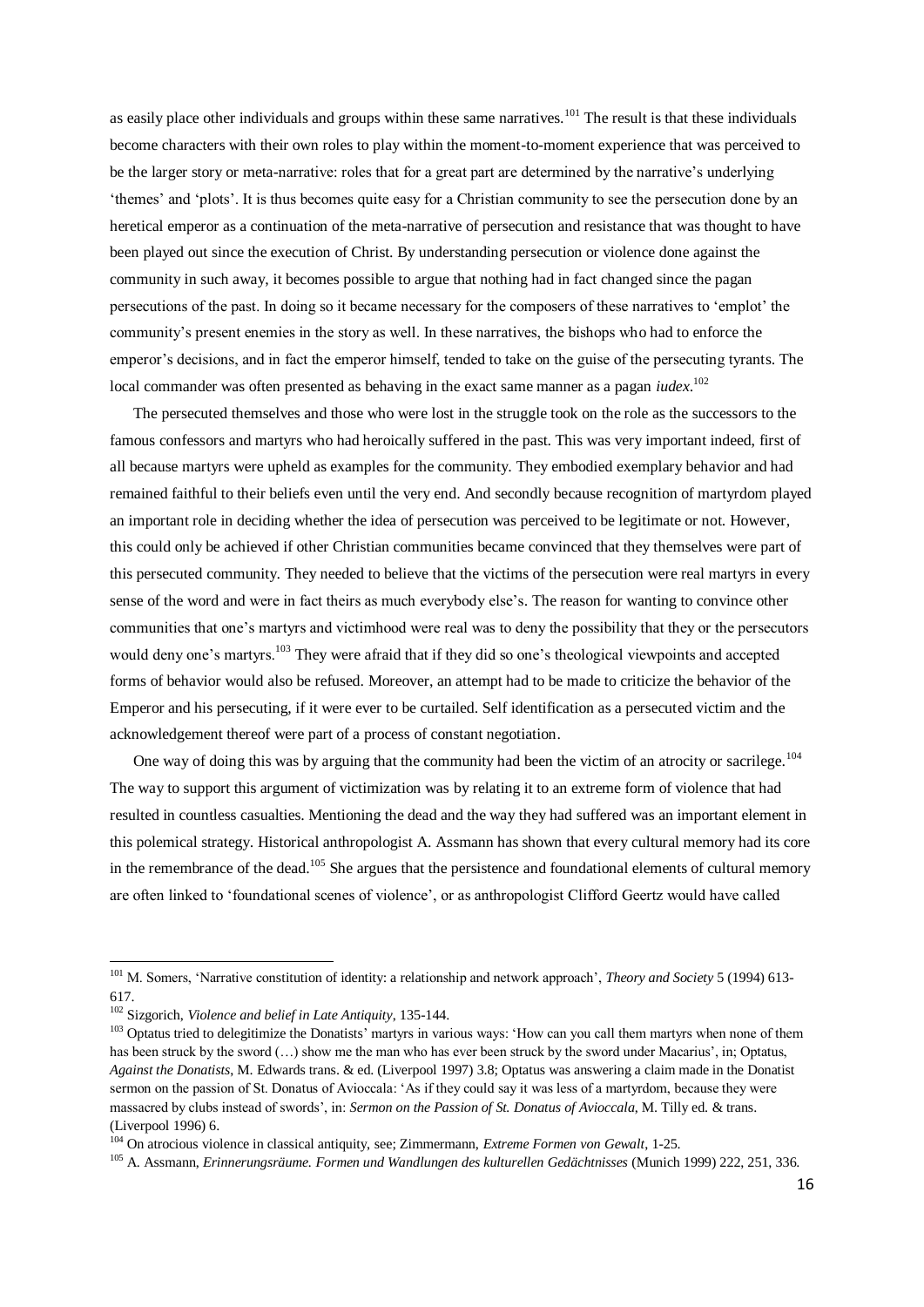as easily place other individuals and groups within these same narratives.[101] The result is that these individuals become characters with their own roles to play within the moment-to-moment experience that was perceived to be the larger story or meta-narrative: roles that for a great part are determined by the narrative's underlying 'themes' and 'plots'. It is thus becomes quite easy for a Christian community to see the persecution done by an heretical emperor as a continuation of the meta-narrative of persecution and resistance that was thought to have been played out since the execution of Christ. By understanding persecution or violence done against the community in such away, it becomes possible to argue that nothing had in fact changed since the pagan persecutions of the past. In doing so it became necessary for the composers of these narratives to 'emplot' the community's present enemies in the story as well. In these narratives, the bishops who had to enforce the emperor's decisions, and in fact the emperor himself, tended to take on the guise of the persecuting tyrants. The local commander was often presented as behaving in the exact same manner as a pagan *iudex*.[102]

The persecuted themselves and those who were lost in the struggle took on the role as the successors to the famous confessors and martyrs who had heroically suffered in the past. This was very important indeed, first of all because martyrs were upheld as examples for the community. They embodied exemplary behavior and had remained faithful to their beliefs even until the very end. And secondly because recognition of martyrdom played an important role in deciding whether the idea of persecution was perceived to be legitimate or not. However, this could only be achieved if other Christian communities became convinced that they themselves were part of this persecuted community. They needed to believe that the victims of the persecution were real martyrs in every sense of the word and were in fact theirs as much everybody else's. The reason for wanting to convince other communities that one's martyrs and victimhood were real was to deny the possibility that they or the persecutors would deny one's martyrs.[103] They were afraid that if they did so one's theological viewpoints and accepted forms of behavior would also be refused. Moreover, an attempt had to be made to criticize the behavior of the Emperor and his persecuting, if it were ever to be curtailed. Self identification as a persecuted victim and the acknowledgement thereof were part of a process of constant negotiation.

One way of doing this was by arguing that the community had been the victim of an atrocity or sacrilege.[104] The way to support this argument of victimization was by relating it to an extreme form of violence that had resulted in countless casualties. Mentioning the dead and the way they had suffered was an important element in this polemical strategy. Historical anthropologist A. Assmann has shown that every cultural memory had its core in the remembrance of the dead.[105] She argues that the persistence and foundational elements of cultural memory are often linked to 'foundational scenes of violence', or as anthropologist Clifford Geertz would have called

---

[101] M. Somers, 'Narrative constitution of identity: a relationship and network approach', *Theory and Society* 5 (1994) 613-617.

[102] Sizgorich, *Violence and belief in Late Antiquity*, 135-144.

[103] Optatus tried to delegitimize the Donatists' martyrs in various ways: 'How can you call them martyrs when none of them has been struck by the sword (…) show me the man who has ever been struck by the sword under Macarius', in; Optatus, *Against the Donatists*, M. Edwards trans. & ed. (Liverpool 1997) 3.8; Optatus was answering a claim made in the Donatist sermon on the passion of St. Donatus of Avioccala: 'As if they could say it was less of a martyrdom, because they were massacred by clubs instead of swords', in: *Sermon on the Passion of St. Donatus of Avioccala*, M. Tilly ed. & trans. (Liverpool 1996) 6.

[104] On atrocious violence in classical antiquity, see; Zimmermann, *Extreme Formen von Gewalt*, 1-25.

[105] A. Assmann, *Erinnerungsräume. Formen und Wandlungen des kulturellen Gedächtnisses* (Munich 1999) 222, 251, 336.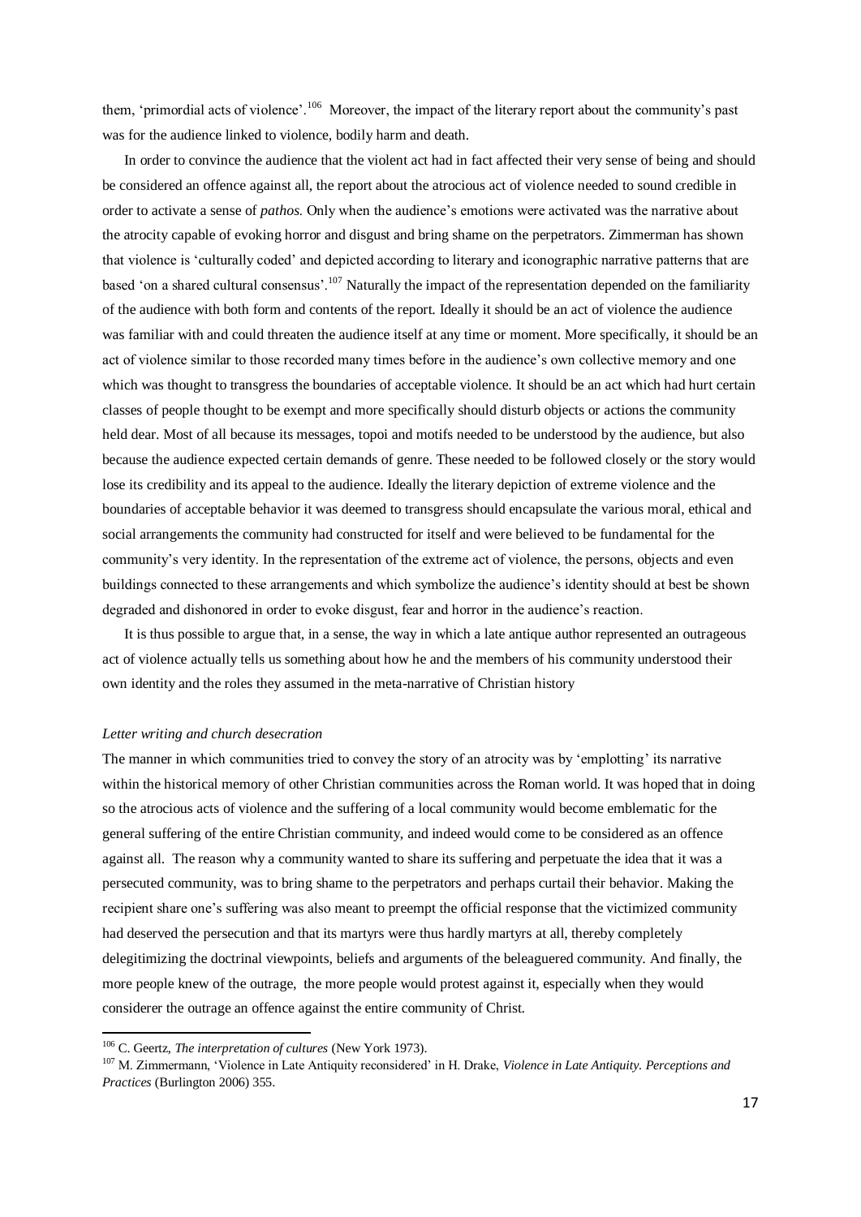them, 'primordial acts of violence'.[106] Moreover, the impact of the literary report about the community's past was for the audience linked to violence, bodily harm and death.

In order to convince the audience that the violent act had in fact affected their very sense of being and should be considered an offence against all, the report about the atrocious act of violence needed to sound credible in order to activate a sense of *pathos.* Only when the audience's emotions were activated was the narrative about the atrocity capable of evoking horror and disgust and bring shame on the perpetrators. Zimmerman has shown that violence is 'culturally coded' and depicted according to literary and iconographic narrative patterns that are based 'on a shared cultural consensus'.[107] Naturally the impact of the representation depended on the familiarity of the audience with both form and contents of the report. Ideally it should be an act of violence the audience was familiar with and could threaten the audience itself at any time or moment. More specifically, it should be an act of violence similar to those recorded many times before in the audience's own collective memory and one which was thought to transgress the boundaries of acceptable violence. It should be an act which had hurt certain classes of people thought to be exempt and more specifically should disturb objects or actions the community held dear. Most of all because its messages, topoi and motifs needed to be understood by the audience, but also because the audience expected certain demands of genre. These needed to be followed closely or the story would lose its credibility and its appeal to the audience. Ideally the literary depiction of extreme violence and the boundaries of acceptable behavior it was deemed to transgress should encapsulate the various moral, ethical and social arrangements the community had constructed for itself and were believed to be fundamental for the community's very identity. In the representation of the extreme act of violence, the persons, objects and even buildings connected to these arrangements and which symbolize the audience's identity should at best be shown degraded and dishonored in order to evoke disgust, fear and horror in the audience's reaction.

It is thus possible to argue that, in a sense, the way in which a late antique author represented an outrageous act of violence actually tells us something about how he and the members of his community understood their own identity and the roles they assumed in the meta-narrative of Christian history

*Letter writing and church desecration*

The manner in which communities tried to convey the story of an atrocity was by 'emplotting' its narrative within the historical memory of other Christian communities across the Roman world. It was hoped that in doing so the atrocious acts of violence and the suffering of a local community would become emblematic for the general suffering of the entire Christian community, and indeed would come to be considered as an offence against all. The reason why a community wanted to share its suffering and perpetuate the idea that it was a persecuted community, was to bring shame to the perpetrators and perhaps curtail their behavior. Making the recipient share one's suffering was also meant to preempt the official response that the victimized community had deserved the persecution and that its martyrs were thus hardly martyrs at all, thereby completely delegitimizing the doctrinal viewpoints, beliefs and arguments of the beleaguered community. And finally, the more people knew of the outrage, the more people would protest against it, especially when they would considerer the outrage an offence against the entire community of Christ.

---

[106] C. Geertz, *The interpretation of cultures* (New York 1973).

[107] M. Zimmermann, 'Violence in Late Antiquity reconsidered' in H. Drake, *Violence in Late Antiquity. Perceptions and Practices* (Burlington 2006) 355.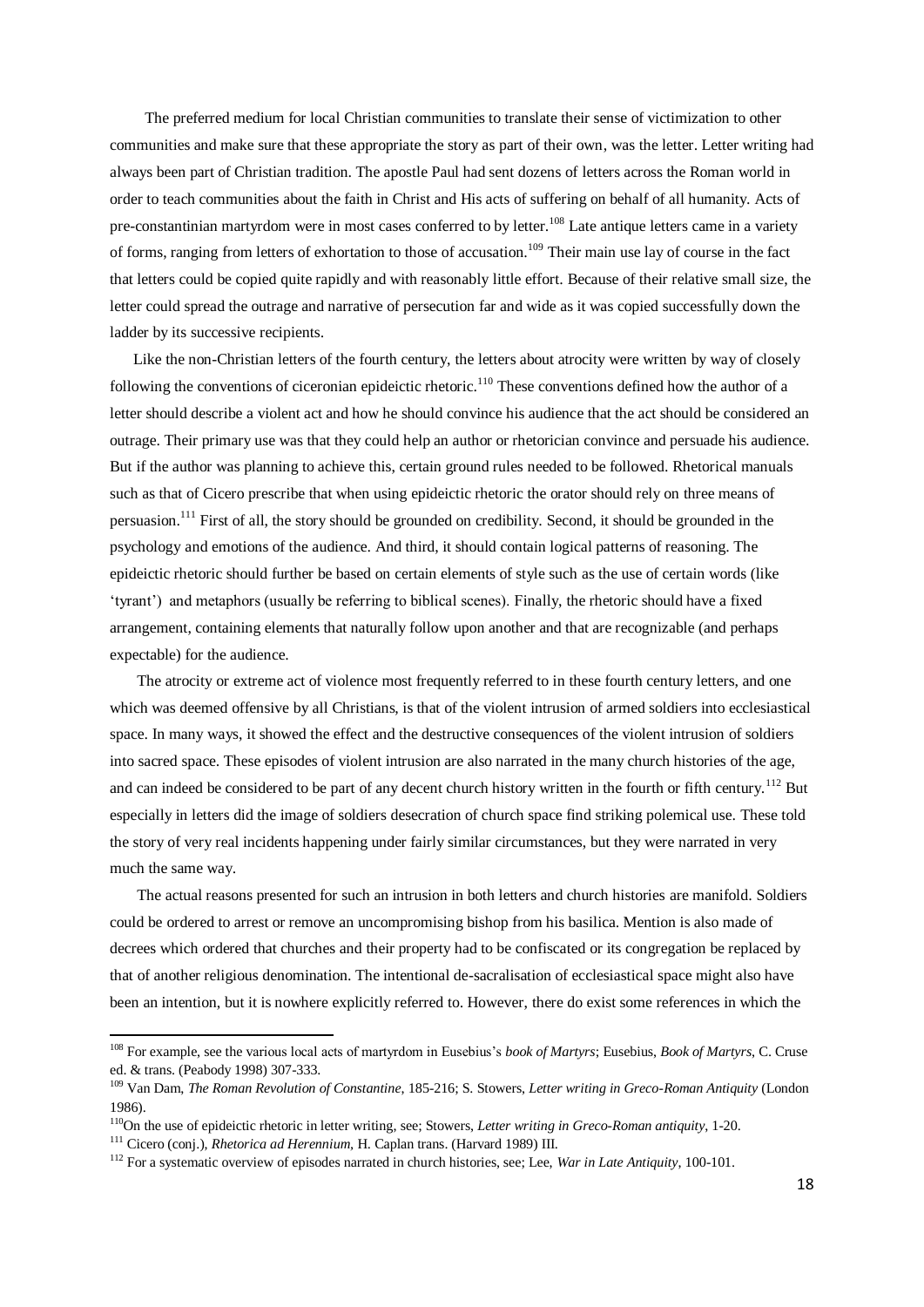The preferred medium for local Christian communities to translate their sense of victimization to other communities and make sure that these appropriate the story as part of their own, was the letter. Letter writing had always been part of Christian tradition. The apostle Paul had sent dozens of letters across the Roman world in order to teach communities about the faith in Christ and His acts of suffering on behalf of all humanity. Acts of pre-constantinian martyrdom were in most cases conferred to by letter.[108] Late antique letters came in a variety of forms, ranging from letters of exhortation to those of accusation.[109] Their main use lay of course in the fact that letters could be copied quite rapidly and with reasonably little effort. Because of their relative small size, the letter could spread the outrage and narrative of persecution far and wide as it was copied successfully down the ladder by its successive recipients.

Like the non-Christian letters of the fourth century, the letters about atrocity were written by way of closely following the conventions of ciceronian epideictic rhetoric.[110] These conventions defined how the author of a letter should describe a violent act and how he should convince his audience that the act should be considered an outrage. Their primary use was that they could help an author or rhetorician convince and persuade his audience. But if the author was planning to achieve this, certain ground rules needed to be followed. Rhetorical manuals such as that of Cicero prescribe that when using epideictic rhetoric the orator should rely on three means of persuasion.[111] First of all, the story should be grounded on credibility. Second, it should be grounded in the psychology and emotions of the audience. And third, it should contain logical patterns of reasoning. The epideictic rhetoric should further be based on certain elements of style such as the use of certain words (like 'tyrant') and metaphors (usually be referring to biblical scenes). Finally, the rhetoric should have a fixed arrangement, containing elements that naturally follow upon another and that are recognizable (and perhaps expectable) for the audience.

The atrocity or extreme act of violence most frequently referred to in these fourth century letters, and one which was deemed offensive by all Christians, is that of the violent intrusion of armed soldiers into ecclesiastical space. In many ways, it showed the effect and the destructive consequences of the violent intrusion of soldiers into sacred space. These episodes of violent intrusion are also narrated in the many church histories of the age, and can indeed be considered to be part of any decent church history written in the fourth or fifth century.[112] But especially in letters did the image of soldiers desecration of church space find striking polemical use. These told the story of very real incidents happening under fairly similar circumstances, but they were narrated in very much the same way.

The actual reasons presented for such an intrusion in both letters and church histories are manifold. Soldiers could be ordered to arrest or remove an uncompromising bishop from his basilica. Mention is also made of decrees which ordered that churches and their property had to be confiscated or its congregation be replaced by that of another religious denomination. The intentional de-sacralisation of ecclesiastical space might also have been an intention, but it is nowhere explicitly referred to. However, there do exist some references in which the

---

[108] For example, see the various local acts of martyrdom in Eusebius's *book of Martyrs*; Eusebius, *Book of Martyrs*, C. Cruse ed. & trans. (Peabody 1998) 307-333.

[109] Van Dam, *The Roman Revolution of Constantine*, 185-216; S. Stowers, *Letter writing in Greco-Roman Antiquity* (London 1986).

[110] On the use of epideictic rhetoric in letter writing, see; Stowers, *Letter writing in Greco-Roman antiquity*, 1-20.

[111] Cicero (conj.), *Rhetorica ad Herennium*, H. Caplan trans. (Harvard 1989) III.

[112] For a systematic overview of episodes narrated in church histories, see; Lee, *War in Late Antiquity*, 100-101.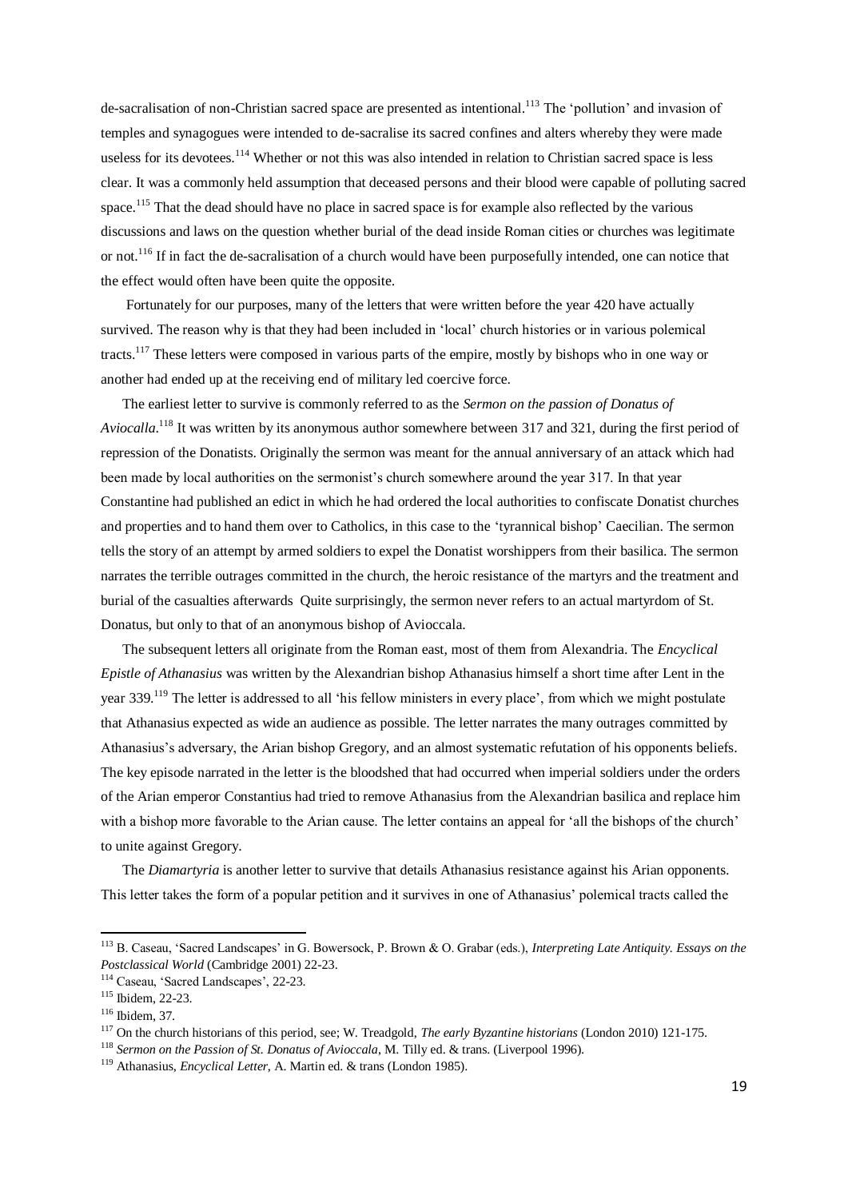de-sacralisation of non-Christian sacred space are presented as intentional.[113] The 'pollution' and invasion of temples and synagogues were intended to de-sacralise its sacred confines and alters whereby they were made useless for its devotees.[114] Whether or not this was also intended in relation to Christian sacred space is less clear. It was a commonly held assumption that deceased persons and their blood were capable of polluting sacred space.[115] That the dead should have no place in sacred space is for example also reflected by the various discussions and laws on the question whether burial of the dead inside Roman cities or churches was legitimate or not.[116] If in fact the de-sacralisation of a church would have been purposefully intended, one can notice that the effect would often have been quite the opposite.

Fortunately for our purposes, many of the letters that were written before the year 420 have actually survived. The reason why is that they had been included in 'local' church histories or in various polemical tracts.[117] These letters were composed in various parts of the empire, mostly by bishops who in one way or another had ended up at the receiving end of military led coercive force.

The earliest letter to survive is commonly referred to as the *Sermon on the passion of Donatus of Aviocalla*.[118] It was written by its anonymous author somewhere between 317 and 321, during the first period of repression of the Donatists. Originally the sermon was meant for the annual anniversary of an attack which had been made by local authorities on the sermonist's church somewhere around the year 317. In that year Constantine had published an edict in which he had ordered the local authorities to confiscate Donatist churches and properties and to hand them over to Catholics, in this case to the 'tyrannical bishop' Caecilian. The sermon tells the story of an attempt by armed soldiers to expel the Donatist worshippers from their basilica. The sermon narrates the terrible outrages committed in the church, the heroic resistance of the martyrs and the treatment and burial of the casualties afterwards Quite surprisingly, the sermon never refers to an actual martyrdom of St. Donatus, but only to that of an anonymous bishop of Avioccala.

The subsequent letters all originate from the Roman east, most of them from Alexandria. The *Encyclical Epistle of Athanasius* was written by the Alexandrian bishop Athanasius himself a short time after Lent in the year 339.[119] The letter is addressed to all 'his fellow ministers in every place', from which we might postulate that Athanasius expected as wide an audience as possible. The letter narrates the many outrages committed by Athanasius's adversary, the Arian bishop Gregory, and an almost systematic refutation of his opponents beliefs. The key episode narrated in the letter is the bloodshed that had occurred when imperial soldiers under the orders of the Arian emperor Constantius had tried to remove Athanasius from the Alexandrian basilica and replace him with a bishop more favorable to the Arian cause. The letter contains an appeal for 'all the bishops of the church' to unite against Gregory.

The *Diamartyria* is another letter to survive that details Athanasius resistance against his Arian opponents. This letter takes the form of a popular petition and it survives in one of Athanasius' polemical tracts called the

---

[113] B. Caseau, 'Sacred Landscapes' in G. Bowersock, P. Brown & O. Grabar (eds.), *Interpreting Late Antiquity. Essays on the Postclassical World* (Cambridge 2001) 22-23.

[114] Caseau, 'Sacred Landscapes', 22-23.

[115] Ibidem, 22-23.

[116] Ibidem, 37.

[117] On the church historians of this period, see; W. Treadgold, *The early Byzantine historians* (London 2010) 121-175.

[118] *Sermon on the Passion of St. Donatus of Avioccala*, M. Tilly ed. & trans. (Liverpool 1996).

[119] Athanasius, *Encyclical Letter*, A. Martin ed. & trans (London 1985).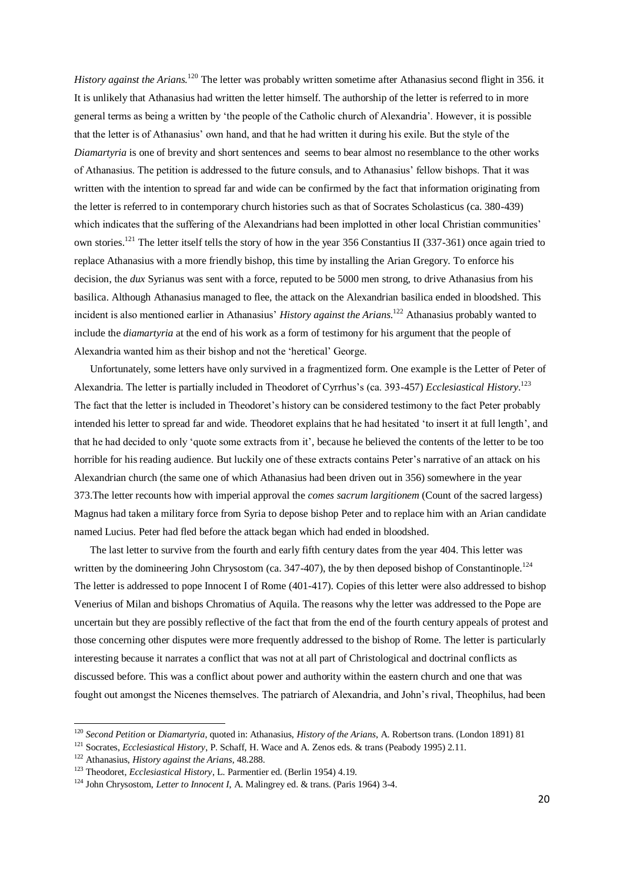*History against the Arians*.[120] The letter was probably written sometime after Athanasius second flight in 356. it It is unlikely that Athanasius had written the letter himself. The authorship of the letter is referred to in more general terms as being a written by 'the people of the Catholic church of Alexandria'. However, it is possible that the letter is of Athanasius' own hand, and that he had written it during his exile. But the style of the *Diamartyria* is one of brevity and short sentences and seems to bear almost no resemblance to the other works of Athanasius. The petition is addressed to the future consuls, and to Athanasius' fellow bishops. That it was written with the intention to spread far and wide can be confirmed by the fact that information originating from the letter is referred to in contemporary church histories such as that of Socrates Scholasticus (ca. 380-439) which indicates that the suffering of the Alexandrians had been implotted in other local Christian communities' own stories.[121] The letter itself tells the story of how in the year 356 Constantius II (337-361) once again tried to replace Athanasius with a more friendly bishop, this time by installing the Arian Gregory. To enforce his decision, the *dux* Syrianus was sent with a force, reputed to be 5000 men strong, to drive Athanasius from his basilica. Although Athanasius managed to flee, the attack on the Alexandrian basilica ended in bloodshed. This incident is also mentioned earlier in Athanasius' *History against the Arians*.[122] Athanasius probably wanted to include the *diamartyria* at the end of his work as a form of testimony for his argument that the people of Alexandria wanted him as their bishop and not the 'heretical' George.

Unfortunately, some letters have only survived in a fragmentized form. One example is the Letter of Peter of Alexandria. The letter is partially included in Theodoret of Cyrrhus's (ca. 393-457) *Ecclesiastical History*.[123] The fact that the letter is included in Theodoret's history can be considered testimony to the fact Peter probably intended his letter to spread far and wide. Theodoret explains that he had hesitated 'to insert it at full length', and that he had decided to only 'quote some extracts from it', because he believed the contents of the letter to be too horrible for his reading audience. But luckily one of these extracts contains Peter's narrative of an attack on his Alexandrian church (the same one of which Athanasius had been driven out in 356) somewhere in the year 373.The letter recounts how with imperial approval the *comes sacrum largitionem* (Count of the sacred largess) Magnus had taken a military force from Syria to depose bishop Peter and to replace him with an Arian candidate named Lucius. Peter had fled before the attack began which had ended in bloodshed.

The last letter to survive from the fourth and early fifth century dates from the year 404. This letter was written by the domineering John Chrysostom (ca. 347-407), the by then deposed bishop of Constantinople.[124] The letter is addressed to pope Innocent I of Rome (401-417). Copies of this letter were also addressed to bishop Venerius of Milan and bishops Chromatius of Aquila. The reasons why the letter was addressed to the Pope are uncertain but they are possibly reflective of the fact that from the end of the fourth century appeals of protest and those concerning other disputes were more frequently addressed to the bishop of Rome. The letter is particularly interesting because it narrates a conflict that was not at all part of Christological and doctrinal conflicts as discussed before. This was a conflict about power and authority within the eastern church and one that was fought out amongst the Nicenes themselves. The patriarch of Alexandria, and John's rival, Theophilus, had been

[120] *Second Petition* or *Diamartyria*, quoted in: Athanasius, *History of the Arians*, A. Robertson trans. (London 1891) 81

[121] Socrates, *Ecclesiastical History*, P. Schaff, H. Wace and A. Zenos eds. & trans (Peabody 1995) 2.11.

[122] Athanasius, *History against the Arians*, 48.288.

[123] Theodoret, *Ecclesiastical History*, L. Parmentier ed. (Berlin 1954) 4.19.

[124] John Chrysostom, *Letter to Innocent I*, A. Malingrey ed. & trans. (Paris 1964) 3-4.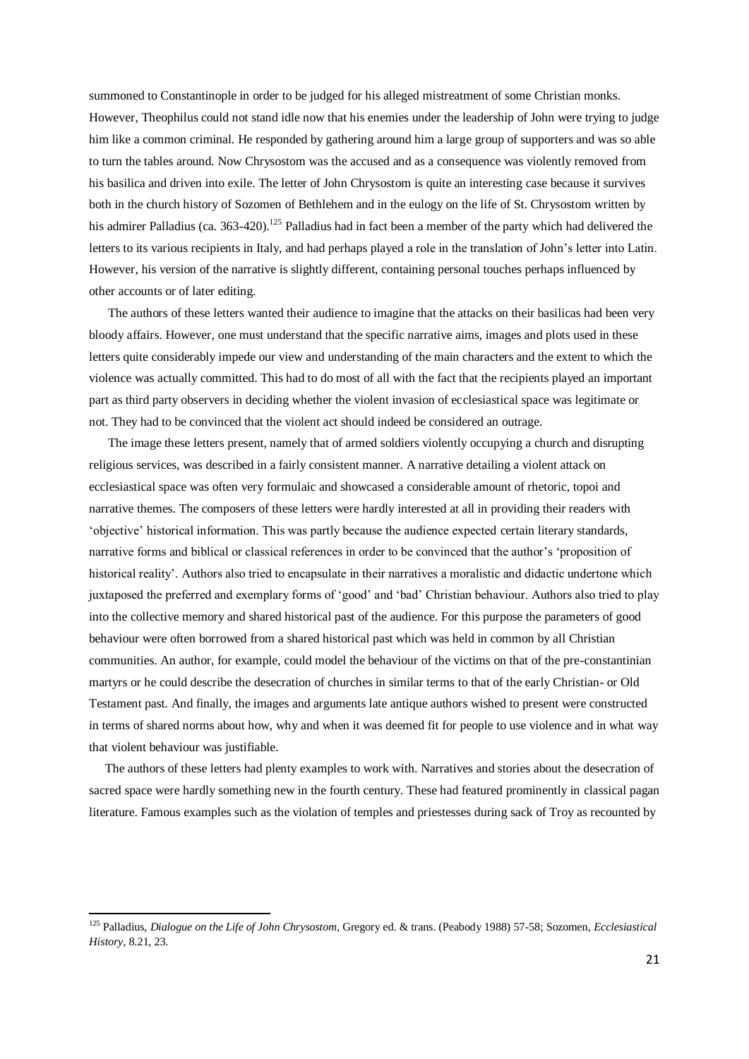summoned to Constantinople in order to be judged for his alleged mistreatment of some Christian monks. However, Theophilus could not stand idle now that his enemies under the leadership of John were trying to judge him like a common criminal. He responded by gathering around him a large group of supporters and was so able to turn the tables around. Now Chrysostom was the accused and as a consequence was violently removed from his basilica and driven into exile. The letter of John Chrysostom is quite an interesting case because it survives both in the church history of Sozomen of Bethlehem and in the eulogy on the life of St. Chrysostom written by his admirer Palladius (ca. 363-420).[125] Palladius had in fact been a member of the party which had delivered the letters to its various recipients in Italy, and had perhaps played a role in the translation of John's letter into Latin. However, his version of the narrative is slightly different, containing personal touches perhaps influenced by other accounts or of later editing.

The authors of these letters wanted their audience to imagine that the attacks on their basilicas had been very bloody affairs. However, one must understand that the specific narrative aims, images and plots used in these letters quite considerably impede our view and understanding of the main characters and the extent to which the violence was actually committed. This had to do most of all with the fact that the recipients played an important part as third party observers in deciding whether the violent invasion of ecclesiastical space was legitimate or not. They had to be convinced that the violent act should indeed be considered an outrage.

The image these letters present, namely that of armed soldiers violently occupying a church and disrupting religious services, was described in a fairly consistent manner. A narrative detailing a violent attack on ecclesiastical space was often very formulaic and showcased a considerable amount of rhetoric, topoi and narrative themes. The composers of these letters were hardly interested at all in providing their readers with 'objective' historical information. This was partly because the audience expected certain literary standards, narrative forms and biblical or classical references in order to be convinced that the author's 'proposition of historical reality'. Authors also tried to encapsulate in their narratives a moralistic and didactic undertone which juxtaposed the preferred and exemplary forms of 'good' and 'bad' Christian behaviour. Authors also tried to play into the collective memory and shared historical past of the audience. For this purpose the parameters of good behaviour were often borrowed from a shared historical past which was held in common by all Christian communities. An author, for example, could model the behaviour of the victims on that of the pre-constantinian martyrs or he could describe the desecration of churches in similar terms to that of the early Christian- or Old Testament past. And finally, the images and arguments late antique authors wished to present were constructed in terms of shared norms about how, why and when it was deemed fit for people to use violence and in what way that violent behaviour was justifiable.

The authors of these letters had plenty examples to work with. Narratives and stories about the desecration of sacred space were hardly something new in the fourth century. These had featured prominently in classical pagan literature. Famous examples such as the violation of temples and priestesses during sack of Troy as recounted by

[125] Palladius, *Dialogue on the Life of John Chrysostom*, Gregory ed. & trans. (Peabody 1988) 57-58; Sozomen, *Ecclesiastical History*, 8.21, 23.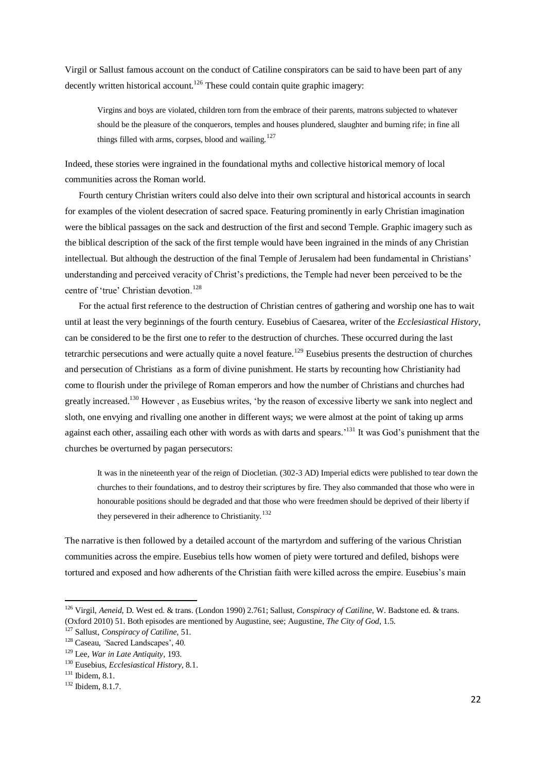Virgil or Sallust famous account on the conduct of Catiline conspirators can be said to have been part of any decently written historical account.[126] These could contain quite graphic imagery:

> Virgins and boys are violated, children torn from the embrace of their parents, matrons subjected to whatever should be the pleasure of the conquerors, temples and houses plundered, slaughter and burning rife; in fine all things filled with arms, corpses, blood and wailing.[127]

Indeed, these stories were ingrained in the foundational myths and collective historical memory of local communities across the Roman world.

Fourth century Christian writers could also delve into their own scriptural and historical accounts in search for examples of the violent desecration of sacred space. Featuring prominently in early Christian imagination were the biblical passages on the sack and destruction of the first and second Temple. Graphic imagery such as the biblical description of the sack of the first temple would have been ingrained in the minds of any Christian intellectual. But although the destruction of the final Temple of Jerusalem had been fundamental in Christians' understanding and perceived veracity of Christ's predictions, the Temple had never been perceived to be the centre of 'true' Christian devotion.[128]

For the actual first reference to the destruction of Christian centres of gathering and worship one has to wait until at least the very beginnings of the fourth century. Eusebius of Caesarea, writer of the *Ecclesiastical History*, can be considered to be the first one to refer to the destruction of churches. These occurred during the last tetrarchic persecutions and were actually quite a novel feature.[129] Eusebius presents the destruction of churches and persecution of Christians as a form of divine punishment. He starts by recounting how Christianity had come to flourish under the privilege of Roman emperors and how the number of Christians and churches had greatly increased.[130] However , as Eusebius writes, 'by the reason of excessive liberty we sank into neglect and sloth, one envying and rivalling one another in different ways; we were almost at the point of taking up arms against each other, assailing each other with words as with darts and spears.'[131] It was God's punishment that the churches be overturned by pagan persecutors:

> It was in the nineteenth year of the reign of Diocletian. (302-3 AD) Imperial edicts were published to tear down the churches to their foundations, and to destroy their scriptures by fire. They also commanded that those who were in honourable positions should be degraded and that those who were freedmen should be deprived of their liberty if they persevered in their adherence to Christianity.[132]

The narrative is then followed by a detailed account of the martyrdom and suffering of the various Christian communities across the empire. Eusebius tells how women of piety were tortured and defiled, bishops were tortured and exposed and how adherents of the Christian faith were killed across the empire. Eusebius's main

---

[126] Virgil, *Aeneid*, D. West ed. & trans. (London 1990) 2.761; Sallust, *Conspiracy of Catiline*, W. Badstone ed. & trans. (Oxford 2010) 51. Both episodes are mentioned by Augustine, see; Augustine, *The City of God*, 1.5.

[127] Sallust, *Conspiracy of Catiline*, 51.

[128] Caseau, 'Sacred Landscapes', 40.

[129] Lee, *War in Late Antiquity*, 193.

[130] Eusebius, *Ecclesiastical History*, 8.1.

[131] Ibidem, 8.1.

[132] Ibidem, 8.1.7.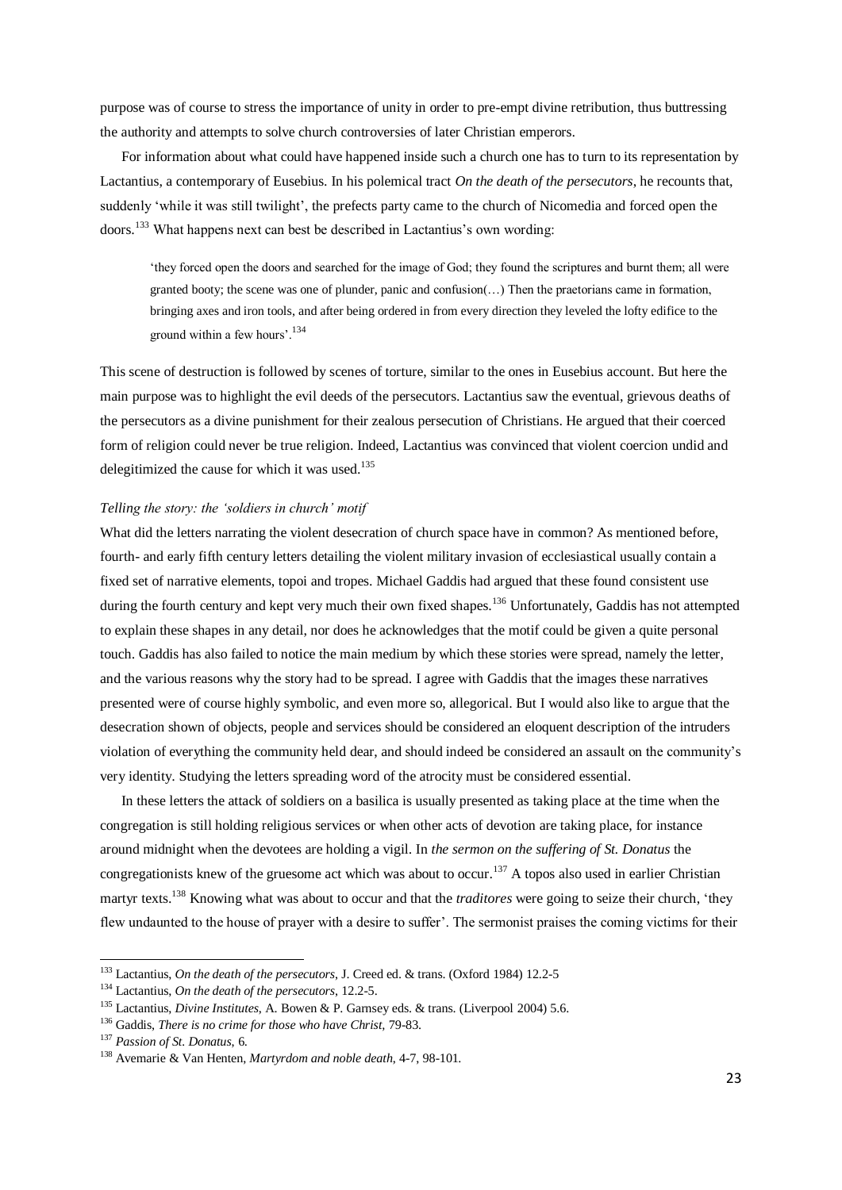purpose was of course to stress the importance of unity in order to pre-empt divine retribution, thus buttressing the authority and attempts to solve church controversies of later Christian emperors.

For information about what could have happened inside such a church one has to turn to its representation by Lactantius, a contemporary of Eusebius. In his polemical tract *On the death of the persecutors*, he recounts that, suddenly 'while it was still twilight', the prefects party came to the church of Nicomedia and forced open the doors.[133] What happens next can best be described in Lactantius's own wording:

> 'they forced open the doors and searched for the image of God; they found the scriptures and burnt them; all were granted booty; the scene was one of plunder, panic and confusion(…) Then the praetorians came in formation, bringing axes and iron tools, and after being ordered in from every direction they leveled the lofty edifice to the ground within a few hours'.[134]

This scene of destruction is followed by scenes of torture, similar to the ones in Eusebius account. But here the main purpose was to highlight the evil deeds of the persecutors. Lactantius saw the eventual, grievous deaths of the persecutors as a divine punishment for their zealous persecution of Christians. He argued that their coerced form of religion could never be true religion. Indeed, Lactantius was convinced that violent coercion undid and delegitimized the cause for which it was used.[135]

### *Telling the story: the 'soldiers in church' motif*

What did the letters narrating the violent desecration of church space have in common? As mentioned before, fourth- and early fifth century letters detailing the violent military invasion of ecclesiastical usually contain a fixed set of narrative elements, topoi and tropes. Michael Gaddis had argued that these found consistent use during the fourth century and kept very much their own fixed shapes.[136] Unfortunately, Gaddis has not attempted to explain these shapes in any detail, nor does he acknowledges that the motif could be given a quite personal touch. Gaddis has also failed to notice the main medium by which these stories were spread, namely the letter, and the various reasons why the story had to be spread. I agree with Gaddis that the images these narratives presented were of course highly symbolic, and even more so, allegorical. But I would also like to argue that the desecration shown of objects, people and services should be considered an eloquent description of the intruders violation of everything the community held dear, and should indeed be considered an assault on the community's very identity. Studying the letters spreading word of the atrocity must be considered essential.

In these letters the attack of soldiers on a basilica is usually presented as taking place at the time when the congregation is still holding religious services or when other acts of devotion are taking place, for instance around midnight when the devotees are holding a vigil. In *the sermon on the suffering of St. Donatus* the congregationists knew of the gruesome act which was about to occur.[137] A topos also used in earlier Christian martyr texts.[138] Knowing what was about to occur and that the *traditores* were going to seize their church, 'they flew undaunted to the house of prayer with a desire to suffer'. The sermonist praises the coming victims for their

---

[133] Lactantius, *On the death of the persecutors*, J. Creed ed. & trans. (Oxford 1984) 12.2-5

[134] Lactantius, *On the death of the persecutors*, 12.2-5.

[135] Lactantius, *Divine Institutes*, A. Bowen & P. Garnsey eds. & trans. (Liverpool 2004) 5.6.

[136] Gaddis, *There is no crime for those who have Christ*, 79-83.

[137] *Passion of St. Donatus*, 6.

[138] Avemarie & Van Henten, *Martyrdom and noble death*, 4-7, 98-101.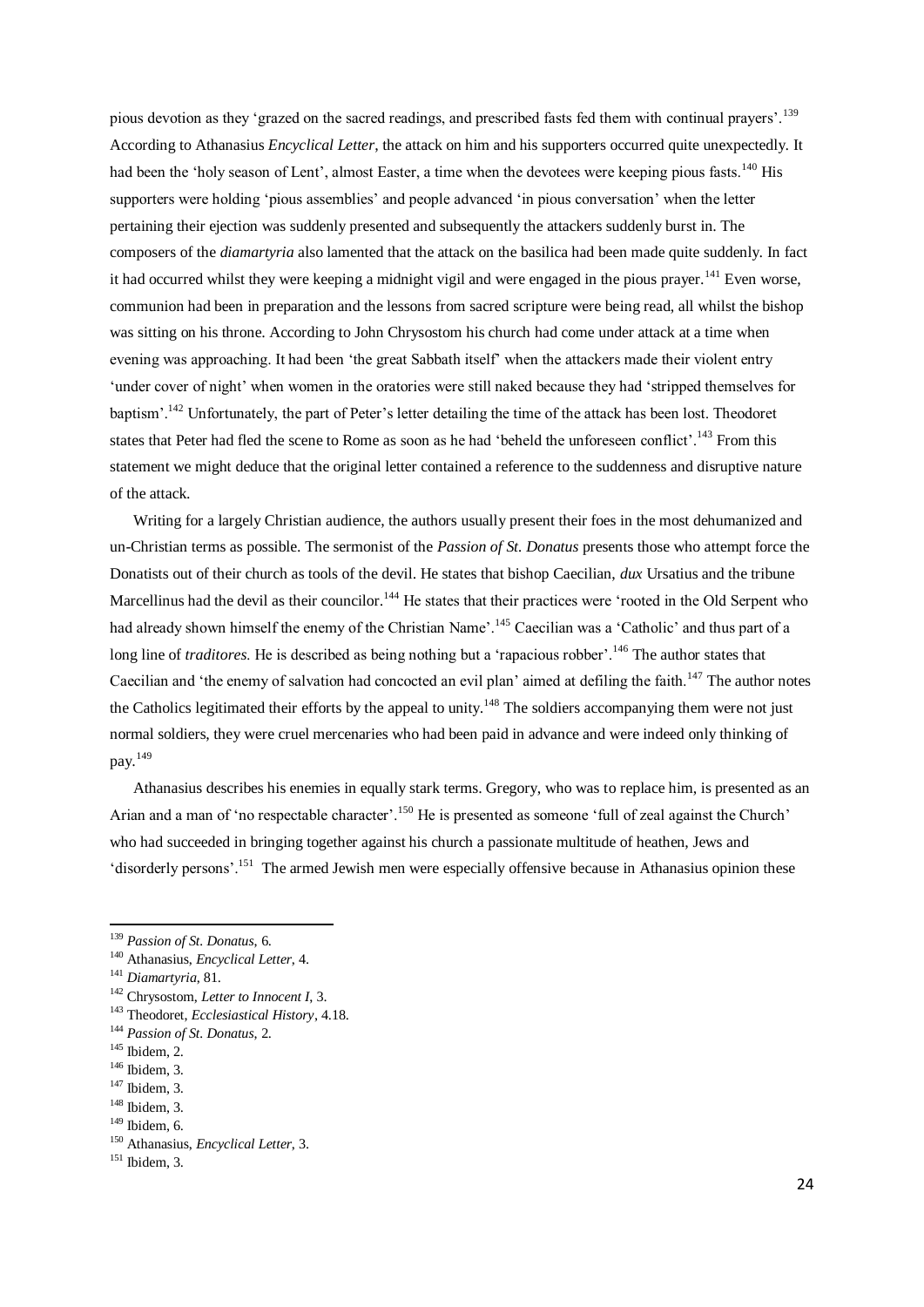pious devotion as they 'grazed on the sacred readings, and prescribed fasts fed them with continual prayers'.[139] According to Athanasius *Encyclical Letter*, the attack on him and his supporters occurred quite unexpectedly. It had been the 'holy season of Lent', almost Easter, a time when the devotees were keeping pious fasts.[140] His supporters were holding 'pious assemblies' and people advanced 'in pious conversation' when the letter pertaining their ejection was suddenly presented and subsequently the attackers suddenly burst in. The composers of the *diamartyria* also lamented that the attack on the basilica had been made quite suddenly. In fact it had occurred whilst they were keeping a midnight vigil and were engaged in the pious prayer.[141] Even worse, communion had been in preparation and the lessons from sacred scripture were being read, all whilst the bishop was sitting on his throne. According to John Chrysostom his church had come under attack at a time when evening was approaching. It had been 'the great Sabbath itself' when the attackers made their violent entry 'under cover of night' when women in the oratories were still naked because they had 'stripped themselves for baptism'.[142] Unfortunately, the part of Peter's letter detailing the time of the attack has been lost. Theodoret states that Peter had fled the scene to Rome as soon as he had 'beheld the unforeseen conflict'.[143] From this statement we might deduce that the original letter contained a reference to the suddenness and disruptive nature of the attack.

Writing for a largely Christian audience, the authors usually present their foes in the most dehumanized and un-Christian terms as possible. The sermonist of the *Passion of St. Donatus* presents those who attempt force the Donatists out of their church as tools of the devil. He states that bishop Caecilian, *dux* Ursatius and the tribune Marcellinus had the devil as their councilor.[144] He states that their practices were 'rooted in the Old Serpent who had already shown himself the enemy of the Christian Name'.[145] Caecilian was a 'Catholic' and thus part of a long line of *traditores.* He is described as being nothing but a 'rapacious robber'.[146] The author states that Caecilian and 'the enemy of salvation had concocted an evil plan' aimed at defiling the faith.[147] The author notes the Catholics legitimated their efforts by the appeal to unity.[148] The soldiers accompanying them were not just normal soldiers, they were cruel mercenaries who had been paid in advance and were indeed only thinking of pay.[149]

Athanasius describes his enemies in equally stark terms. Gregory, who was to replace him, is presented as an Arian and a man of 'no respectable character'.[150] He is presented as someone 'full of zeal against the Church' who had succeeded in bringing together against his church a passionate multitude of heathen, Jews and 'disorderly persons'.[151] The armed Jewish men were especially offensive because in Athanasius opinion these

---

[139] *Passion of St. Donatus,* 6.

[140] Athanasius, *Encyclical Letter*, 4.

[141] *Diamartyria*, 81.

[142] Chrysostom, *Letter to Innocent I*, 3.

[143] Theodoret, *Ecclesiastical History*, 4.18.

[144] *Passion of St. Donatus*, 2.

[145] Ibidem, 2.

[146] Ibidem, 3.

[147] Ibidem, 3.

[148] Ibidem, 3.

[149] Ibidem, 6.

[150] Athanasius, *Encyclical Letter,* 3.

[151] Ibidem, 3.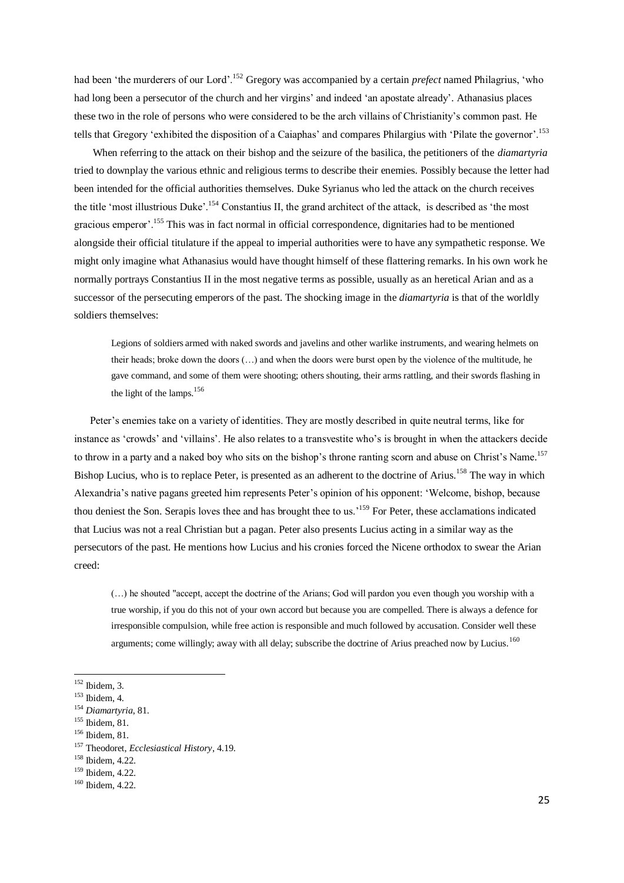had been 'the murderers of our Lord'.[152] Gregory was accompanied by a certain *prefect* named Philagrius, 'who had long been a persecutor of the church and her virgins' and indeed 'an apostate already'. Athanasius places these two in the role of persons who were considered to be the arch villains of Christianity's common past. He tells that Gregory 'exhibited the disposition of a Caiaphas' and compares Philargius with 'Pilate the governor'.[153]

When referring to the attack on their bishop and the seizure of the basilica, the petitioners of the *diamartyria* tried to downplay the various ethnic and religious terms to describe their enemies. Possibly because the letter had been intended for the official authorities themselves. Duke Syrianus who led the attack on the church receives the title 'most illustrious Duke'.[154] Constantius II, the grand architect of the attack, is described as 'the most gracious emperor'.[155] This was in fact normal in official correspondence, dignitaries had to be mentioned alongside their official titulature if the appeal to imperial authorities were to have any sympathetic response. We might only imagine what Athanasius would have thought himself of these flattering remarks. In his own work he normally portrays Constantius II in the most negative terms as possible, usually as an heretical Arian and as a successor of the persecuting emperors of the past. The shocking image in the *diamartyria* is that of the worldly soldiers themselves:

> Legions of soldiers armed with naked swords and javelins and other warlike instruments, and wearing helmets on their heads; broke down the doors (…) and when the doors were burst open by the violence of the multitude, he gave command, and some of them were shooting; others shouting, their arms rattling, and their swords flashing in the light of the lamps.[156]

Peter's enemies take on a variety of identities. They are mostly described in quite neutral terms, like for instance as 'crowds' and 'villains'. He also relates to a transvestite who's is brought in when the attackers decide to throw in a party and a naked boy who sits on the bishop's throne ranting scorn and abuse on Christ's Name.[157] Bishop Lucius, who is to replace Peter, is presented as an adherent to the doctrine of Arius.[158] The way in which Alexandria's native pagans greeted him represents Peter's opinion of his opponent: 'Welcome, bishop, because thou deniest the Son. Serapis loves thee and has brought thee to us.'[159] For Peter, these acclamations indicated that Lucius was not a real Christian but a pagan. Peter also presents Lucius acting in a similar way as the persecutors of the past. He mentions how Lucius and his cronies forced the Nicene orthodox to swear the Arian creed:

> (…) he shouted "accept, accept the doctrine of the Arians; God will pardon you even though you worship with a true worship, if you do this not of your own accord but because you are compelled. There is always a defence for irresponsible compulsion, while free action is responsible and much followed by accusation. Consider well these arguments; come willingly; away with all delay; subscribe the doctrine of Arius preached now by Lucius.[160]

---

[152] Ibidem, 3.
[153] Ibidem, 4.
[154] *Diamartyria*, 81.
[155] Ibidem, 81.
[156] Ibidem, 81.
[157] Theodoret, *Ecclesiastical History*, 4.19.
[158] Ibidem, 4.22.
[159] Ibidem, 4.22.
[160] Ibidem, 4.22.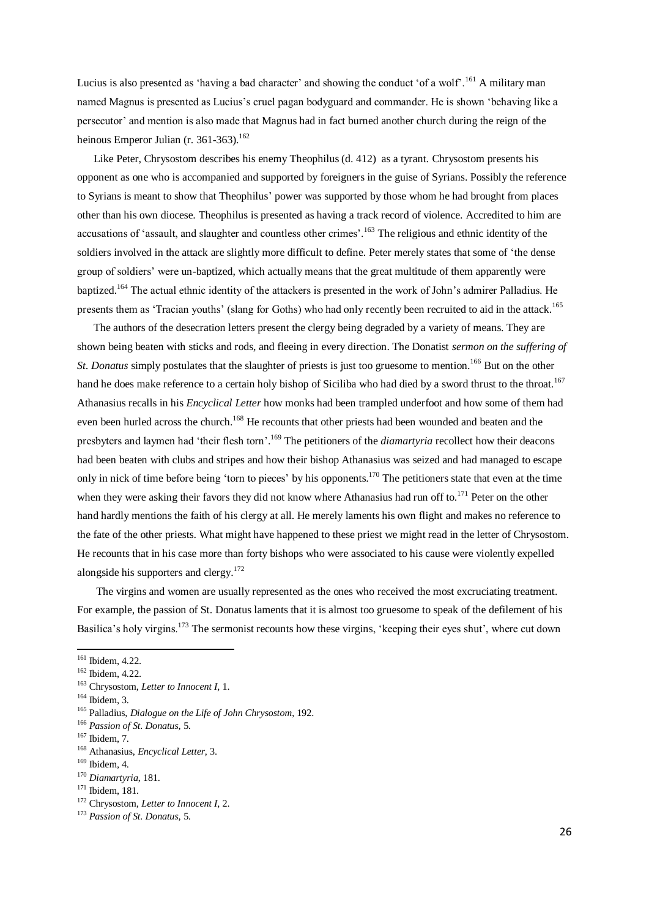Lucius is also presented as 'having a bad character' and showing the conduct 'of a wolf'.[161] A military man named Magnus is presented as Lucius's cruel pagan bodyguard and commander. He is shown 'behaving like a persecutor' and mention is also made that Magnus had in fact burned another church during the reign of the heinous Emperor Julian (r. 361-363).[162]

Like Peter, Chrysostom describes his enemy Theophilus (d. 412) as a tyrant. Chrysostom presents his opponent as one who is accompanied and supported by foreigners in the guise of Syrians. Possibly the reference to Syrians is meant to show that Theophilus' power was supported by those whom he had brought from places other than his own diocese. Theophilus is presented as having a track record of violence. Accredited to him are accusations of 'assault, and slaughter and countless other crimes'.[163] The religious and ethnic identity of the soldiers involved in the attack are slightly more difficult to define. Peter merely states that some of 'the dense group of soldiers' were un-baptized, which actually means that the great multitude of them apparently were baptized.[164] The actual ethnic identity of the attackers is presented in the work of John's admirer Palladius. He presents them as 'Tracian youths' (slang for Goths) who had only recently been recruited to aid in the attack.[165]

The authors of the desecration letters present the clergy being degraded by a variety of means. They are shown being beaten with sticks and rods, and fleeing in every direction. The Donatist *sermon on the suffering of St. Donatus* simply postulates that the slaughter of priests is just too gruesome to mention.[166] But on the other hand he does make reference to a certain holy bishop of Siciliba who had died by a sword thrust to the throat.[167] Athanasius recalls in his *Encyclical Letter* how monks had been trampled underfoot and how some of them had even been hurled across the church.[168] He recounts that other priests had been wounded and beaten and the presbyters and laymen had 'their flesh torn'.[169] The petitioners of the *diamartyria* recollect how their deacons had been beaten with clubs and stripes and how their bishop Athanasius was seized and had managed to escape only in nick of time before being 'torn to pieces' by his opponents.[170] The petitioners state that even at the time when they were asking their favors they did not know where Athanasius had run off to.[171] Peter on the other hand hardly mentions the faith of his clergy at all. He merely laments his own flight and makes no reference to the fate of the other priests. What might have happened to these priest we might read in the letter of Chrysostom. He recounts that in his case more than forty bishops who were associated to his cause were violently expelled alongside his supporters and clergy.[172]

The virgins and women are usually represented as the ones who received the most excruciating treatment. For example, the passion of St. Donatus laments that it is almost too gruesome to speak of the defilement of his Basilica's holy virgins.[173] The sermonist recounts how these virgins, 'keeping their eyes shut', where cut down

---

[161] Ibidem, 4.22.
[162] Ibidem, 4.22.
[163] Chrysostom, *Letter to Innocent I*, 1.
[164] Ibidem, 3.
[165] Palladius, *Dialogue on the Life of John Chrysostom*, 192.
[166] *Passion of St. Donatus*, 5.
[167] Ibidem, 7.
[168] Athanasius, *Encyclical Letter*, 3.
[169] Ibidem, 4.
[170] *Diamartyria*, 181.
[171] Ibidem, 181.
[172] Chrysostom, *Letter to Innocent I*, 2.
[173] *Passion of St. Donatus*, 5.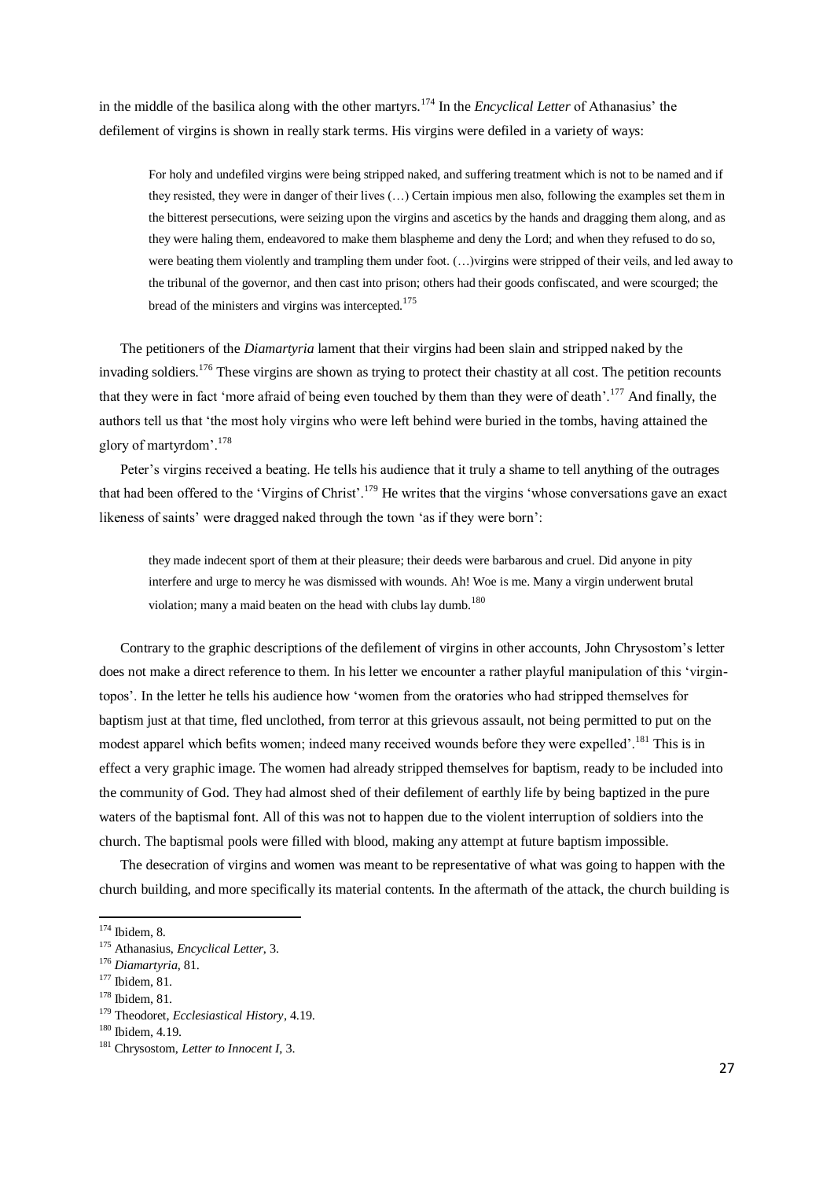in the middle of the basilica along with the other martyrs.[174] In the *Encyclical Letter* of Athanasius' the defilement of virgins is shown in really stark terms. His virgins were defiled in a variety of ways:

> For holy and undefiled virgins were being stripped naked, and suffering treatment which is not to be named and if they resisted, they were in danger of their lives (…) Certain impious men also, following the examples set them in the bitterest persecutions, were seizing upon the virgins and ascetics by the hands and dragging them along, and as they were haling them, endeavored to make them blaspheme and deny the Lord; and when they refused to do so, were beating them violently and trampling them under foot. (…)virgins were stripped of their veils, and led away to the tribunal of the governor, and then cast into prison; others had their goods confiscated, and were scourged; the bread of the ministers and virgins was intercepted.[175]

The petitioners of the *Diamartyria* lament that their virgins had been slain and stripped naked by the invading soldiers.[176] These virgins are shown as trying to protect their chastity at all cost. The petition recounts that they were in fact 'more afraid of being even touched by them than they were of death'.[177] And finally, the authors tell us that 'the most holy virgins who were left behind were buried in the tombs, having attained the glory of martyrdom'.[178]

Peter's virgins received a beating. He tells his audience that it truly a shame to tell anything of the outrages that had been offered to the 'Virgins of Christ'.[179] He writes that the virgins 'whose conversations gave an exact likeness of saints' were dragged naked through the town 'as if they were born':

> they made indecent sport of them at their pleasure; their deeds were barbarous and cruel. Did anyone in pity interfere and urge to mercy he was dismissed with wounds. Ah! Woe is me. Many a virgin underwent brutal violation; many a maid beaten on the head with clubs lay dumb.[180]

Contrary to the graphic descriptions of the defilement of virgins in other accounts, John Chrysostom's letter does not make a direct reference to them. In his letter we encounter a rather playful manipulation of this 'virgin-topos'. In the letter he tells his audience how 'women from the oratories who had stripped themselves for baptism just at that time, fled unclothed, from terror at this grievous assault, not being permitted to put on the modest apparel which befits women; indeed many received wounds before they were expelled'.[181] This is in effect a very graphic image. The women had already stripped themselves for baptism, ready to be included into the community of God. They had almost shed of their defilement of earthly life by being baptized in the pure waters of the baptismal font. All of this was not to happen due to the violent interruption of soldiers into the church. The baptismal pools were filled with blood, making any attempt at future baptism impossible.

The desecration of virgins and women was meant to be representative of what was going to happen with the church building, and more specifically its material contents. In the aftermath of the attack, the church building is

---

[174] Ibidem, 8.

[175] Athanasius, *Encyclical Letter*, 3.

[176] *Diamartyria*, 81.

[177] Ibidem, 81.

[178] Ibidem, 81.

[179] Theodoret, *Ecclesiastical History*, 4.19.

[180] Ibidem, 4.19.

[181] Chrysostom, *Letter to Innocent I*, 3.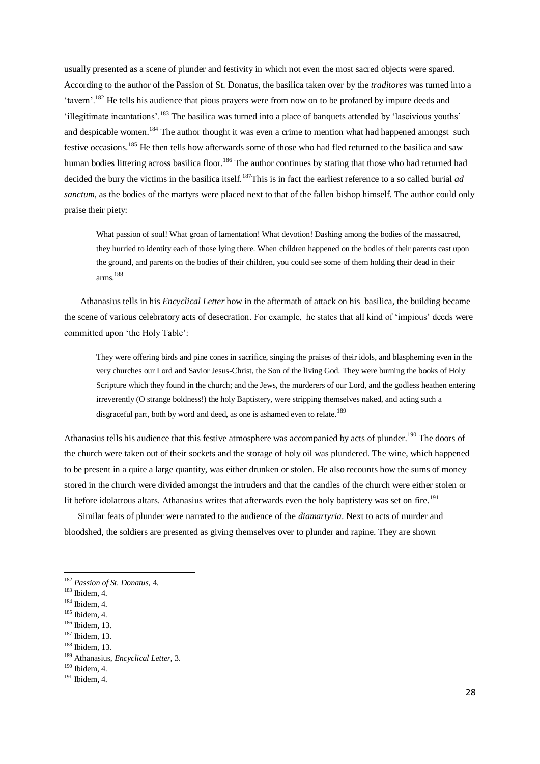usually presented as a scene of plunder and festivity in which not even the most sacred objects were spared. According to the author of the Passion of St. Donatus, the basilica taken over by the *traditores* was turned into a 'tavern'.[182] He tells his audience that pious prayers were from now on to be profaned by impure deeds and 'illegitimate incantations'.[183] The basilica was turned into a place of banquets attended by 'lascivious youths' and despicable women.[184] The author thought it was even a crime to mention what had happened amongst such festive occasions.[185] He then tells how afterwards some of those who had fled returned to the basilica and saw human bodies littering across basilica floor.[186] The author continues by stating that those who had returned had decided the bury the victims in the basilica itself.[187] This is in fact the earliest reference to a so called burial *ad sanctum*, as the bodies of the martyrs were placed next to that of the fallen bishop himself. The author could only praise their piety:

> What passion of soul! What groan of lamentation! What devotion! Dashing among the bodies of the massacred, they hurried to identity each of those lying there. When children happened on the bodies of their parents cast upon the ground, and parents on the bodies of their children, you could see some of them holding their dead in their arms.[188]

Athanasius tells in his *Encyclical Letter* how in the aftermath of attack on his basilica, the building became the scene of various celebratory acts of desecration. For example, he states that all kind of 'impious' deeds were committed upon 'the Holy Table':

> They were offering birds and pine cones in sacrifice, singing the praises of their idols, and blaspheming even in the very churches our Lord and Savior Jesus-Christ, the Son of the living God. They were burning the books of Holy Scripture which they found in the church; and the Jews, the murderers of our Lord, and the godless heathen entering irreverently (O strange boldness!) the holy Baptistery, were stripping themselves naked, and acting such a disgraceful part, both by word and deed, as one is ashamed even to relate.[189]

Athanasius tells his audience that this festive atmosphere was accompanied by acts of plunder.[190] The doors of the church were taken out of their sockets and the storage of holy oil was plundered. The wine, which happened to be present in a quite a large quantity, was either drunken or stolen. He also recounts how the sums of money stored in the church were divided amongst the intruders and that the candles of the church were either stolen or lit before idolatrous altars. Athanasius writes that afterwards even the holy baptistery was set on fire.[191]

Similar feats of plunder were narrated to the audience of the *diamartyria*. Next to acts of murder and bloodshed, the soldiers are presented as giving themselves over to plunder and rapine. They are shown

---

[182] *Passion of St. Donatus*, 4.

[183] Ibidem, 4.

[184] Ibidem, 4.

[185] Ibidem, 4.

[186] Ibidem, 13.

[187] Ibidem, 13.

[188] Ibidem, 13.

[189] Athanasius, *Encyclical Letter*, 3.

[190] Ibidem, 4.

[191] Ibidem, 4.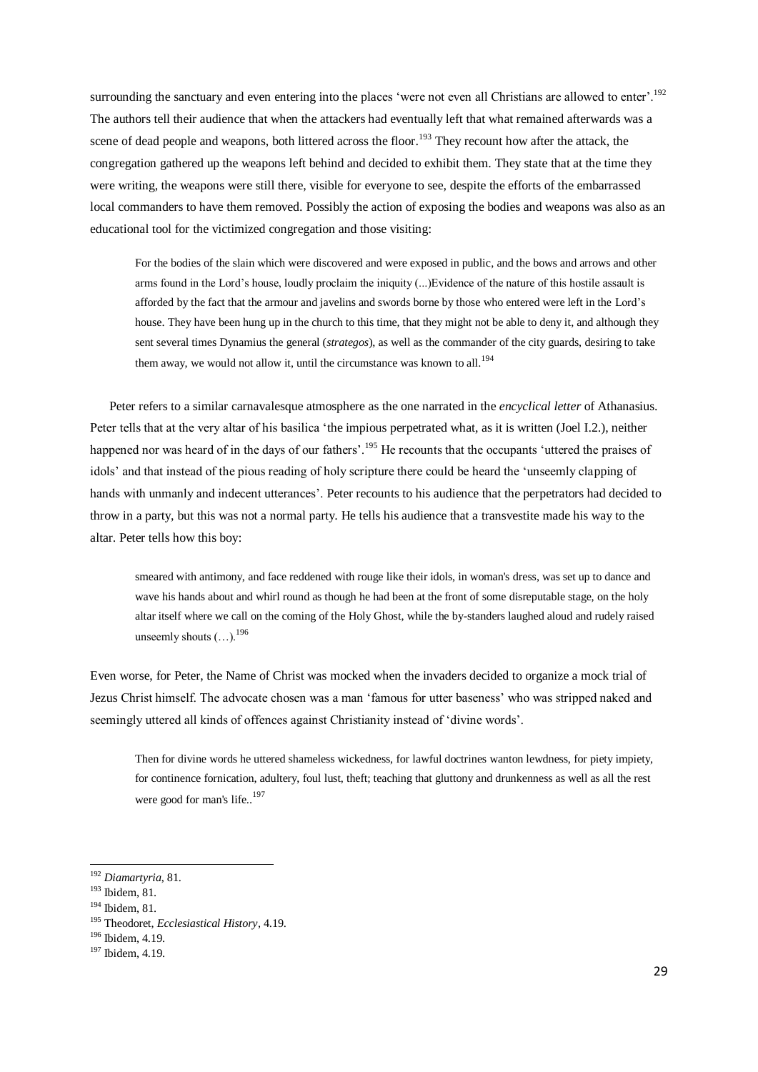surrounding the sanctuary and even entering into the places 'were not even all Christians are allowed to enter'.[192] The authors tell their audience that when the attackers had eventually left that what remained afterwards was a scene of dead people and weapons, both littered across the floor.[193] They recount how after the attack, the congregation gathered up the weapons left behind and decided to exhibit them. They state that at the time they were writing, the weapons were still there, visible for everyone to see, despite the efforts of the embarrassed local commanders to have them removed. Possibly the action of exposing the bodies and weapons was also as an educational tool for the victimized congregation and those visiting:

> For the bodies of the slain which were discovered and were exposed in public, and the bows and arrows and other arms found in the Lord's house, loudly proclaim the iniquity (...)Evidence of the nature of this hostile assault is afforded by the fact that the armour and javelins and swords borne by those who entered were left in the Lord's house. They have been hung up in the church to this time, that they might not be able to deny it, and although they sent several times Dynamius the general (*strategos*), as well as the commander of the city guards, desiring to take them away, we would not allow it, until the circumstance was known to all.[194]

Peter refers to a similar carnavalesque atmosphere as the one narrated in the *encyclical letter* of Athanasius. Peter tells that at the very altar of his basilica 'the impious perpetrated what, as it is written (Joel I.2.), neither happened nor was heard of in the days of our fathers'.[195] He recounts that the occupants 'uttered the praises of idols' and that instead of the pious reading of holy scripture there could be heard the 'unseemly clapping of hands with unmanly and indecent utterances'. Peter recounts to his audience that the perpetrators had decided to throw in a party, but this was not a normal party. He tells his audience that a transvestite made his way to the altar. Peter tells how this boy:

> smeared with antimony, and face reddened with rouge like their idols, in woman's dress, was set up to dance and wave his hands about and whirl round as though he had been at the front of some disreputable stage, on the holy altar itself where we call on the coming of the Holy Ghost, while the by-standers laughed aloud and rudely raised unseemly shouts (…).[196]

Even worse, for Peter, the Name of Christ was mocked when the invaders decided to organize a mock trial of Jezus Christ himself. The advocate chosen was a man 'famous for utter baseness' who was stripped naked and seemingly uttered all kinds of offences against Christianity instead of 'divine words'.

> Then for divine words he uttered shameless wickedness, for lawful doctrines wanton lewdness, for piety impiety, for continence fornication, adultery, foul lust, theft; teaching that gluttony and drunkenness as well as all the rest were good for man's life..[197]

---

[192] *Diamartyria*, 81.

[193] Ibidem, 81.

[194] Ibidem, 81.

[195] Theodoret, *Ecclesiastical History*, 4.19.

[196] Ibidem, 4.19.

[197] Ibidem, 4.19.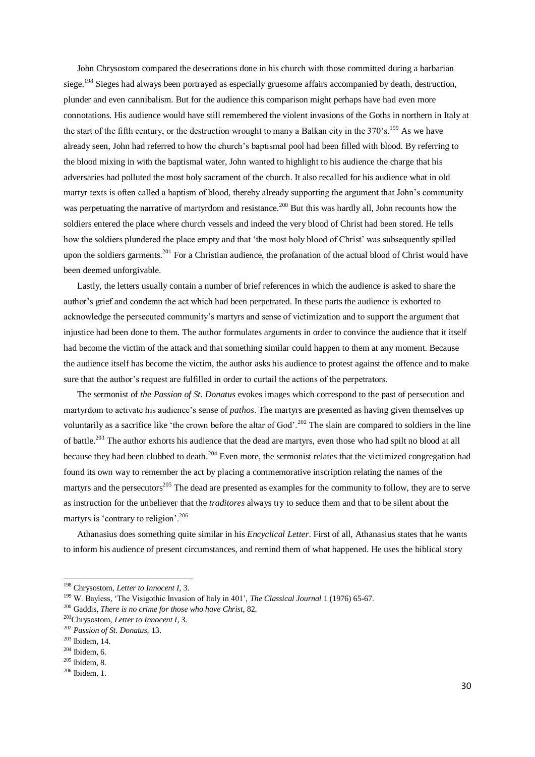John Chrysostom compared the desecrations done in his church with those committed during a barbarian siege.[198] Sieges had always been portrayed as especially gruesome affairs accompanied by death, destruction, plunder and even cannibalism. But for the audience this comparison might perhaps have had even more connotations. His audience would have still remembered the violent invasions of the Goths in northern in Italy at the start of the fifth century, or the destruction wrought to many a Balkan city in the 370's.[199] As we have already seen, John had referred to how the church's baptismal pool had been filled with blood. By referring to the blood mixing in with the baptismal water, John wanted to highlight to his audience the charge that his adversaries had polluted the most holy sacrament of the church. It also recalled for his audience what in old martyr texts is often called a baptism of blood, thereby already supporting the argument that John's community was perpetuating the narrative of martyrdom and resistance.[200] But this was hardly all, John recounts how the soldiers entered the place where church vessels and indeed the very blood of Christ had been stored. He tells how the soldiers plundered the place empty and that 'the most holy blood of Christ' was subsequently spilled upon the soldiers garments.[201] For a Christian audience, the profanation of the actual blood of Christ would have been deemed unforgivable.

Lastly, the letters usually contain a number of brief references in which the audience is asked to share the author's grief and condemn the act which had been perpetrated. In these parts the audience is exhorted to acknowledge the persecuted community's martyrs and sense of victimization and to support the argument that injustice had been done to them. The author formulates arguments in order to convince the audience that it itself had become the victim of the attack and that something similar could happen to them at any moment. Because the audience itself has become the victim, the author asks his audience to protest against the offence and to make sure that the author's request are fulfilled in order to curtail the actions of the perpetrators.

The sermonist of *the Passion of St. Donatus* evokes images which correspond to the past of persecution and martyrdom to activate his audience's sense of *pathos*. The martyrs are presented as having given themselves up voluntarily as a sacrifice like 'the crown before the altar of God'.[202] The slain are compared to soldiers in the line of battle.[203] The author exhorts his audience that the dead are martyrs, even those who had spilt no blood at all because they had been clubbed to death.[204] Even more, the sermonist relates that the victimized congregation had found its own way to remember the act by placing a commemorative inscription relating the names of the martyrs and the persecutors[205] The dead are presented as examples for the community to follow, they are to serve as instruction for the unbeliever that the *traditores* always try to seduce them and that to be silent about the martyrs is 'contrary to religion'.[206]

Athanasius does something quite similar in his *Encyclical Letter*. First of all, Athanasius states that he wants to inform his audience of present circumstances, and remind them of what happened. He uses the biblical story

---

[198] Chrysostom, *Letter to Innocent I*, 3.

[199] W. Bayless, 'The Visigothic Invasion of Italy in 401', *The Classical Journal* 1 (1976) 65-67.

[200] Gaddis, *There is no crime for those who have Christ*, 82.

[201] Chrysostom, *Letter to Innocent I*, 3.

[202] *Passion of St. Donatus*, 13.

[203] Ibidem, 14.

[204] Ibidem, 6.

[205] Ibidem, 8.

[206] Ibidem, 1.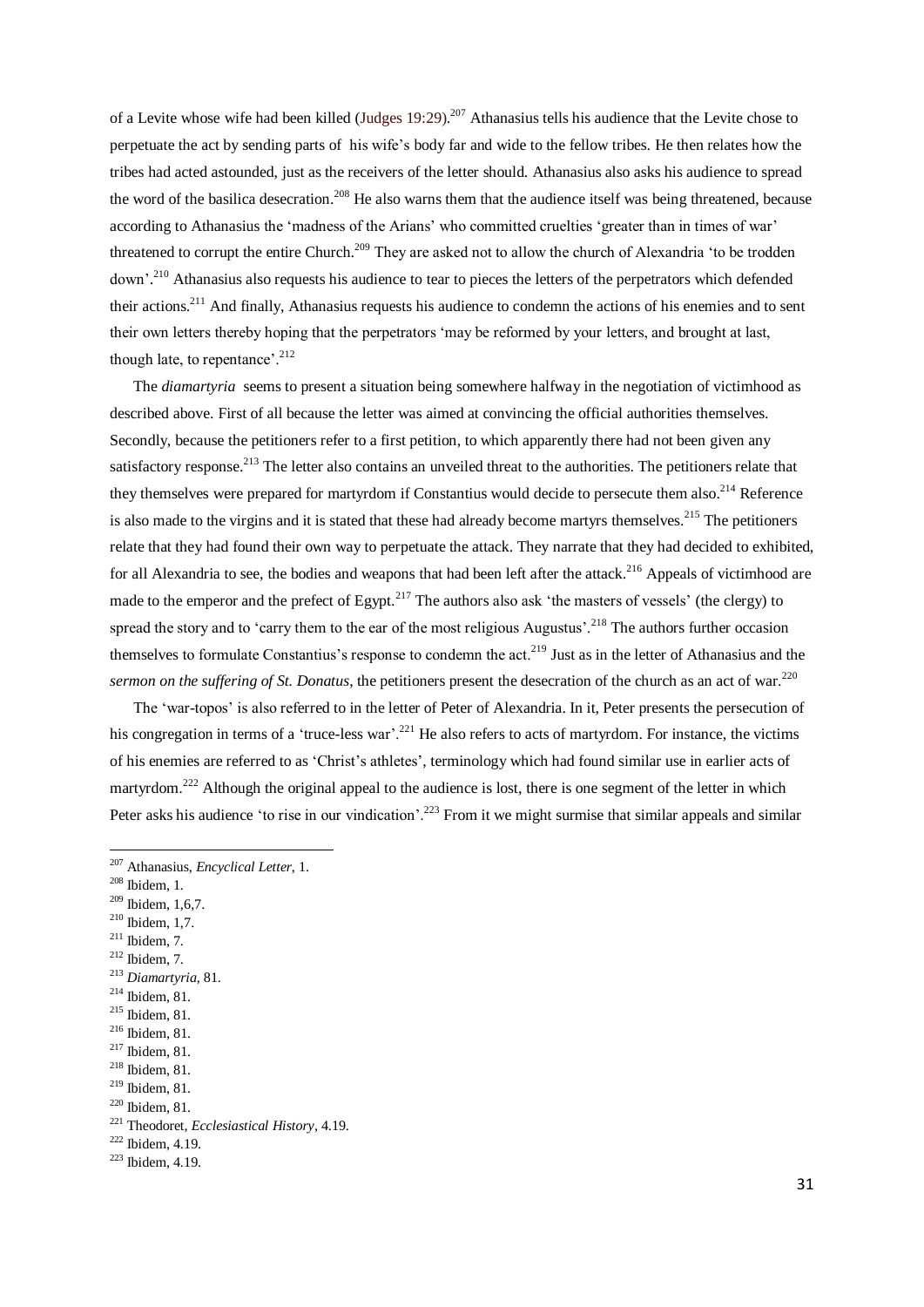of a Levite whose wife had been killed (Judges 19:29).[207] Athanasius tells his audience that the Levite chose to perpetuate the act by sending parts of his wife's body far and wide to the fellow tribes. He then relates how the tribes had acted astounded, just as the receivers of the letter should. Athanasius also asks his audience to spread the word of the basilica desecration.[208] He also warns them that the audience itself was being threatened, because according to Athanasius the 'madness of the Arians' who committed cruelties 'greater than in times of war' threatened to corrupt the entire Church.[209] They are asked not to allow the church of Alexandria 'to be trodden down'.[210] Athanasius also requests his audience to tear to pieces the letters of the perpetrators which defended their actions.[211] And finally, Athanasius requests his audience to condemn the actions of his enemies and to sent their own letters thereby hoping that the perpetrators 'may be reformed by your letters, and brought at last, though late, to repentance'.[212]

The *diamartyria* seems to present a situation being somewhere halfway in the negotiation of victimhood as described above. First of all because the letter was aimed at convincing the official authorities themselves. Secondly, because the petitioners refer to a first petition, to which apparently there had not been given any satisfactory response.[213] The letter also contains an unveiled threat to the authorities. The petitioners relate that they themselves were prepared for martyrdom if Constantius would decide to persecute them also.[214] Reference is also made to the virgins and it is stated that these had already become martyrs themselves.[215] The petitioners relate that they had found their own way to perpetuate the attack. They narrate that they had decided to exhibited, for all Alexandria to see, the bodies and weapons that had been left after the attack.[216] Appeals of victimhood are made to the emperor and the prefect of Egypt.[217] The authors also ask 'the masters of vessels' (the clergy) to spread the story and to 'carry them to the ear of the most religious Augustus'.[218] The authors further occasion themselves to formulate Constantius's response to condemn the act.[219] Just as in the letter of Athanasius and the *sermon on the suffering of St. Donatus*, the petitioners present the desecration of the church as an act of war.[220]

The 'war-topos' is also referred to in the letter of Peter of Alexandria. In it, Peter presents the persecution of his congregation in terms of a 'truce-less war'.[221] He also refers to acts of martyrdom. For instance, the victims of his enemies are referred to as 'Christ's athletes', terminology which had found similar use in earlier acts of martyrdom.[222] Although the original appeal to the audience is lost, there is one segment of the letter in which Peter asks his audience 'to rise in our vindication'.[223] From it we might surmise that similar appeals and similar

---

[207] Athanasius, *Encyclical Letter*, 1.
[208] Ibidem, 1.
[209] Ibidem, 1,6,7.
[210] Ibidem, 1,7.
[211] Ibidem, 7.
[212] Ibidem, 7.
[213] *Diamartyria*, 81.
[214] Ibidem, 81.
[215] Ibidem, 81.
[216] Ibidem, 81.
[217] Ibidem, 81.
[218] Ibidem, 81.
[219] Ibidem, 81.
[220] Ibidem, 81.
[221] Theodoret, *Ecclesiastical History*, 4.19.
[222] Ibidem, 4.19.
[223] Ibidem, 4.19.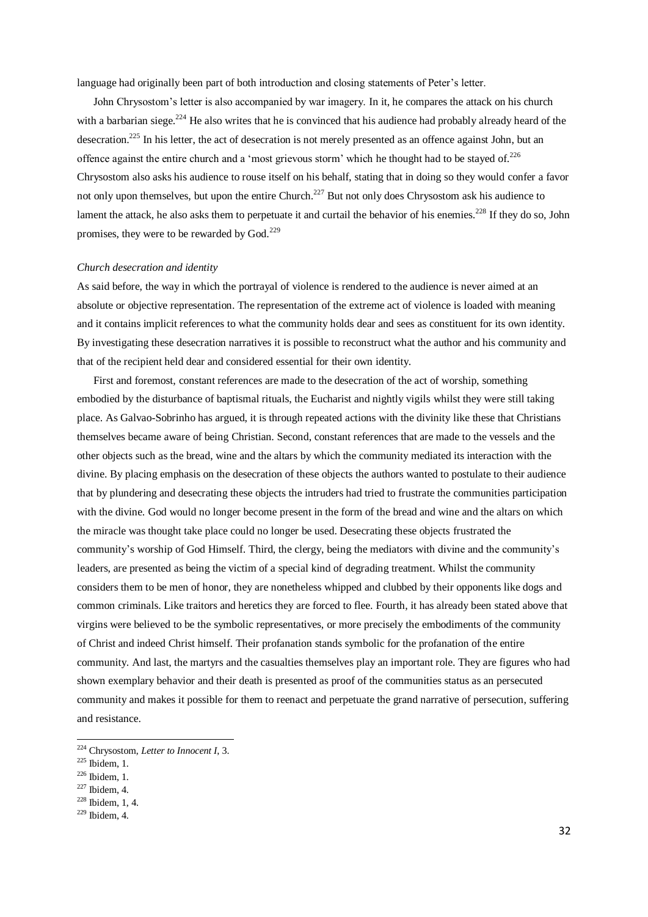language had originally been part of both introduction and closing statements of Peter's letter.

John Chrysostom's letter is also accompanied by war imagery. In it, he compares the attack on his church with a barbarian siege.[224] He also writes that he is convinced that his audience had probably already heard of the desecration.[225] In his letter, the act of desecration is not merely presented as an offence against John, but an offence against the entire church and a 'most grievous storm' which he thought had to be stayed of.[226] Chrysostom also asks his audience to rouse itself on his behalf, stating that in doing so they would confer a favor not only upon themselves, but upon the entire Church.[227] But not only does Chrysostom ask his audience to lament the attack, he also asks them to perpetuate it and curtail the behavior of his enemies.[228] If they do so, John promises, they were to be rewarded by God.[229]

*Church desecration and identity*

As said before, the way in which the portrayal of violence is rendered to the audience is never aimed at an absolute or objective representation. The representation of the extreme act of violence is loaded with meaning and it contains implicit references to what the community holds dear and sees as constituent for its own identity. By investigating these desecration narratives it is possible to reconstruct what the author and his community and that of the recipient held dear and considered essential for their own identity.

First and foremost, constant references are made to the desecration of the act of worship, something embodied by the disturbance of baptismal rituals, the Eucharist and nightly vigils whilst they were still taking place. As Galvao-Sobrinho has argued, it is through repeated actions with the divinity like these that Christians themselves became aware of being Christian. Second, constant references that are made to the vessels and the other objects such as the bread, wine and the altars by which the community mediated its interaction with the divine. By placing emphasis on the desecration of these objects the authors wanted to postulate to their audience that by plundering and desecrating these objects the intruders had tried to frustrate the communities participation with the divine. God would no longer become present in the form of the bread and wine and the altars on which the miracle was thought take place could no longer be used. Desecrating these objects frustrated the community's worship of God Himself. Third, the clergy, being the mediators with divine and the community's leaders, are presented as being the victim of a special kind of degrading treatment. Whilst the community considers them to be men of honor, they are nonetheless whipped and clubbed by their opponents like dogs and common criminals. Like traitors and heretics they are forced to flee. Fourth, it has already been stated above that virgins were believed to be the symbolic representatives, or more precisely the embodiments of the community of Christ and indeed Christ himself. Their profanation stands symbolic for the profanation of the entire community. And last, the martyrs and the casualties themselves play an important role. They are figures who had shown exemplary behavior and their death is presented as proof of the communities status as an persecuted community and makes it possible for them to reenact and perpetuate the grand narrative of persecution, suffering and resistance.

---

[224] Chrysostom, *Letter to Innocent I*, 3.

[225] Ibidem, 1.

[226] Ibidem, 1.

[227] Ibidem, 4.

[228] Ibidem, 1, 4.

[229] Ibidem, 4.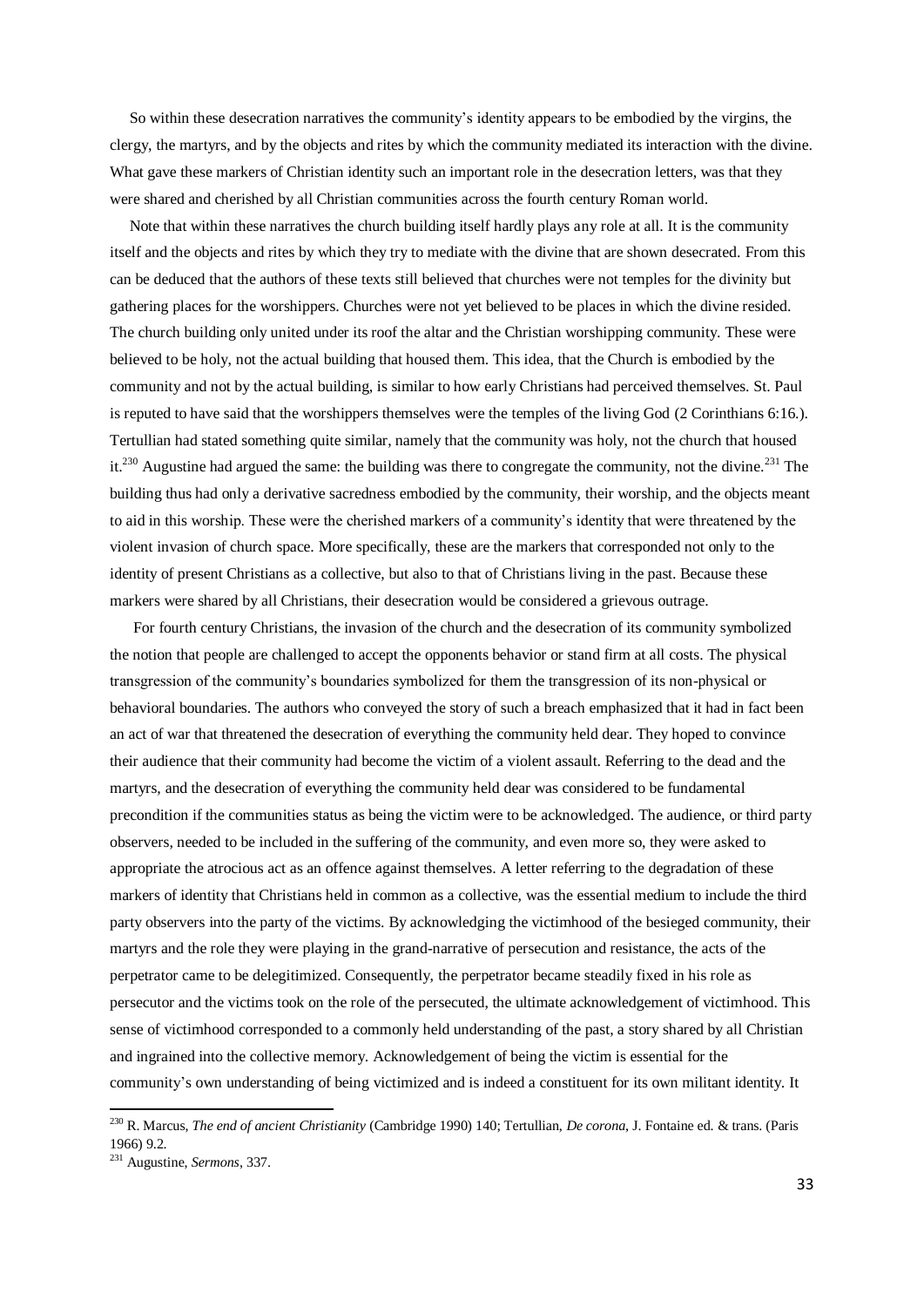So within these desecration narratives the community's identity appears to be embodied by the virgins, the clergy, the martyrs, and by the objects and rites by which the community mediated its interaction with the divine. What gave these markers of Christian identity such an important role in the desecration letters, was that they were shared and cherished by all Christian communities across the fourth century Roman world.

Note that within these narratives the church building itself hardly plays any role at all. It is the community itself and the objects and rites by which they try to mediate with the divine that are shown desecrated. From this can be deduced that the authors of these texts still believed that churches were not temples for the divinity but gathering places for the worshippers. Churches were not yet believed to be places in which the divine resided. The church building only united under its roof the altar and the Christian worshipping community. These were believed to be holy, not the actual building that housed them. This idea, that the Church is embodied by the community and not by the actual building, is similar to how early Christians had perceived themselves. St. Paul is reputed to have said that the worshippers themselves were the temples of the living God (2 Corinthians 6:16.). Tertullian had stated something quite similar, namely that the community was holy, not the church that housed it.[230] Augustine had argued the same: the building was there to congregate the community, not the divine.[231] The building thus had only a derivative sacredness embodied by the community, their worship, and the objects meant to aid in this worship. These were the cherished markers of a community's identity that were threatened by the violent invasion of church space. More specifically, these are the markers that corresponded not only to the identity of present Christians as a collective, but also to that of Christians living in the past. Because these markers were shared by all Christians, their desecration would be considered a grievous outrage.

For fourth century Christians, the invasion of the church and the desecration of its community symbolized the notion that people are challenged to accept the opponents behavior or stand firm at all costs. The physical transgression of the community's boundaries symbolized for them the transgression of its non-physical or behavioral boundaries. The authors who conveyed the story of such a breach emphasized that it had in fact been an act of war that threatened the desecration of everything the community held dear. They hoped to convince their audience that their community had become the victim of a violent assault. Referring to the dead and the martyrs, and the desecration of everything the community held dear was considered to be fundamental precondition if the communities status as being the victim were to be acknowledged. The audience, or third party observers, needed to be included in the suffering of the community, and even more so, they were asked to appropriate the atrocious act as an offence against themselves. A letter referring to the degradation of these markers of identity that Christians held in common as a collective, was the essential medium to include the third party observers into the party of the victims. By acknowledging the victimhood of the besieged community, their martyrs and the role they were playing in the grand-narrative of persecution and resistance, the acts of the perpetrator came to be delegitimized. Consequently, the perpetrator became steadily fixed in his role as persecutor and the victims took on the role of the persecuted, the ultimate acknowledgement of victimhood. This sense of victimhood corresponded to a commonly held understanding of the past, a story shared by all Christian and ingrained into the collective memory. Acknowledgement of being the victim is essential for the community's own understanding of being victimized and is indeed a constituent for its own militant identity. It

---

[230] R. Marcus, *The end of ancient Christianity* (Cambridge 1990) 140; Tertullian, *De corona*, J. Fontaine ed. & trans. (Paris 1966) 9.2.

[231] Augustine, *Sermons*, 337.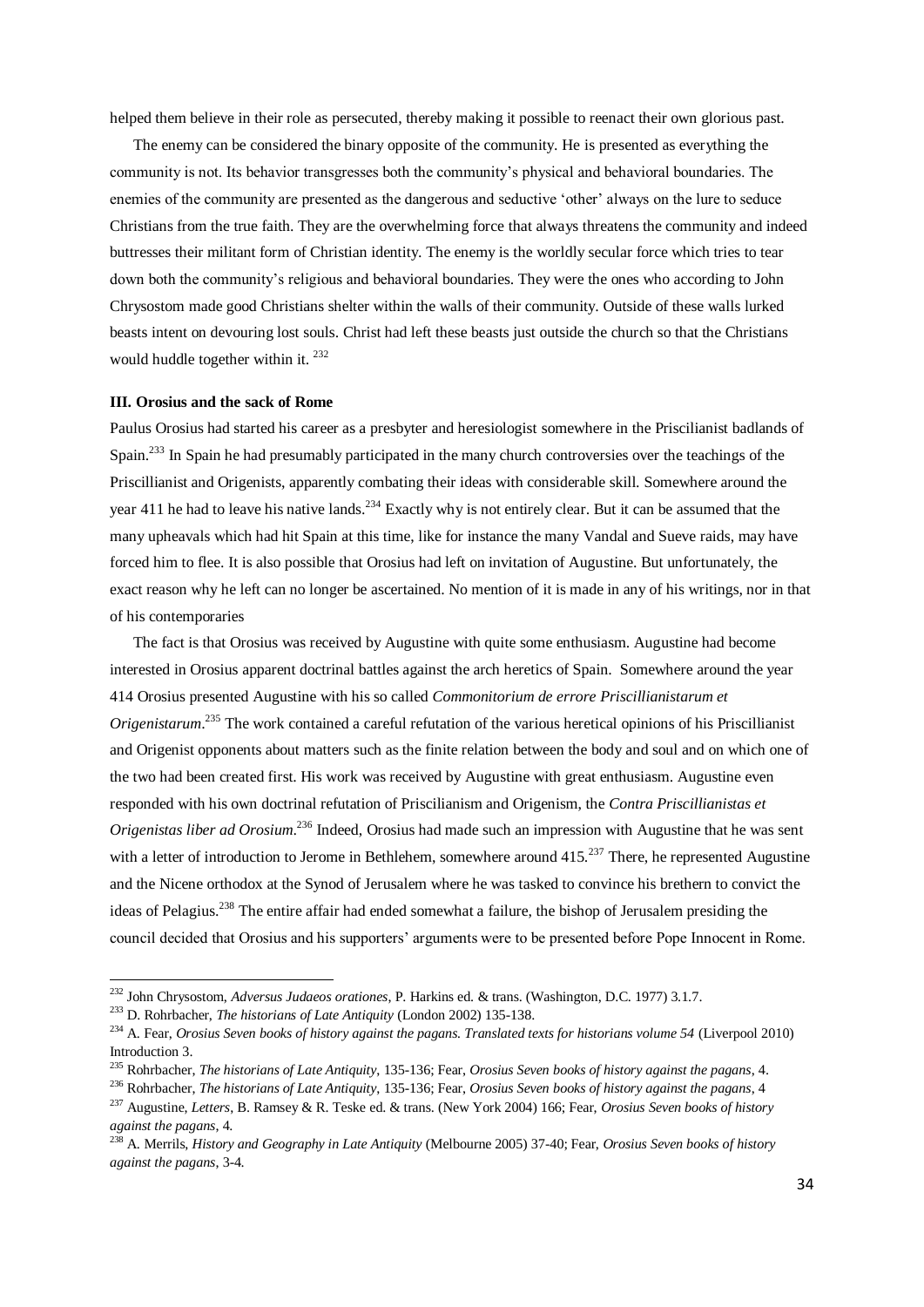helped them believe in their role as persecuted, thereby making it possible to reenact their own glorious past.

The enemy can be considered the binary opposite of the community. He is presented as everything the community is not. Its behavior transgresses both the community's physical and behavioral boundaries. The enemies of the community are presented as the dangerous and seductive 'other' always on the lure to seduce Christians from the true faith. They are the overwhelming force that always threatens the community and indeed buttresses their militant form of Christian identity. The enemy is the worldly secular force which tries to tear down both the community's religious and behavioral boundaries. They were the ones who according to John Chrysostom made good Christians shelter within the walls of their community. Outside of these walls lurked beasts intent on devouring lost souls. Christ had left these beasts just outside the church so that the Christians would huddle together within it. [232]

### III. Orosius and the sack of Rome

Paulus Orosius had started his career as a presbyter and heresiologist somewhere in the Priscilianist badlands of Spain.[233] In Spain he had presumably participated in the many church controversies over the teachings of the Priscillianist and Origenists, apparently combating their ideas with considerable skill. Somewhere around the year 411 he had to leave his native lands.[234] Exactly why is not entirely clear. But it can be assumed that the many upheavals which had hit Spain at this time, like for instance the many Vandal and Sueve raids, may have forced him to flee. It is also possible that Orosius had left on invitation of Augustine. But unfortunately, the exact reason why he left can no longer be ascertained. No mention of it is made in any of his writings, nor in that of his contemporaries

The fact is that Orosius was received by Augustine with quite some enthusiasm. Augustine had become interested in Orosius apparent doctrinal battles against the arch heretics of Spain. Somewhere around the year 414 Orosius presented Augustine with his so called *Commonitorium de errore Priscillianistarum et Origenistarum*.[235] The work contained a careful refutation of the various heretical opinions of his Priscillianist and Origenist opponents about matters such as the finite relation between the body and soul and on which one of the two had been created first. His work was received by Augustine with great enthusiasm. Augustine even responded with his own doctrinal refutation of Priscilianism and Origenism, the *Contra Priscillianistas et Origenistas liber ad Orosium*.[236] Indeed, Orosius had made such an impression with Augustine that he was sent with a letter of introduction to Jerome in Bethlehem, somewhere around 415.[237] There, he represented Augustine and the Nicene orthodox at the Synod of Jerusalem where he was tasked to convince his brethern to convict the ideas of Pelagius.[238] The entire affair had ended somewhat a failure, the bishop of Jerusalem presiding the council decided that Orosius and his supporters' arguments were to be presented before Pope Innocent in Rome.

---

[232] John Chrysostom, *Adversus Judaeos orationes*, P. Harkins ed. & trans. (Washington, D.C. 1977) 3.1.7.

[233] D. Rohrbacher, *The historians of Late Antiquity* (London 2002) 135-138.

[234] A. Fear, *Orosius Seven books of history against the pagans. Translated texts for historians volume 54* (Liverpool 2010) Introduction 3.

[235] Rohrbacher, *The historians of Late Antiquity*, 135-136; Fear, *Orosius Seven books of history against the pagans*, 4.

[236] Rohrbacher, *The historians of Late Antiquity*, 135-136; Fear, *Orosius Seven books of history against the pagans*, 4

[237] Augustine, *Letters*, B. Ramsey & R. Teske ed. & trans. (New York 2004) 166; Fear, *Orosius Seven books of history against the pagans*, 4.

[238] A. Merrils, *History and Geography in Late Antiquity* (Melbourne 2005) 37-40; Fear, *Orosius Seven books of history against the pagans*, 3-4.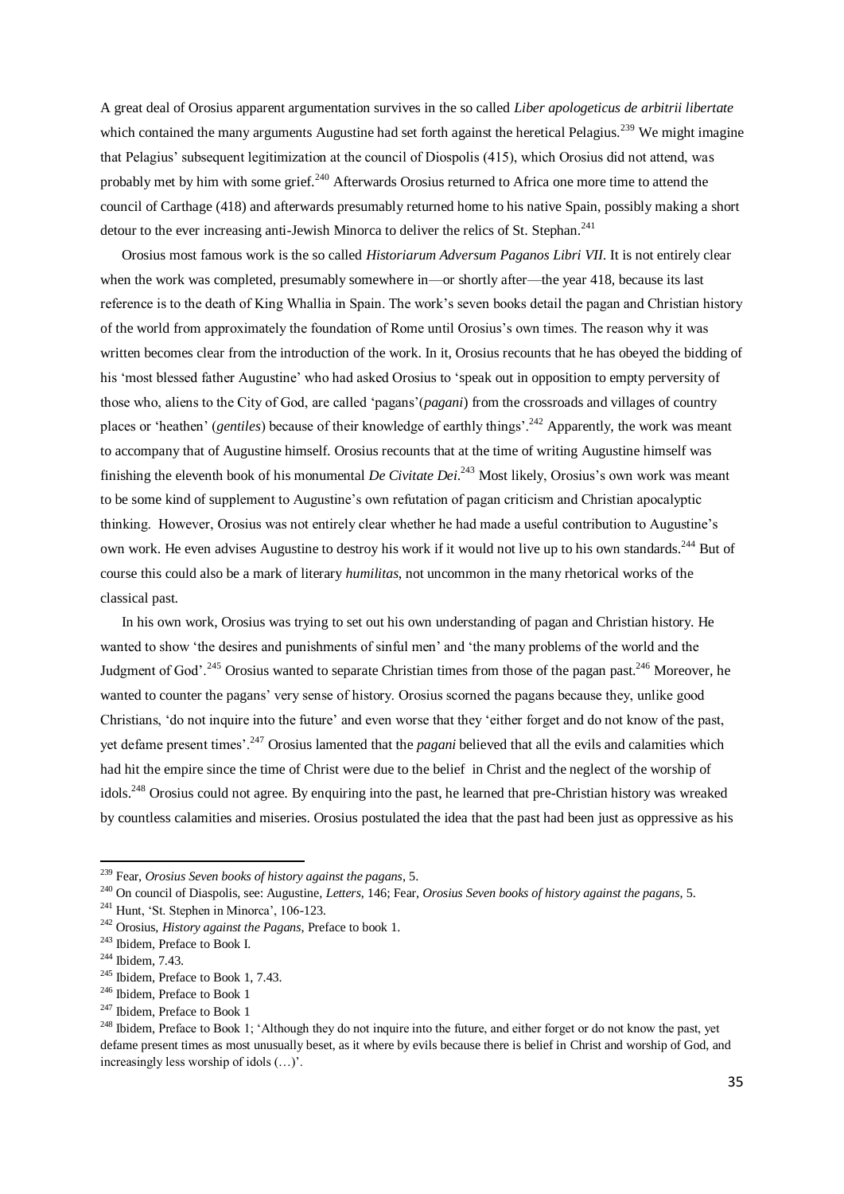A great deal of Orosius apparent argumentation survives in the so called *Liber apologeticus de arbitrii libertate* which contained the many arguments Augustine had set forth against the heretical Pelagius.[239] We might imagine that Pelagius' subsequent legitimization at the council of Diospolis (415), which Orosius did not attend, was probably met by him with some grief.[240] Afterwards Orosius returned to Africa one more time to attend the council of Carthage (418) and afterwards presumably returned home to his native Spain, possibly making a short detour to the ever increasing anti-Jewish Minorca to deliver the relics of St. Stephan.[241]

Orosius most famous work is the so called *Historiarum Adversum Paganos Libri VII*. It is not entirely clear when the work was completed, presumably somewhere in—or shortly after—the year 418, because its last reference is to the death of King Whallia in Spain. The work's seven books detail the pagan and Christian history of the world from approximately the foundation of Rome until Orosius's own times. The reason why it was written becomes clear from the introduction of the work. In it, Orosius recounts that he has obeyed the bidding of his 'most blessed father Augustine' who had asked Orosius to 'speak out in opposition to empty perversity of those who, aliens to the City of God, are called 'pagans'(*pagani*) from the crossroads and villages of country places or 'heathen' (*gentiles*) because of their knowledge of earthly things'.[242] Apparently, the work was meant to accompany that of Augustine himself. Orosius recounts that at the time of writing Augustine himself was finishing the eleventh book of his monumental *De Civitate Dei*.[243] Most likely, Orosius's own work was meant to be some kind of supplement to Augustine's own refutation of pagan criticism and Christian apocalyptic thinking. However, Orosius was not entirely clear whether he had made a useful contribution to Augustine's own work. He even advises Augustine to destroy his work if it would not live up to his own standards.[244] But of course this could also be a mark of literary *humilitas*, not uncommon in the many rhetorical works of the classical past.

In his own work, Orosius was trying to set out his own understanding of pagan and Christian history. He wanted to show 'the desires and punishments of sinful men' and 'the many problems of the world and the Judgment of God'.[245] Orosius wanted to separate Christian times from those of the pagan past.[246] Moreover, he wanted to counter the pagans' very sense of history. Orosius scorned the pagans because they, unlike good Christians, 'do not inquire into the future' and even worse that they 'either forget and do not know of the past, yet defame present times'.[247] Orosius lamented that the *pagani* believed that all the evils and calamities which had hit the empire since the time of Christ were due to the belief in Christ and the neglect of the worship of idols.[248] Orosius could not agree. By enquiring into the past, he learned that pre-Christian history was wreaked by countless calamities and miseries. Orosius postulated the idea that the past had been just as oppressive as his

---

[239] Fear, *Orosius Seven books of history against the pagans*, 5.

[240] On council of Diaspolis, see: Augustine, *Letters*, 146; Fear, *Orosius Seven books of history against the pagans*, 5.

[241] Hunt, 'St. Stephen in Minorca', 106-123.

[242] Orosius, *History against the Pagans*, Preface to book 1.

[243] Ibidem, Preface to Book I.

[244] Ibidem, 7.43.

[245] Ibidem, Preface to Book 1, 7.43.

[246] Ibidem, Preface to Book 1

[247] Ibidem, Preface to Book 1

[248] Ibidem, Preface to Book 1; 'Although they do not inquire into the future, and either forget or do not know the past, yet defame present times as most unusually beset, as it where by evils because there is belief in Christ and worship of God, and increasingly less worship of idols (…)'.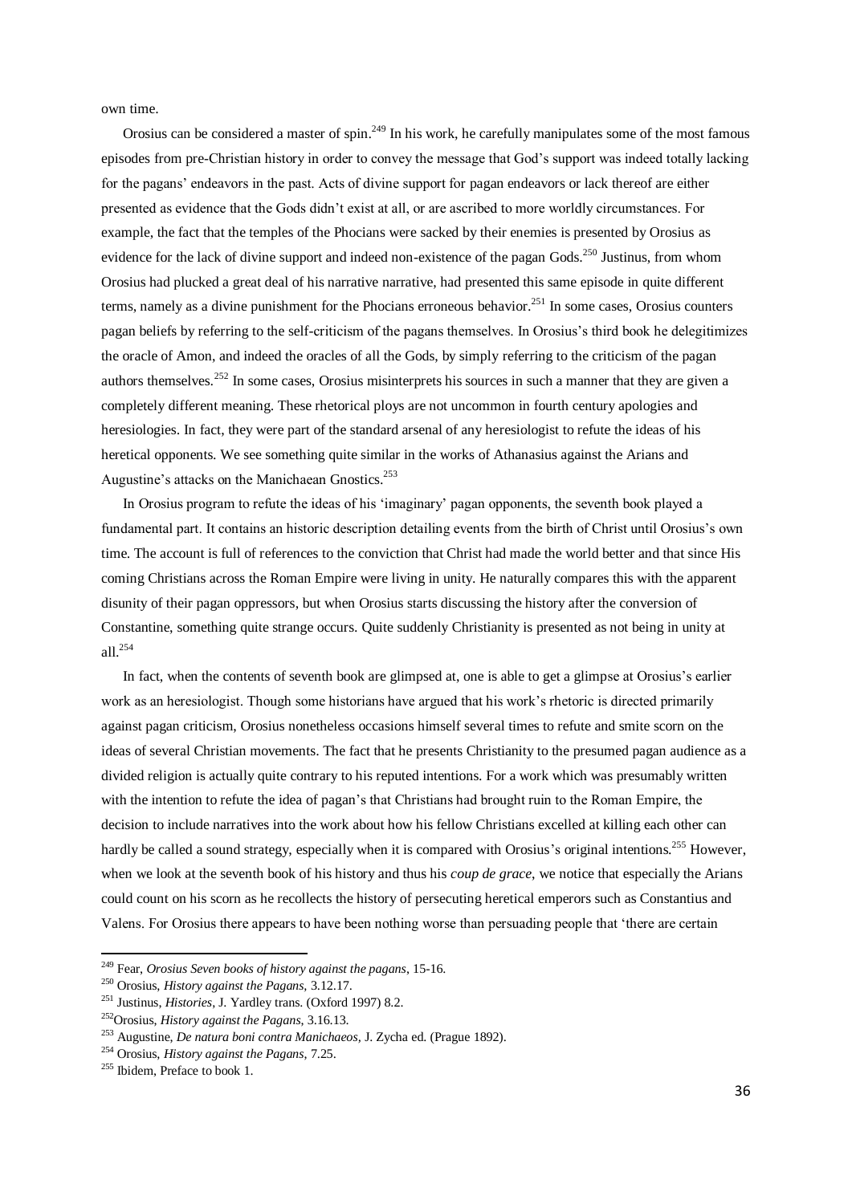own time.

Orosius can be considered a master of spin.[249] In his work, he carefully manipulates some of the most famous episodes from pre-Christian history in order to convey the message that God's support was indeed totally lacking for the pagans' endeavors in the past. Acts of divine support for pagan endeavors or lack thereof are either presented as evidence that the Gods didn't exist at all, or are ascribed to more worldly circumstances. For example, the fact that the temples of the Phocians were sacked by their enemies is presented by Orosius as evidence for the lack of divine support and indeed non-existence of the pagan Gods.[250] Justinus, from whom Orosius had plucked a great deal of his narrative narrative, had presented this same episode in quite different terms, namely as a divine punishment for the Phocians erroneous behavior.[251] In some cases, Orosius counters pagan beliefs by referring to the self-criticism of the pagans themselves. In Orosius's third book he delegitimizes the oracle of Amon, and indeed the oracles of all the Gods, by simply referring to the criticism of the pagan authors themselves.[252] In some cases, Orosius misinterprets his sources in such a manner that they are given a completely different meaning. These rhetorical ploys are not uncommon in fourth century apologies and heresiologies. In fact, they were part of the standard arsenal of any heresiologist to refute the ideas of his heretical opponents. We see something quite similar in the works of Athanasius against the Arians and Augustine's attacks on the Manichaean Gnostics.[253]

In Orosius program to refute the ideas of his 'imaginary' pagan opponents, the seventh book played a fundamental part. It contains an historic description detailing events from the birth of Christ until Orosius's own time. The account is full of references to the conviction that Christ had made the world better and that since His coming Christians across the Roman Empire were living in unity. He naturally compares this with the apparent disunity of their pagan oppressors, but when Orosius starts discussing the history after the conversion of Constantine, something quite strange occurs. Quite suddenly Christianity is presented as not being in unity at all.[254]

In fact, when the contents of seventh book are glimpsed at, one is able to get a glimpse at Orosius's earlier work as an heresiologist. Though some historians have argued that his work's rhetoric is directed primarily against pagan criticism, Orosius nonetheless occasions himself several times to refute and smite scorn on the ideas of several Christian movements. The fact that he presents Christianity to the presumed pagan audience as a divided religion is actually quite contrary to his reputed intentions. For a work which was presumably written with the intention to refute the idea of pagan's that Christians had brought ruin to the Roman Empire, the decision to include narratives into the work about how his fellow Christians excelled at killing each other can hardly be called a sound strategy, especially when it is compared with Orosius's original intentions.[255] However, when we look at the seventh book of his history and thus his *coup de grace*, we notice that especially the Arians could count on his scorn as he recollects the history of persecuting heretical emperors such as Constantius and Valens. For Orosius there appears to have been nothing worse than persuading people that 'there are certain

---

[249] Fear, *Orosius Seven books of history against the pagans*, 15-16.

[250] Orosius, *History against the Pagans*, 3.12.17.

[251] Justinus, *Histories*, J. Yardley trans. (Oxford 1997) 8.2.

[252] Orosius, *History against the Pagans*, 3.16.13.

[253] Augustine, *De natura boni contra Manichaeos*, J. Zycha ed. (Prague 1892).

[254] Orosius, *History against the Pagans*, 7.25.

[255] Ibidem, Preface to book 1.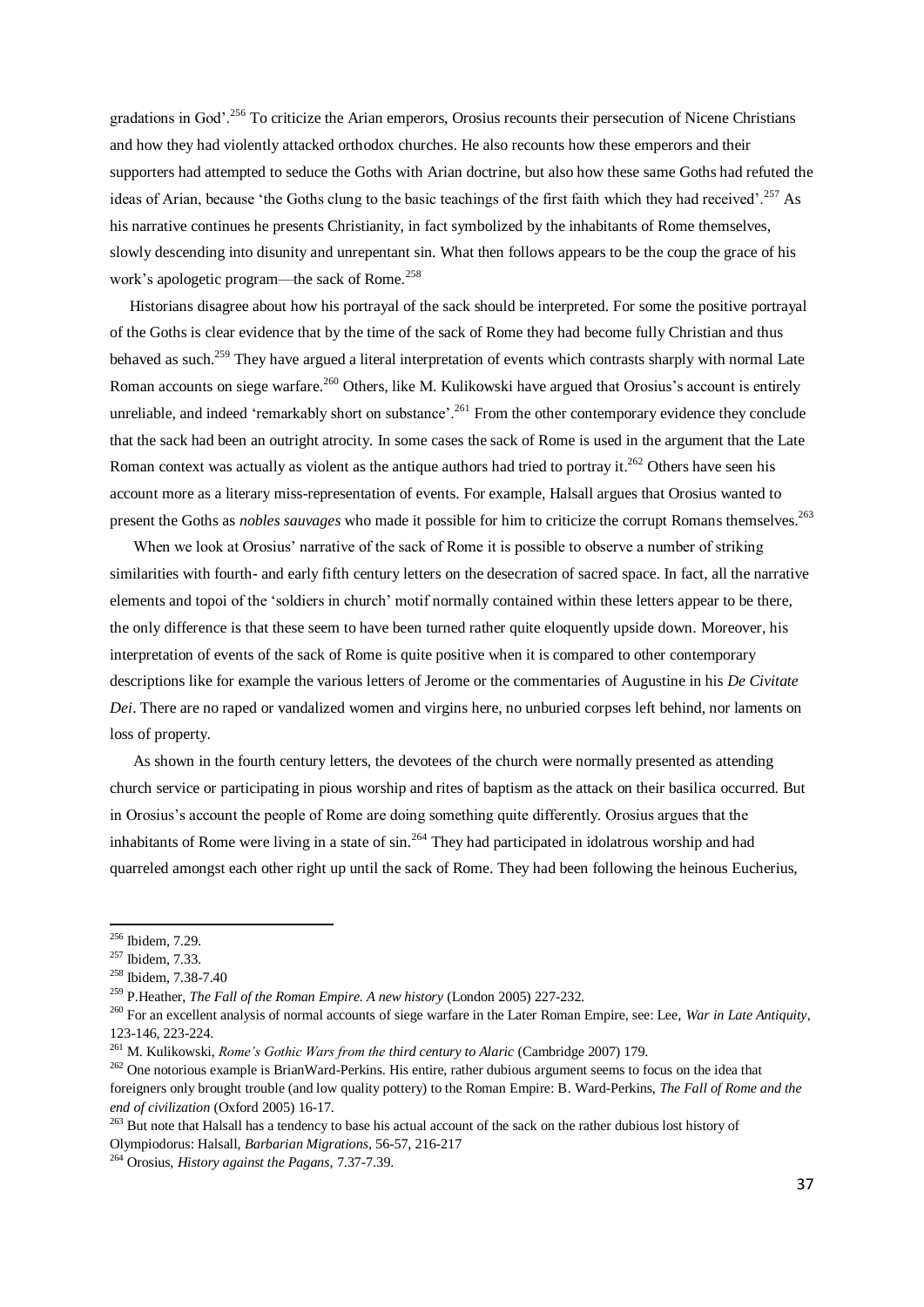gradations in God'.[256] To criticize the Arian emperors, Orosius recounts their persecution of Nicene Christians and how they had violently attacked orthodox churches. He also recounts how these emperors and their supporters had attempted to seduce the Goths with Arian doctrine, but also how these same Goths had refuted the ideas of Arian, because 'the Goths clung to the basic teachings of the first faith which they had received'.[257] As his narrative continues he presents Christianity, in fact symbolized by the inhabitants of Rome themselves, slowly descending into disunity and unrepentant sin. What then follows appears to be the coup the grace of his work's apologetic program—the sack of Rome.[258]

Historians disagree about how his portrayal of the sack should be interpreted. For some the positive portrayal of the Goths is clear evidence that by the time of the sack of Rome they had become fully Christian and thus behaved as such.[259] They have argued a literal interpretation of events which contrasts sharply with normal Late Roman accounts on siege warfare.[260] Others, like M. Kulikowski have argued that Orosius's account is entirely unreliable, and indeed 'remarkably short on substance'.[261] From the other contemporary evidence they conclude that the sack had been an outright atrocity. In some cases the sack of Rome is used in the argument that the Late Roman context was actually as violent as the antique authors had tried to portray it.[262] Others have seen his account more as a literary miss-representation of events. For example, Halsall argues that Orosius wanted to present the Goths as *nobles sauvages* who made it possible for him to criticize the corrupt Romans themselves.[263]

When we look at Orosius' narrative of the sack of Rome it is possible to observe a number of striking similarities with fourth- and early fifth century letters on the desecration of sacred space. In fact, all the narrative elements and topoi of the 'soldiers in church' motif normally contained within these letters appear to be there, the only difference is that these seem to have been turned rather quite eloquently upside down. Moreover, his interpretation of events of the sack of Rome is quite positive when it is compared to other contemporary descriptions like for example the various letters of Jerome or the commentaries of Augustine in his *De Civitate Dei*. There are no raped or vandalized women and virgins here, no unburied corpses left behind, nor laments on loss of property.

As shown in the fourth century letters, the devotees of the church were normally presented as attending church service or participating in pious worship and rites of baptism as the attack on their basilica occurred. But in Orosius's account the people of Rome are doing something quite differently. Orosius argues that the inhabitants of Rome were living in a state of sin.[264] They had participated in idolatrous worship and had quarreled amongst each other right up until the sack of Rome. They had been following the heinous Eucherius,

---

[256] Ibidem, 7.29.

[257] Ibidem, 7.33.

[258] Ibidem, 7.38-7.40

[259] P.Heather, *The Fall of the Roman Empire. A new history* (London 2005) 227-232.

[260] For an excellent analysis of normal accounts of siege warfare in the Later Roman Empire, see: Lee, *War in Late Antiquity*, 123-146, 223-224.

[261] M. Kulikowski, *Rome's Gothic Wars from the third century to Alaric* (Cambridge 2007) 179.

[262] One notorious example is BrianWard-Perkins. His entire, rather dubious argument seems to focus on the idea that foreigners only brought trouble (and low quality pottery) to the Roman Empire: B. Ward-Perkins, *The Fall of Rome and the end of civilization* (Oxford 2005) 16-17.

[263] But note that Halsall has a tendency to base his actual account of the sack on the rather dubious lost history of Olympiodorus: Halsall, *Barbarian Migrations*, 56-57, 216-217

[264] Orosius, *History against the Pagans*, 7.37-7.39.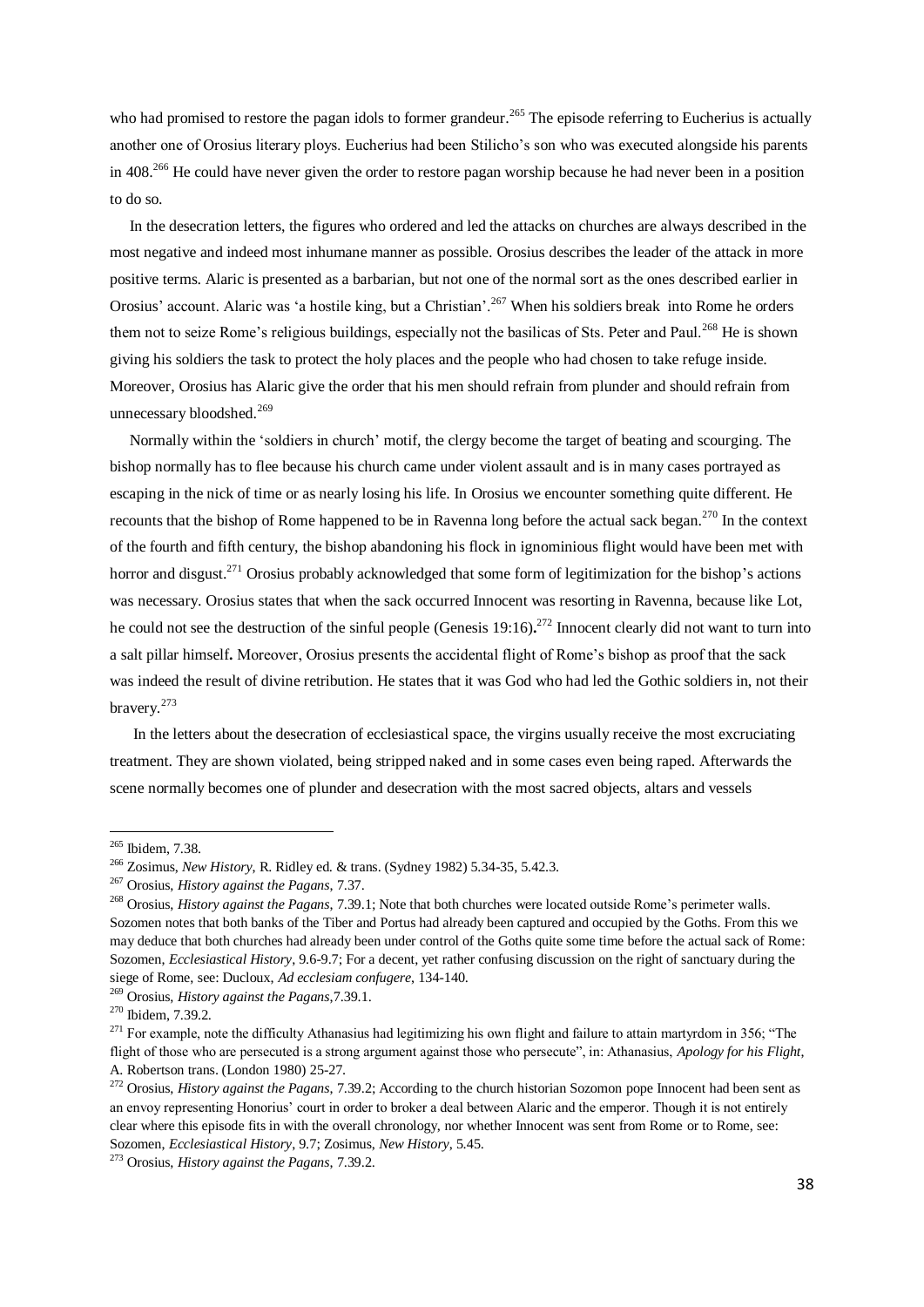who had promised to restore the pagan idols to former grandeur.[265] The episode referring to Eucherius is actually another one of Orosius literary ploys. Eucherius had been Stilicho's son who was executed alongside his parents in 408.[266] He could have never given the order to restore pagan worship because he had never been in a position to do so.

In the desecration letters, the figures who ordered and led the attacks on churches are always described in the most negative and indeed most inhumane manner as possible. Orosius describes the leader of the attack in more positive terms. Alaric is presented as a barbarian, but not one of the normal sort as the ones described earlier in Orosius' account. Alaric was 'a hostile king, but a Christian'.[267] When his soldiers break into Rome he orders them not to seize Rome's religious buildings, especially not the basilicas of Sts. Peter and Paul.[268] He is shown giving his soldiers the task to protect the holy places and the people who had chosen to take refuge inside. Moreover, Orosius has Alaric give the order that his men should refrain from plunder and should refrain from unnecessary bloodshed.[269]

Normally within the 'soldiers in church' motif, the clergy become the target of beating and scourging. The bishop normally has to flee because his church came under violent assault and is in many cases portrayed as escaping in the nick of time or as nearly losing his life. In Orosius we encounter something quite different. He recounts that the bishop of Rome happened to be in Ravenna long before the actual sack began.[270] In the context of the fourth and fifth century, the bishop abandoning his flock in ignominious flight would have been met with horror and disgust.[271] Orosius probably acknowledged that some form of legitimization for the bishop's actions was necessary. Orosius states that when the sack occurred Innocent was resorting in Ravenna, because like Lot, he could not see the destruction of the sinful people (Genesis 19:16)**.**[272] Innocent clearly did not want to turn into a salt pillar himself**.** Moreover, Orosius presents the accidental flight of Rome's bishop as proof that the sack was indeed the result of divine retribution. He states that it was God who had led the Gothic soldiers in, not their bravery.[273]

In the letters about the desecration of ecclesiastical space, the virgins usually receive the most excruciating treatment. They are shown violated, being stripped naked and in some cases even being raped. Afterwards the scene normally becomes one of plunder and desecration with the most sacred objects, altars and vessels

---

[265] Ibidem, 7.38.

[266] Zosimus, *New History*, R. Ridley ed. & trans. (Sydney 1982) 5.34-35, 5.42.3.

[267] Orosius, *History against the Pagans*, 7.37.

[268] Orosius, *History against the Pagans*, 7.39.1; Note that both churches were located outside Rome's perimeter walls. Sozomen notes that both banks of the Tiber and Portus had already been captured and occupied by the Goths. From this we may deduce that both churches had already been under control of the Goths quite some time before the actual sack of Rome: Sozomen, *Ecclesiastical History*, 9.6-9.7; For a decent, yet rather confusing discussion on the right of sanctuary during the siege of Rome, see: Ducloux, *Ad ecclesiam confugere*, 134-140.

[269] Orosius, *History against the Pagans*,7.39.1.

[270] Ibidem, 7.39.2.

[271] For example, note the difficulty Athanasius had legitimizing his own flight and failure to attain martyrdom in 356; "The flight of those who are persecuted is a strong argument against those who persecute", in: Athanasius, *Apology for his Flight*, A. Robertson trans. (London 1980) 25-27.

[272] Orosius, *History against the Pagans*, 7.39.2; According to the church historian Sozomon pope Innocent had been sent as an envoy representing Honorius' court in order to broker a deal between Alaric and the emperor. Though it is not entirely clear where this episode fits in with the overall chronology, nor whether Innocent was sent from Rome or to Rome, see: Sozomen, *Ecclesiastical History*, 9.7; Zosimus, *New History*, 5.45.

[273] Orosius, *History against the Pagans*, 7.39.2.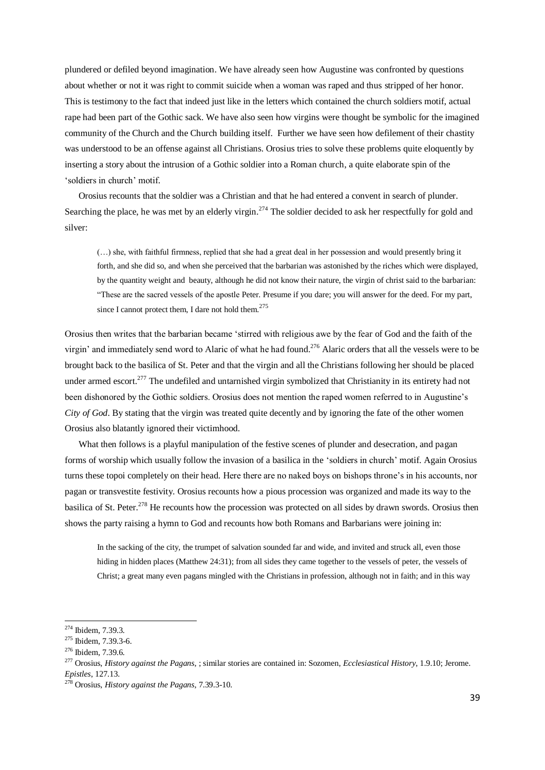plundered or defiled beyond imagination. We have already seen how Augustine was confronted by questions about whether or not it was right to commit suicide when a woman was raped and thus stripped of her honor. This is testimony to the fact that indeed just like in the letters which contained the church soldiers motif, actual rape had been part of the Gothic sack. We have also seen how virgins were thought be symbolic for the imagined community of the Church and the Church building itself. Further we have seen how defilement of their chastity was understood to be an offense against all Christians. Orosius tries to solve these problems quite eloquently by inserting a story about the intrusion of a Gothic soldier into a Roman church, a quite elaborate spin of the 'soldiers in church' motif.

Orosius recounts that the soldier was a Christian and that he had entered a convent in search of plunder. Searching the place, he was met by an elderly virgin.[274] The soldier decided to ask her respectfully for gold and silver:

> (…) she, with faithful firmness, replied that she had a great deal in her possession and would presently bring it forth, and she did so, and when she perceived that the barbarian was astonished by the riches which were displayed, by the quantity weight and beauty, although he did not know their nature, the virgin of christ said to the barbarian: "These are the sacred vessels of the apostle Peter. Presume if you dare; you will answer for the deed. For my part, since I cannot protect them, I dare not hold them.[275]

Orosius then writes that the barbarian became 'stirred with religious awe by the fear of God and the faith of the virgin' and immediately send word to Alaric of what he had found.[276] Alaric orders that all the vessels were to be brought back to the basilica of St. Peter and that the virgin and all the Christians following her should be placed under armed escort.[277] The undefiled and untarnished virgin symbolized that Christianity in its entirety had not been dishonored by the Gothic soldiers. Orosius does not mention the raped women referred to in Augustine's *City of God*. By stating that the virgin was treated quite decently and by ignoring the fate of the other women Orosius also blatantly ignored their victimhood.

What then follows is a playful manipulation of the festive scenes of plunder and desecration, and pagan forms of worship which usually follow the invasion of a basilica in the 'soldiers in church' motif. Again Orosius turns these topoi completely on their head. Here there are no naked boys on bishops throne's in his accounts, nor pagan or transvestite festivity. Orosius recounts how a pious procession was organized and made its way to the basilica of St. Peter.[278] He recounts how the procession was protected on all sides by drawn swords. Orosius then shows the party raising a hymn to God and recounts how both Romans and Barbarians were joining in:

> In the sacking of the city, the trumpet of salvation sounded far and wide, and invited and struck all, even those hiding in hidden places (Matthew 24:31); from all sides they came together to the vessels of peter, the vessels of Christ; a great many even pagans mingled with the Christians in profession, although not in faith; and in this way

---

[274] Ibidem, 7.39.3.

[275] Ibidem, 7.39.3-6.

[276] Ibidem, 7.39.6.

[277] Orosius, *History against the Pagans*, ; similar stories are contained in: Sozomen, *Ecclesiastical History*, 1.9.10; Jerome. *Epistles*, 127.13.

[278] Orosius, *History against the Pagans*, 7.39.3-10.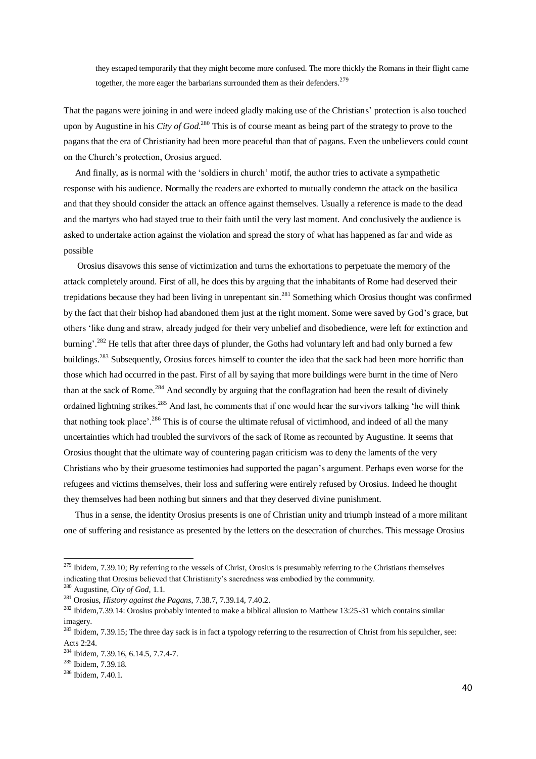> they escaped temporarily that they might become more confused. The more thickly the Romans in their flight came together, the more eager the barbarians surrounded them as their defenders.[279]

That the pagans were joining in and were indeed gladly making use of the Christians' protection is also touched upon by Augustine in his *City of God*.[280] This is of course meant as being part of the strategy to prove to the pagans that the era of Christianity had been more peaceful than that of pagans. Even the unbelievers could count on the Church's protection, Orosius argued.

And finally, as is normal with the 'soldiers in church' motif, the author tries to activate a sympathetic response with his audience. Normally the readers are exhorted to mutually condemn the attack on the basilica and that they should consider the attack an offence against themselves. Usually a reference is made to the dead and the martyrs who had stayed true to their faith until the very last moment. And conclusively the audience is asked to undertake action against the violation and spread the story of what has happened as far and wide as possible

Orosius disavows this sense of victimization and turns the exhortations to perpetuate the memory of the attack completely around. First of all, he does this by arguing that the inhabitants of Rome had deserved their trepidations because they had been living in unrepentant sin.[281] Something which Orosius thought was confirmed by the fact that their bishop had abandoned them just at the right moment. Some were saved by God's grace, but others 'like dung and straw, already judged for their very unbelief and disobedience, were left for extinction and burning'.[282] He tells that after three days of plunder, the Goths had voluntary left and had only burned a few buildings.[283] Subsequently, Orosius forces himself to counter the idea that the sack had been more horrific than those which had occurred in the past. First of all by saying that more buildings were burnt in the time of Nero than at the sack of Rome.[284] And secondly by arguing that the conflagration had been the result of divinely ordained lightning strikes.[285] And last, he comments that if one would hear the survivors talking 'he will think that nothing took place'.[286] This is of course the ultimate refusal of victimhood, and indeed of all the many uncertainties which had troubled the survivors of the sack of Rome as recounted by Augustine. It seems that Orosius thought that the ultimate way of countering pagan criticism was to deny the laments of the very Christians who by their gruesome testimonies had supported the pagan's argument. Perhaps even worse for the refugees and victims themselves, their loss and suffering were entirely refused by Orosius. Indeed he thought they themselves had been nothing but sinners and that they deserved divine punishment.

Thus in a sense, the identity Orosius presents is one of Christian unity and triumph instead of a more militant one of suffering and resistance as presented by the letters on the desecration of churches. This message Orosius

---

[279] Ibidem, 7.39.10; By referring to the vessels of Christ, Orosius is presumably referring to the Christians themselves indicating that Orosius believed that Christianity's sacredness was embodied by the community.

[280] Augustine, *City of God*, 1.1.

[281] Orosius, *History against the Pagans*, 7.38.7, 7.39.14, 7.40.2.

[282] Ibidem,7.39.14: Orosius probably intented to make a biblical allusion to Matthew 13:25-31 which contains similar imagery.

[283] Ibidem, 7.39.15; The three day sack is in fact a typology referring to the resurrection of Christ from his sepulcher, see: Acts 2:24.

[284] Ibidem, 7.39.16, 6.14.5, 7.7.4-7.

[285] Ibidem, 7.39.18.

[286] Ibidem, 7.40.1.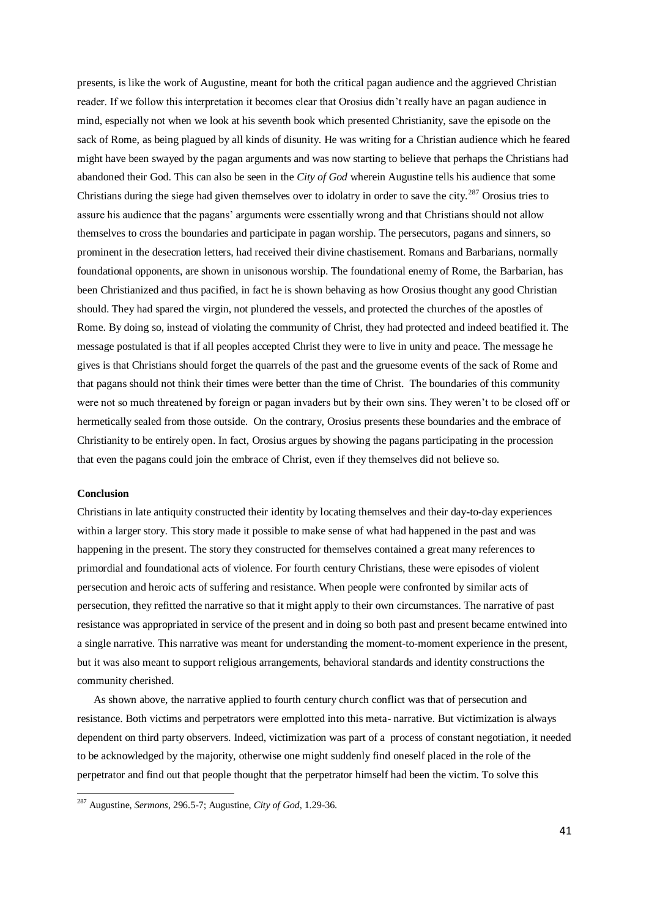presents, is like the work of Augustine, meant for both the critical pagan audience and the aggrieved Christian reader. If we follow this interpretation it becomes clear that Orosius didn't really have an pagan audience in mind, especially not when we look at his seventh book which presented Christianity, save the episode on the sack of Rome, as being plagued by all kinds of disunity. He was writing for a Christian audience which he feared might have been swayed by the pagan arguments and was now starting to believe that perhaps the Christians had abandoned their God. This can also be seen in the *City of God* wherein Augustine tells his audience that some Christians during the siege had given themselves over to idolatry in order to save the city.[287] Orosius tries to assure his audience that the pagans' arguments were essentially wrong and that Christians should not allow themselves to cross the boundaries and participate in pagan worship. The persecutors, pagans and sinners, so prominent in the desecration letters, had received their divine chastisement. Romans and Barbarians, normally foundational opponents, are shown in unisonous worship. The foundational enemy of Rome, the Barbarian, has been Christianized and thus pacified, in fact he is shown behaving as how Orosius thought any good Christian should. They had spared the virgin, not plundered the vessels, and protected the churches of the apostles of Rome. By doing so, instead of violating the community of Christ, they had protected and indeed beatified it. The message postulated is that if all peoples accepted Christ they were to live in unity and peace. The message he gives is that Christians should forget the quarrels of the past and the gruesome events of the sack of Rome and that pagans should not think their times were better than the time of Christ. The boundaries of this community were not so much threatened by foreign or pagan invaders but by their own sins. They weren't to be closed off or hermetically sealed from those outside. On the contrary, Orosius presents these boundaries and the embrace of Christianity to be entirely open. In fact, Orosius argues by showing the pagans participating in the procession that even the pagans could join the embrace of Christ, even if they themselves did not believe so.

**Conclusion**

Christians in late antiquity constructed their identity by locating themselves and their day-to-day experiences within a larger story. This story made it possible to make sense of what had happened in the past and was happening in the present. The story they constructed for themselves contained a great many references to primordial and foundational acts of violence. For fourth century Christians, these were episodes of violent persecution and heroic acts of suffering and resistance. When people were confronted by similar acts of persecution, they refitted the narrative so that it might apply to their own circumstances. The narrative of past resistance was appropriated in service of the present and in doing so both past and present became entwined into a single narrative. This narrative was meant for understanding the moment-to-moment experience in the present, but it was also meant to support religious arrangements, behavioral standards and identity constructions the community cherished.

As shown above, the narrative applied to fourth century church conflict was that of persecution and resistance. Both victims and perpetrators were emplotted into this meta- narrative. But victimization is always dependent on third party observers. Indeed, victimization was part of a process of constant negotiation, it needed to be acknowledged by the majority, otherwise one might suddenly find oneself placed in the role of the perpetrator and find out that people thought that the perpetrator himself had been the victim. To solve this

[287] Augustine, *Sermons*, 296.5-7; Augustine, *City of God*, 1.29-36.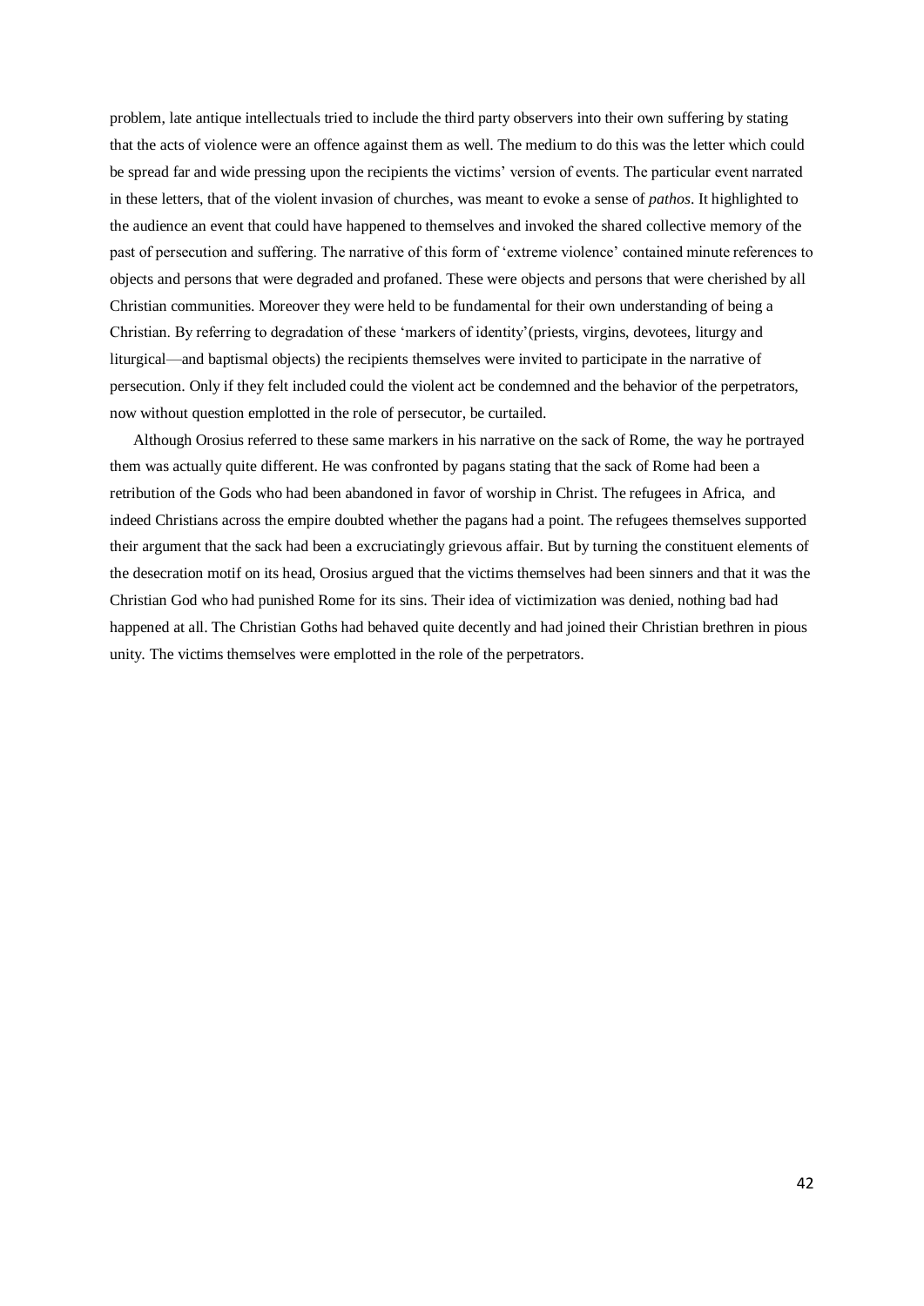problem, late antique intellectuals tried to include the third party observers into their own suffering by stating that the acts of violence were an offence against them as well. The medium to do this was the letter which could be spread far and wide pressing upon the recipients the victims' version of events. The particular event narrated in these letters, that of the violent invasion of churches, was meant to evoke a sense of *pathos*. It highlighted to the audience an event that could have happened to themselves and invoked the shared collective memory of the past of persecution and suffering. The narrative of this form of 'extreme violence' contained minute references to objects and persons that were degraded and profaned. These were objects and persons that were cherished by all Christian communities. Moreover they were held to be fundamental for their own understanding of being a Christian. By referring to degradation of these 'markers of identity'(priests, virgins, devotees, liturgy and liturgical—and baptismal objects) the recipients themselves were invited to participate in the narrative of persecution. Only if they felt included could the violent act be condemned and the behavior of the perpetrators, now without question emplotted in the role of persecutor, be curtailed.

Although Orosius referred to these same markers in his narrative on the sack of Rome, the way he portrayed them was actually quite different. He was confronted by pagans stating that the sack of Rome had been a retribution of the Gods who had been abandoned in favor of worship in Christ. The refugees in Africa, and indeed Christians across the empire doubted whether the pagans had a point. The refugees themselves supported their argument that the sack had been a excruciatingly grievous affair. But by turning the constituent elements of the desecration motif on its head, Orosius argued that the victims themselves had been sinners and that it was the Christian God who had punished Rome for its sins. Their idea of victimization was denied, nothing bad had happened at all. The Christian Goths had behaved quite decently and had joined their Christian brethren in pious unity. The victims themselves were emplotted in the role of the perpetrators.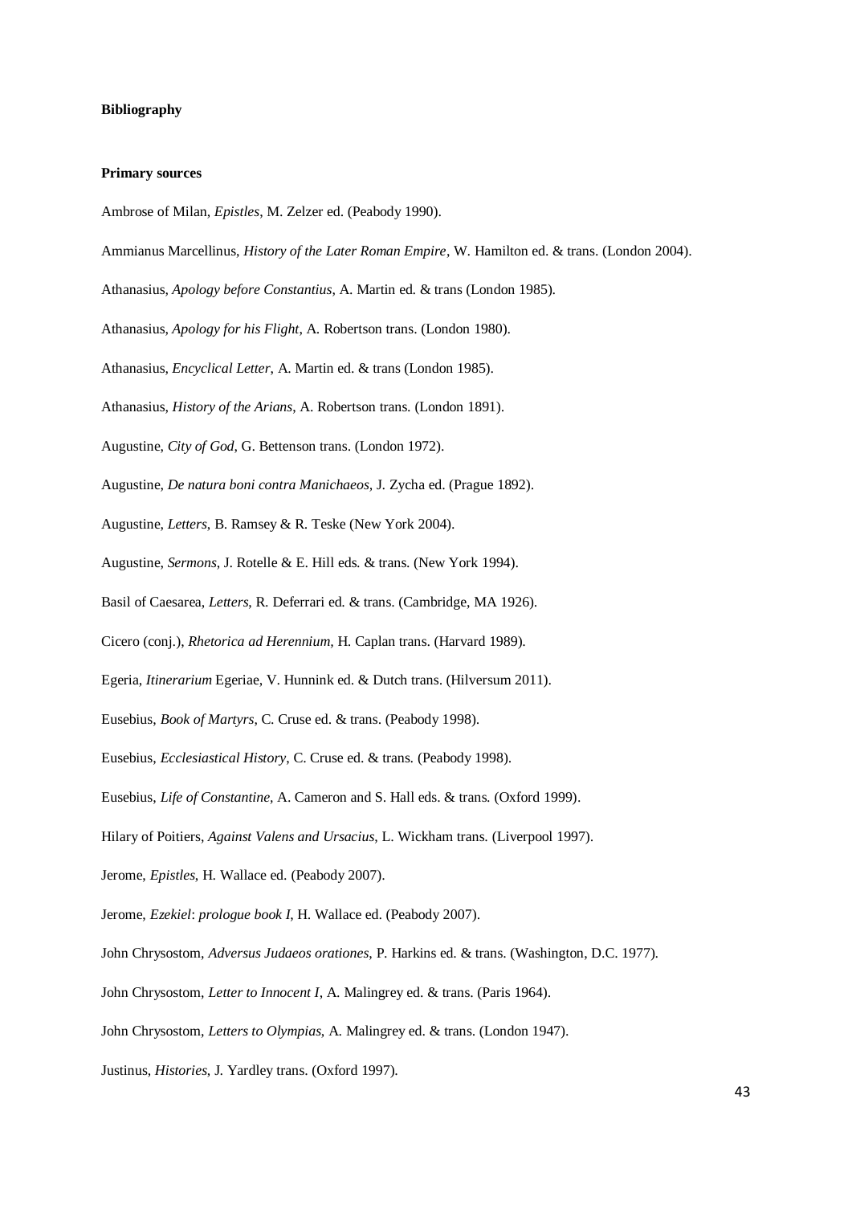**Bibliography**

**Primary sources**

Ambrose of Milan, *Epistles*, M. Zelzer ed. (Peabody 1990).

Ammianus Marcellinus, *History of the Later Roman Empire*, W. Hamilton ed. & trans. (London 2004).

Athanasius, *Apology before Constantius*, A. Martin ed. & trans (London 1985).

Athanasius, *Apology for his Flight*, A. Robertson trans. (London 1980).

Athanasius, *Encyclical Letter*, A. Martin ed. & trans (London 1985).

Athanasius, *History of the Arians*, A. Robertson trans. (London 1891).

Augustine, *City of God*, G. Bettenson trans. (London 1972).

Augustine, *De natura boni contra Manichaeos*, J. Zycha ed. (Prague 1892).

Augustine, *Letters*, B. Ramsey & R. Teske (New York 2004).

Augustine, *Sermons*, J. Rotelle & E. Hill eds. & trans. (New York 1994).

Basil of Caesarea, *Letters*, R. Deferrari ed. & trans. (Cambridge, MA 1926).

Cicero (conj.), *Rhetorica ad Herennium*, H. Caplan trans. (Harvard 1989).

Egeria, *Itinerarium* Egeriae, V. Hunnink ed. & Dutch trans. (Hilversum 2011).

Eusebius, *Book of Martyrs*, C. Cruse ed. & trans. (Peabody 1998).

Eusebius, *Ecclesiastical History*, C. Cruse ed. & trans. (Peabody 1998).

Eusebius, *Life of Constantine*, A. Cameron and S. Hall eds. & trans. (Oxford 1999).

Hilary of Poitiers, *Against Valens and Ursacius*, L. Wickham trans. (Liverpool 1997).

Jerome, *Epistles*, H. Wallace ed. (Peabody 2007).

Jerome, *Ezekiel*: *prologue book I*, H. Wallace ed. (Peabody 2007).

John Chrysostom, *Adversus Judaeos orationes*, P. Harkins ed. & trans. (Washington, D.C. 1977).

John Chrysostom, *Letter to Innocent I*, A. Malingrey ed. & trans. (Paris 1964).

John Chrysostom, *Letters to Olympias*, A. Malingrey ed. & trans. (London 1947).

Justinus, *Histories*, J. Yardley trans. (Oxford 1997).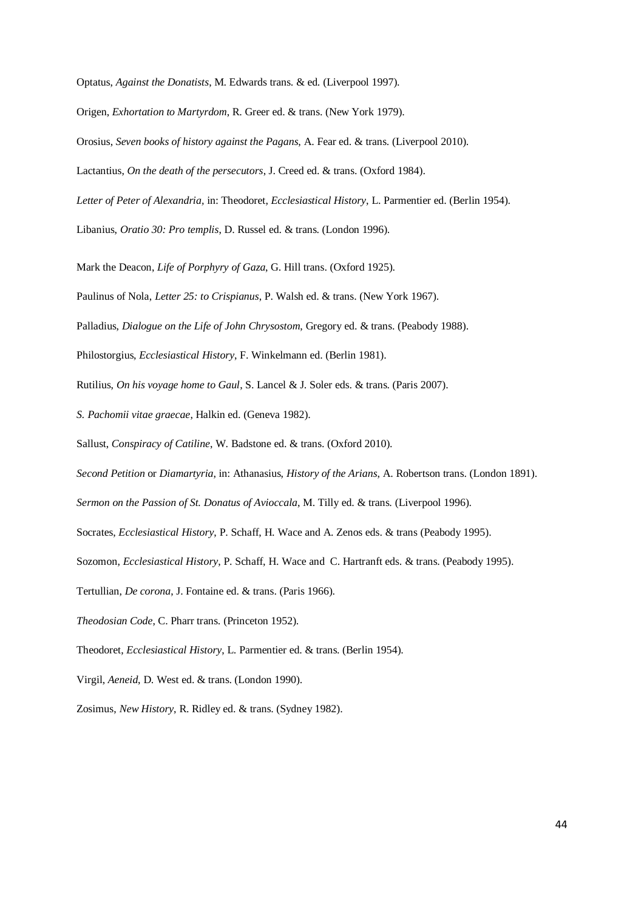Optatus, *Against the Donatists*, M. Edwards trans. & ed. (Liverpool 1997).

Origen, *Exhortation to Martyrdom*, R. Greer ed. & trans. (New York 1979).

Orosius, *Seven books of history against the Pagans*, A. Fear ed. & trans. (Liverpool 2010).

Lactantius, *On the death of the persecutors*, J. Creed ed. & trans. (Oxford 1984).

*Letter of Peter of Alexandria*, in: Theodoret, *Ecclesiastical History*, L. Parmentier ed. (Berlin 1954).

Libanius, *Oratio 30: Pro templis*, D. Russel ed. & trans. (London 1996).

Mark the Deacon, *Life of Porphyry of Gaza*, G. Hill trans. (Oxford 1925).

Paulinus of Nola, *Letter 25: to Crispianus*, P. Walsh ed. & trans. (New York 1967).

Palladius, *Dialogue on the Life of John Chrysostom*, Gregory ed. & trans. (Peabody 1988).

Philostorgius, *Ecclesiastical History*, F. Winkelmann ed. (Berlin 1981).

Rutilius, *On his voyage home to Gaul*, S. Lancel & J. Soler eds. & trans. (Paris 2007).

*S. Pachomii vitae graecae*, Halkin ed. (Geneva 1982).

Sallust, *Conspiracy of Catiline*, W. Badstone ed. & trans. (Oxford 2010).

*Second Petition* or *Diamartyria*, in: Athanasius, *History of the Arians*, A. Robertson trans. (London 1891).

*Sermon on the Passion of St. Donatus of Avioccala*, M. Tilly ed. & trans. (Liverpool 1996).

Socrates, *Ecclesiastical History*, P. Schaff, H. Wace and A. Zenos eds. & trans (Peabody 1995).

Sozomon, *Ecclesiastical History*, P. Schaff, H. Wace and C. Hartranft eds. & trans. (Peabody 1995).

Tertullian, *De corona*, J. Fontaine ed. & trans. (Paris 1966).

*Theodosian Code*, C. Pharr trans. (Princeton 1952).

Theodoret, *Ecclesiastical History*, L. Parmentier ed. & trans. (Berlin 1954).

Virgil, *Aeneid*, D. West ed. & trans. (London 1990).

Zosimus, *New History*, R. Ridley ed. & trans. (Sydney 1982).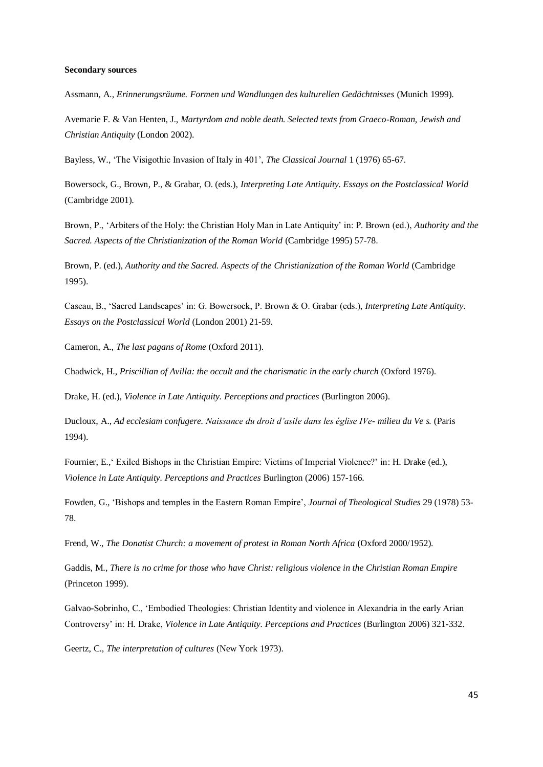**Secondary sources**

Assmann, A., *Erinnerungsräume. Formen und Wandlungen des kulturellen Gedächtnisses* (Munich 1999).

Avemarie F. & Van Henten, J., *Martyrdom and noble death. Selected texts from Graeco-Roman, Jewish and Christian Antiquity* (London 2002).

Bayless, W., 'The Visigothic Invasion of Italy in 401', *The Classical Journal* 1 (1976) 65-67.

Bowersock, G., Brown, P., & Grabar, O. (eds.), *Interpreting Late Antiquity. Essays on the Postclassical World* (Cambridge 2001).

Brown, P., 'Arbiters of the Holy: the Christian Holy Man in Late Antiquity' in: P. Brown (ed.), *Authority and the Sacred. Aspects of the Christianization of the Roman World* (Cambridge 1995) 57-78.

Brown, P. (ed.), *Authority and the Sacred. Aspects of the Christianization of the Roman World* (Cambridge 1995).

Caseau, B., 'Sacred Landscapes' in: G. Bowersock, P. Brown & O. Grabar (eds.), *Interpreting Late Antiquity. Essays on the Postclassical World* (London 2001) 21-59.

Cameron, A., *The last pagans of Rome* (Oxford 2011).

Chadwick, H., *Priscillian of Avilla: the occult and the charismatic in the early church* (Oxford 1976).

Drake, H. (ed.), *Violence in Late Antiquity. Perceptions and practices* (Burlington 2006).

Ducloux, A., *Ad ecclesiam confugere. Naissance du droit d'asile dans les église IVe- milieu du Ve s.* (Paris 1994).

Fournier, E.,' Exiled Bishops in the Christian Empire: Victims of Imperial Violence?' in: H. Drake (ed.), *Violence in Late Antiquity. Perceptions and Practices* Burlington (2006) 157-166.

Fowden, G., 'Bishops and temples in the Eastern Roman Empire', *Journal of Theological Studies* 29 (1978) 53-78.

Frend, W., *The Donatist Church: a movement of protest in Roman North Africa* (Oxford 2000/1952).

Gaddis, M., *There is no crime for those who have Christ: religious violence in the Christian Roman Empire* (Princeton 1999).

Galvao-Sobrinho, C., 'Embodied Theologies: Christian Identity and violence in Alexandria in the early Arian Controversy' in: H. Drake, *Violence in Late Antiquity. Perceptions and Practices* (Burlington 2006) 321-332.

Geertz, C., *The interpretation of cultures* (New York 1973).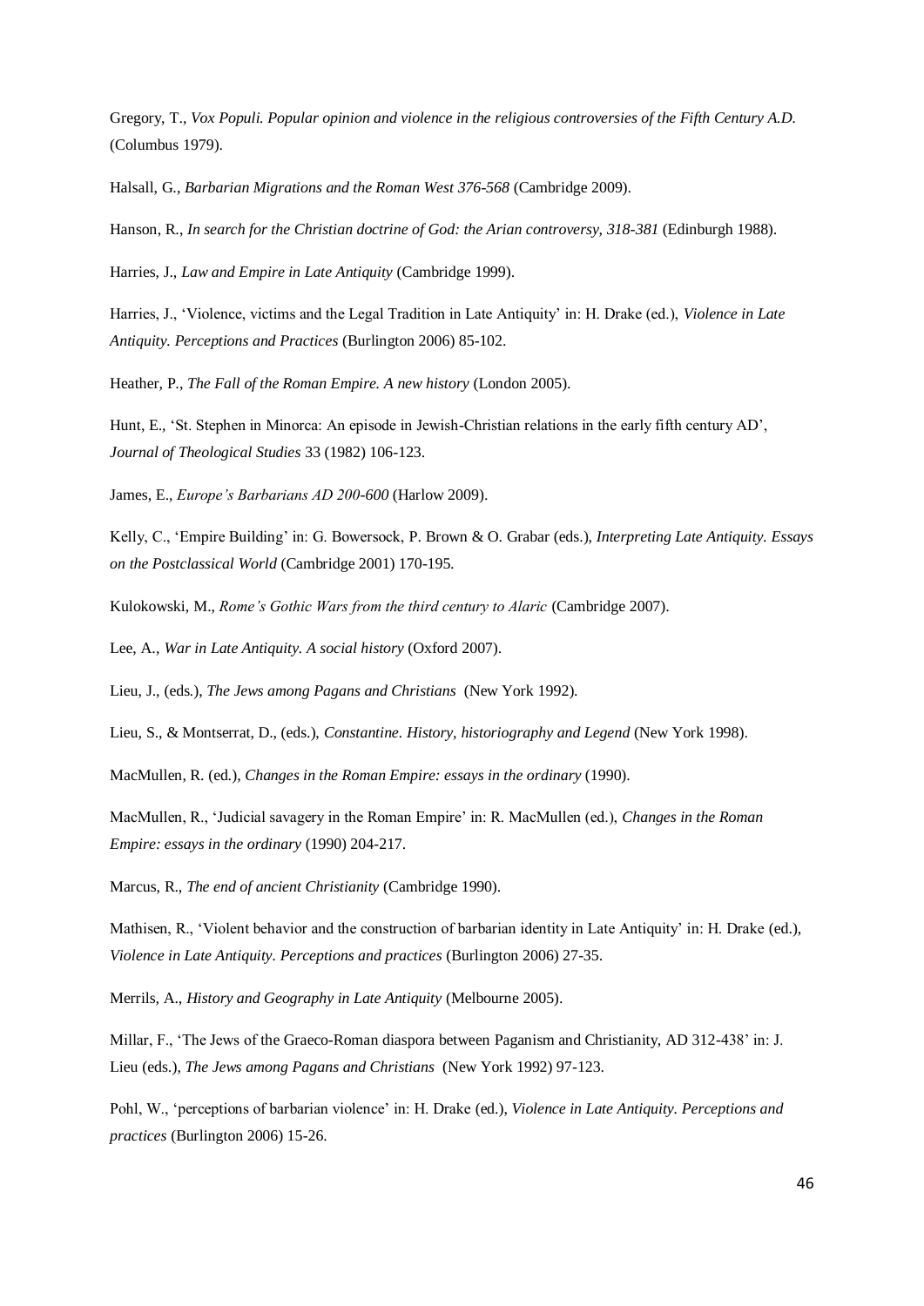Gregory, T., *Vox Populi. Popular opinion and violence in the religious controversies of the Fifth Century A.D.* (Columbus 1979).

Halsall, G., *Barbarian Migrations and the Roman West 376-568* (Cambridge 2009).

Hanson, R., *In search for the Christian doctrine of God: the Arian controversy, 318-381* (Edinburgh 1988).

Harries, J., *Law and Empire in Late Antiquity* (Cambridge 1999).

Harries, J., 'Violence, victims and the Legal Tradition in Late Antiquity' in: H. Drake (ed.), *Violence in Late Antiquity. Perceptions and Practices* (Burlington 2006) 85-102.

Heather, P., *The Fall of the Roman Empire. A new history* (London 2005).

Hunt, E., 'St. Stephen in Minorca: An episode in Jewish-Christian relations in the early fifth century AD', *Journal of Theological Studies* 33 (1982) 106-123.

James, E., *Europe's Barbarians AD 200-600* (Harlow 2009).

Kelly, C., 'Empire Building' in: G. Bowersock, P. Brown & O. Grabar (eds.), *Interpreting Late Antiquity. Essays on the Postclassical World* (Cambridge 2001) 170-195.

Kulokowski, M., *Rome's Gothic Wars from the third century to Alaric* (Cambridge 2007).

Lee, A., *War in Late Antiquity. A social history* (Oxford 2007).

Lieu, J., (eds.), *The Jews among Pagans and Christians* (New York 1992).

Lieu, S., & Montserrat, D., (eds.), *Constantine. History, historiography and Legend* (New York 1998).

MacMullen, R. (ed.), *Changes in the Roman Empire: essays in the ordinary* (1990).

MacMullen, R., 'Judicial savagery in the Roman Empire' in: R. MacMullen (ed.), *Changes in the Roman Empire: essays in the ordinary* (1990) 204-217.

Marcus, R., *The end of ancient Christianity* (Cambridge 1990).

Mathisen, R., 'Violent behavior and the construction of barbarian identity in Late Antiquity' in: H. Drake (ed.), *Violence in Late Antiquity. Perceptions and practices* (Burlington 2006) 27-35.

Merrils, A., *History and Geography in Late Antiquity* (Melbourne 2005).

Millar, F., 'The Jews of the Graeco-Roman diaspora between Paganism and Christianity, AD 312-438' in: J. Lieu (eds.), *The Jews among Pagans and Christians* (New York 1992) 97-123.

Pohl, W., 'perceptions of barbarian violence' in: H. Drake (ed.), *Violence in Late Antiquity. Perceptions and practices* (Burlington 2006) 15-26.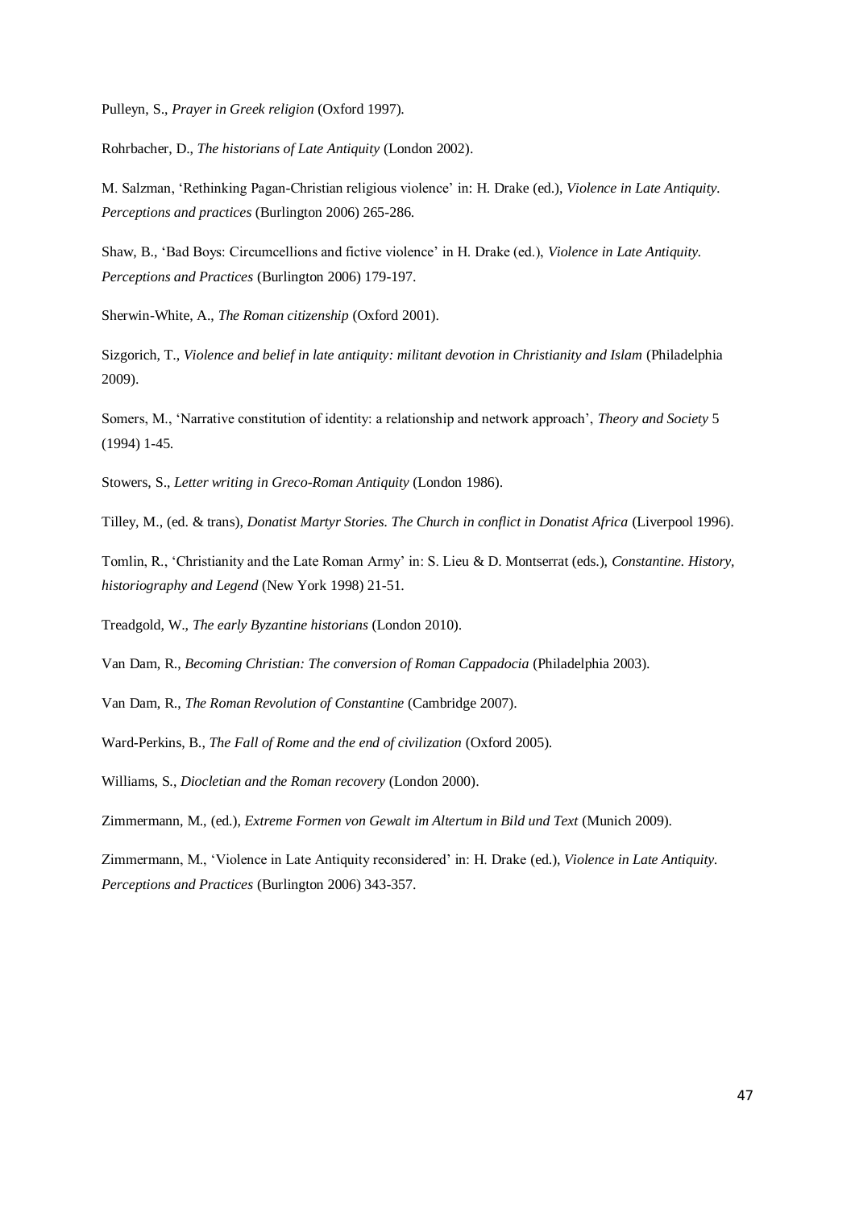Pulleyn, S., *Prayer in Greek religion* (Oxford 1997).

Rohrbacher, D., *The historians of Late Antiquity* (London 2002).

M. Salzman, 'Rethinking Pagan-Christian religious violence' in: H. Drake (ed.), *Violence in Late Antiquity. Perceptions and practices* (Burlington 2006) 265-286.

Shaw, B., 'Bad Boys: Circumcellions and fictive violence' in H. Drake (ed.), *Violence in Late Antiquity. Perceptions and Practices* (Burlington 2006) 179-197.

Sherwin-White, A., *The Roman citizenship* (Oxford 2001).

Sizgorich, T., *Violence and belief in late antiquity: militant devotion in Christianity and Islam* (Philadelphia 2009).

Somers, M., 'Narrative constitution of identity: a relationship and network approach', *Theory and Society* 5 (1994) 1-45.

Stowers, S., *Letter writing in Greco-Roman Antiquity* (London 1986).

Tilley, M., (ed. & trans), *Donatist Martyr Stories. The Church in conflict in Donatist Africa* (Liverpool 1996).

Tomlin, R., 'Christianity and the Late Roman Army' in: S. Lieu & D. Montserrat (eds.), *Constantine. History, historiography and Legend* (New York 1998) 21-51.

Treadgold, W., *The early Byzantine historians* (London 2010).

Van Dam, R., *Becoming Christian: The conversion of Roman Cappadocia* (Philadelphia 2003).

Van Dam, R., *The Roman Revolution of Constantine* (Cambridge 2007).

Ward-Perkins, B., *The Fall of Rome and the end of civilization* (Oxford 2005).

Williams, S., *Diocletian and the Roman recovery* (London 2000).

Zimmermann, M., (ed.), *Extreme Formen von Gewalt im Altertum in Bild und Text* (Munich 2009).

Zimmermann, M., 'Violence in Late Antiquity reconsidered' in: H. Drake (ed.), *Violence in Late Antiquity. Perceptions and Practices* (Burlington 2006) 343-357.